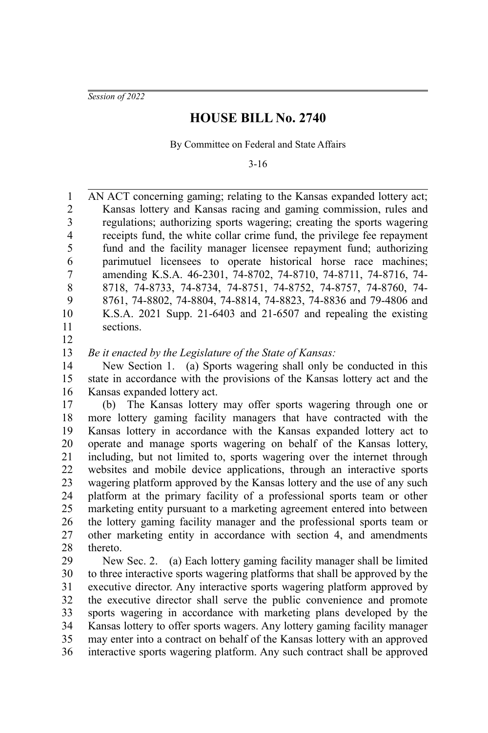*Session of 2022*

# HOUSE BILL No. 2740

By Committee on Federal and State Affairs

3-16

AN ACT concerning gaming; relating to the Kansas expanded lottery act; Kansas lottery and Kansas racing and gaming commission, rules and regulations; authorizing sports wagering; creating the sports wagering receipts fund, the white collar crime fund, the privilege fee repayment fund and the facility manager licensee repayment fund; authorizing parimutuel licensees to operate historical horse race machines; amending K.S.A. 46-2301, 74-8702, 74-8710, 74-8711, 74-8716, 74-8718, 74-8733, 74-8734, 74-8751, 74-8752, 74-8757, 74-8760, 74-8761, 74-8802, 74-8804, 74-8814, 74-8823, 74-8836 and 79-4806 and K.S.A. 2021 Supp. 21-6403 and 21-6507 and repealing the existing sections.

*Be it enacted by the Legislature of the State of Kansas:*

New Section 1. (a) Sports wagering shall only be conducted in this state in accordance with the provisions of the Kansas lottery act and the Kansas expanded lottery act.

(b) The Kansas lottery may offer sports wagering through one or more lottery gaming facility managers that have contracted with the Kansas lottery in accordance with the Kansas expanded lottery act to operate and manage sports wagering on behalf of the Kansas lottery, including, but not limited to, sports wagering over the internet through websites and mobile device applications, through an interactive sports wagering platform approved by the Kansas lottery and the use of any such platform at the primary facility of a professional sports team or other marketing entity pursuant to a marketing agreement entered into between the lottery gaming facility manager and the professional sports team or other marketing entity in accordance with section 4, and amendments thereto.

New Sec. 2. (a) Each lottery gaming facility manager shall be limited to three interactive sports wagering platforms that shall be approved by the executive director. Any interactive sports wagering platform approved by the executive director shall serve the public convenience and promote sports wagering in accordance with marketing plans developed by the Kansas lottery to offer sports wagers. Any lottery gaming facility manager may enter into a contract on behalf of the Kansas lottery with an approved interactive sports wagering platform. Any such contract shall be approved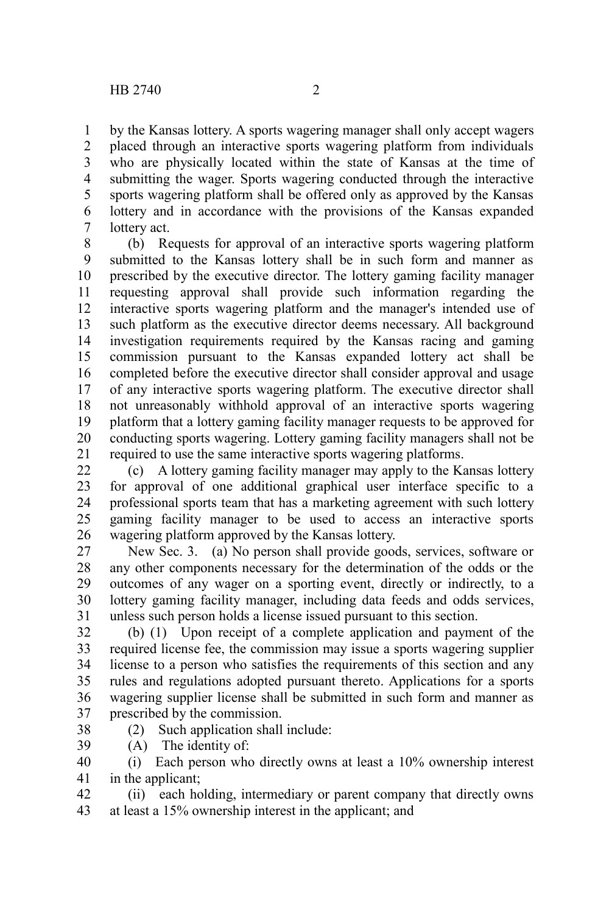by the Kansas lottery. A sports wagering manager shall only accept wagers placed through an interactive sports wagering platform from individuals who are physically located within the state of Kansas at the time of submitting the wager. Sports wagering conducted through the interactive sports wagering platform shall be offered only as approved by the Kansas lottery and in accordance with the provisions of the Kansas expanded lottery act.

(b) Requests for approval of an interactive sports wagering platform submitted to the Kansas lottery shall be in such form and manner as prescribed by the executive director. The lottery gaming facility manager requesting approval shall provide such information regarding the interactive sports wagering platform and the manager's intended use of such platform as the executive director deems necessary. All background investigation requirements required by the Kansas racing and gaming commission pursuant to the Kansas expanded lottery act shall be completed before the executive director shall consider approval and usage of any interactive sports wagering platform. The executive director shall not unreasonably withhold approval of an interactive sports wagering platform that a lottery gaming facility manager requests to be approved for conducting sports wagering. Lottery gaming facility managers shall not be required to use the same interactive sports wagering platforms.

(c) A lottery gaming facility manager may apply to the Kansas lottery for approval of one additional graphical user interface specific to a professional sports team that has a marketing agreement with such lottery gaming facility manager to be used to access an interactive sports wagering platform approved by the Kansas lottery.

New Sec. 3. (a) No person shall provide goods, services, software or any other components necessary for the determination of the odds or the outcomes of any wager on a sporting event, directly or indirectly, to a lottery gaming facility manager, including data feeds and odds services, unless such person holds a license issued pursuant to this section.

(b) (1) Upon receipt of a complete application and payment of the required license fee, the commission may issue a sports wagering supplier license to a person who satisfies the requirements of this section and any rules and regulations adopted pursuant thereto. Applications for a sports wagering supplier license shall be submitted in such form and manner as prescribed by the commission.

(2) Such application shall include:

(A) The identity of:

(i) Each person who directly owns at least a 10% ownership interest in the applicant;

(ii) each holding, intermediary or parent company that directly owns at least a 15% ownership interest in the applicant; and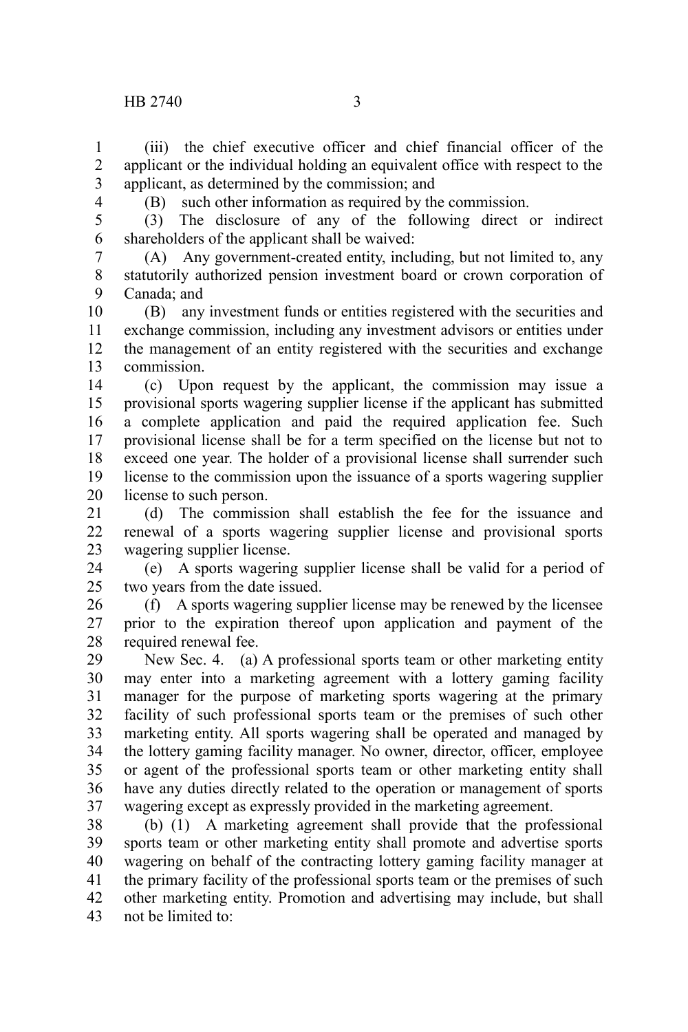(iii) the chief executive officer and chief financial officer of the applicant or the individual holding an equivalent office with respect to the applicant, as determined by the commission; and

(B) such other information as required by the commission.

(3) The disclosure of any of the following direct or indirect shareholders of the applicant shall be waived:

(A) Any government-created entity, including, but not limited to, any statutorily authorized pension investment board or crown corporation of Canada; and

(B) any investment funds or entities registered with the securities and exchange commission, including any investment advisors or entities under the management of an entity registered with the securities and exchange commission.

(c) Upon request by the applicant, the commission may issue a provisional sports wagering supplier license if the applicant has submitted a complete application and paid the required application fee. Such provisional license shall be for a term specified on the license but not to exceed one year. The holder of a provisional license shall surrender such license to the commission upon the issuance of a sports wagering supplier license to such person.

(d) The commission shall establish the fee for the issuance and renewal of a sports wagering supplier license and provisional sports wagering supplier license.

(e) A sports wagering supplier license shall be valid for a period of two years from the date issued.

(f) A sports wagering supplier license may be renewed by the licensee prior to the expiration thereof upon application and payment of the required renewal fee.

New Sec. 4. (a) A professional sports team or other marketing entity may enter into a marketing agreement with a lottery gaming facility manager for the purpose of marketing sports wagering at the primary facility of such professional sports team or the premises of such other marketing entity. All sports wagering shall be operated and managed by the lottery gaming facility manager. No owner, director, officer, employee or agent of the professional sports team or other marketing entity shall have any duties directly related to the operation or management of sports wagering except as expressly provided in the marketing agreement.

(b) (1) A marketing agreement shall provide that the professional sports team or other marketing entity shall promote and advertise sports wagering on behalf of the contracting lottery gaming facility manager at the primary facility of the professional sports team or the premises of such other marketing entity. Promotion and advertising may include, but shall not be limited to: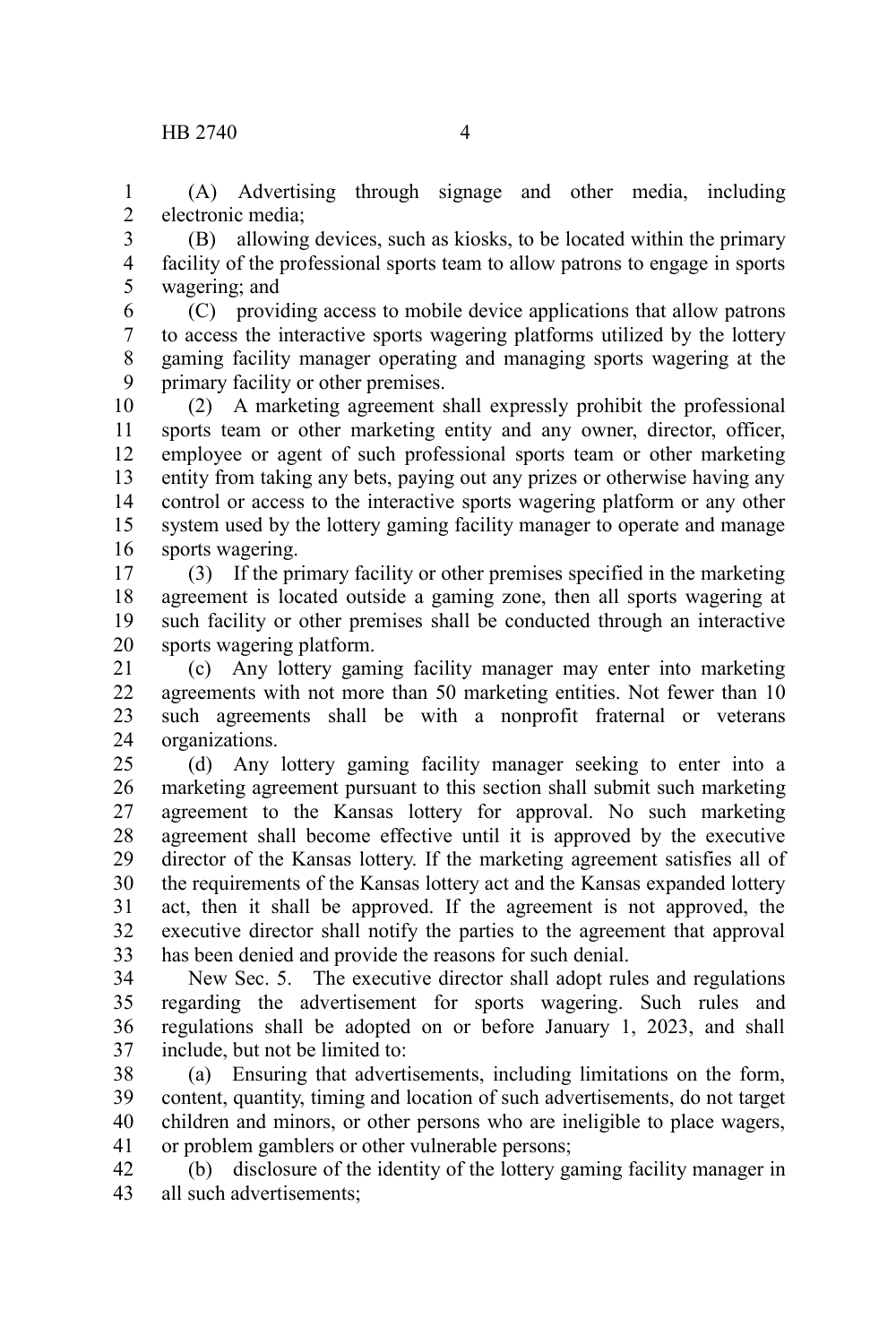(A) Advertising through signage and other media, including electronic media;

(B) allowing devices, such as kiosks, to be located within the primary facility of the professional sports team to allow patrons to engage in sports wagering; and

(C) providing access to mobile device applications that allow patrons to access the interactive sports wagering platforms utilized by the lottery gaming facility manager operating and managing sports wagering at the primary facility or other premises.

(2) A marketing agreement shall expressly prohibit the professional sports team or other marketing entity and any owner, director, officer, employee or agent of such professional sports team or other marketing entity from taking any bets, paying out any prizes or otherwise having any control or access to the interactive sports wagering platform or any other system used by the lottery gaming facility manager to operate and manage sports wagering.

(3) If the primary facility or other premises specified in the marketing agreement is located outside a gaming zone, then all sports wagering at such facility or other premises shall be conducted through an interactive sports wagering platform.

(c) Any lottery gaming facility manager may enter into marketing agreements with not more than 50 marketing entities. Not fewer than 10 such agreements shall be with a nonprofit fraternal or veterans organizations.

(d) Any lottery gaming facility manager seeking to enter into a marketing agreement pursuant to this section shall submit such marketing agreement to the Kansas lottery for approval. No such marketing agreement shall become effective until it is approved by the executive director of the Kansas lottery. If the marketing agreement satisfies all of the requirements of the Kansas lottery act and the Kansas expanded lottery act, then it shall be approved. If the agreement is not approved, the executive director shall notify the parties to the agreement that approval has been denied and provide the reasons for such denial.

New Sec. 5. The executive director shall adopt rules and regulations regarding the advertisement for sports wagering. Such rules and regulations shall be adopted on or before January 1, 2023, and shall include, but not be limited to:

(a) Ensuring that advertisements, including limitations on the form, content, quantity, timing and location of such advertisements, do not target children and minors, or other persons who are ineligible to place wagers, or problem gamblers or other vulnerable persons;

(b) disclosure of the identity of the lottery gaming facility manager in all such advertisements;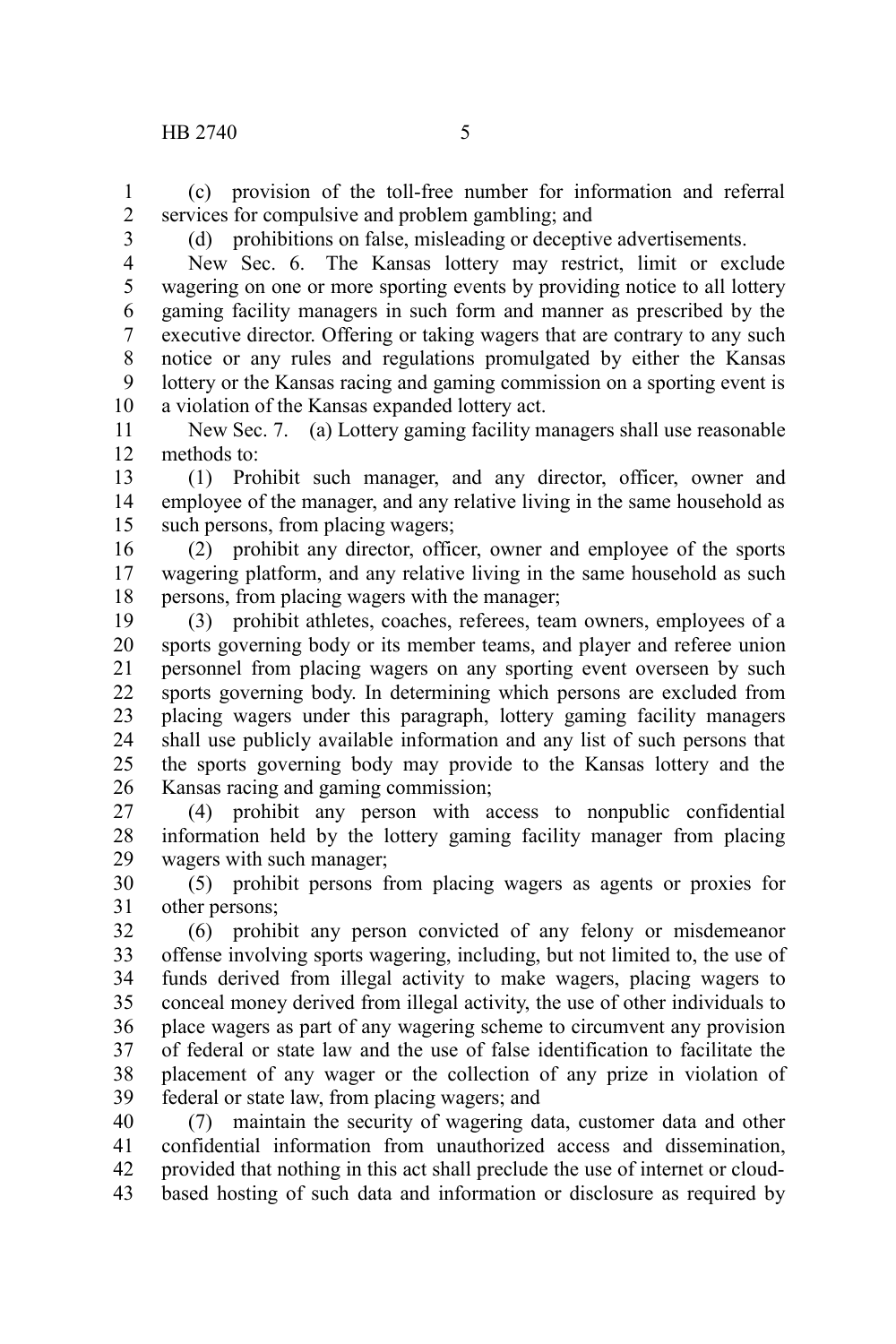(c) provision of the toll-free number for information and referral services for compulsive and problem gambling; and

(d) prohibitions on false, misleading or deceptive advertisements.

New Sec. 6. The Kansas lottery may restrict, limit or exclude wagering on one or more sporting events by providing notice to all lottery gaming facility managers in such form and manner as prescribed by the executive director. Offering or taking wagers that are contrary to any such notice or any rules and regulations promulgated by either the Kansas lottery or the Kansas racing and gaming commission on a sporting event is a violation of the Kansas expanded lottery act.

New Sec. 7. (a) Lottery gaming facility managers shall use reasonable methods to:

(1) Prohibit such manager, and any director, officer, owner and employee of the manager, and any relative living in the same household as such persons, from placing wagers;

(2) prohibit any director, officer, owner and employee of the sports wagering platform, and any relative living in the same household as such persons, from placing wagers with the manager;

(3) prohibit athletes, coaches, referees, team owners, employees of a sports governing body or its member teams, and player and referee union personnel from placing wagers on any sporting event overseen by such sports governing body. In determining which persons are excluded from placing wagers under this paragraph, lottery gaming facility managers shall use publicly available information and any list of such persons that the sports governing body may provide to the Kansas lottery and the Kansas racing and gaming commission;

(4) prohibit any person with access to nonpublic confidential information held by the lottery gaming facility manager from placing wagers with such manager;

(5) prohibit persons from placing wagers as agents or proxies for other persons;

(6) prohibit any person convicted of any felony or misdemeanor offense involving sports wagering, including, but not limited to, the use of funds derived from illegal activity to make wagers, placing wagers to conceal money derived from illegal activity, the use of other individuals to place wagers as part of any wagering scheme to circumvent any provision of federal or state law and the use of false identification to facilitate the placement of any wager or the collection of any prize in violation of federal or state law, from placing wagers; and

(7) maintain the security of wagering data, customer data and other confidential information from unauthorized access and dissemination, provided that nothing in this act shall preclude the use of internet or cloud-based hosting of such data and information or disclosure as required by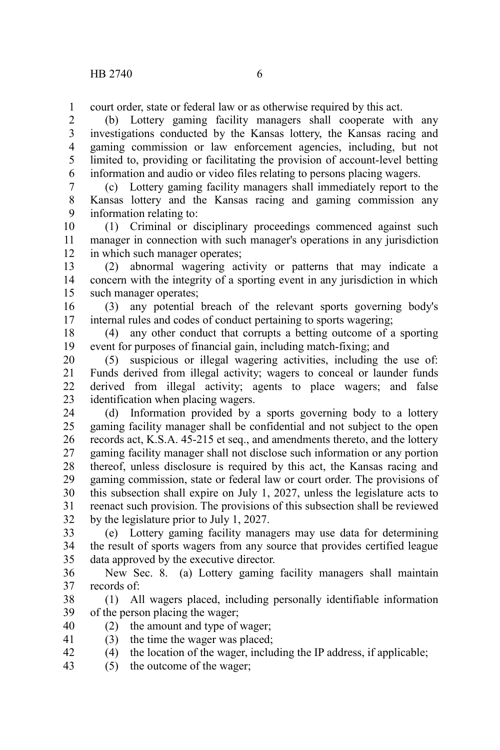court order, state or federal law or as otherwise required by this act.

(b) Lottery gaming facility managers shall cooperate with any investigations conducted by the Kansas lottery, the Kansas racing and gaming commission or law enforcement agencies, including, but not limited to, providing or facilitating the provision of account-level betting information and audio or video files relating to persons placing wagers.

(c) Lottery gaming facility managers shall immediately report to the Kansas lottery and the Kansas racing and gaming commission any information relating to:

(1) Criminal or disciplinary proceedings commenced against such manager in connection with such manager's operations in any jurisdiction in which such manager operates;

(2) abnormal wagering activity or patterns that may indicate a concern with the integrity of a sporting event in any jurisdiction in which such manager operates;

(3) any potential breach of the relevant sports governing body's internal rules and codes of conduct pertaining to sports wagering;

(4) any other conduct that corrupts a betting outcome of a sporting event for purposes of financial gain, including match-fixing; and

(5) suspicious or illegal wagering activities, including the use of: Funds derived from illegal activity; wagers to conceal or launder funds derived from illegal activity; agents to place wagers; and false identification when placing wagers.

(d) Information provided by a sports governing body to a lottery gaming facility manager shall be confidential and not subject to the open records act, K.S.A. 45-215 et seq., and amendments thereto, and the lottery gaming facility manager shall not disclose such information or any portion thereof, unless disclosure is required by this act, the Kansas racing and gaming commission, state or federal law or court order. The provisions of this subsection shall expire on July 1, 2027, unless the legislature acts to reenact such provision. The provisions of this subsection shall be reviewed by the legislature prior to July 1, 2027.

(e) Lottery gaming facility managers may use data for determining the result of sports wagers from any source that provides certified league data approved by the executive director.

New Sec. 8. (a) Lottery gaming facility managers shall maintain records of:

(1) All wagers placed, including personally identifiable information of the person placing the wager;

(2) the amount and type of wager;

(3) the time the wager was placed;

(4) the location of the wager, including the IP address, if applicable;

(5) the outcome of the wager;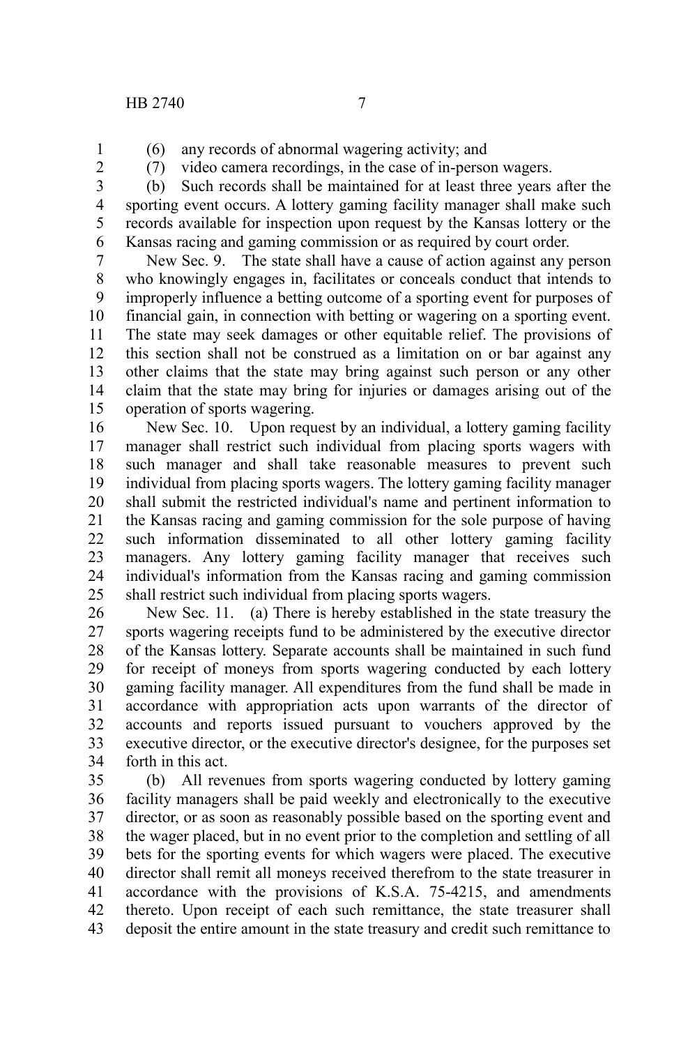(6) any records of abnormal wagering activity; and

(7) video camera recordings, in the case of in-person wagers.

(b) Such records shall be maintained for at least three years after the sporting event occurs. A lottery gaming facility manager shall make such records available for inspection upon request by the Kansas lottery or the Kansas racing and gaming commission or as required by court order.

New Sec. 9. The state shall have a cause of action against any person who knowingly engages in, facilitates or conceals conduct that intends to improperly influence a betting outcome of a sporting event for purposes of financial gain, in connection with betting or wagering on a sporting event. The state may seek damages or other equitable relief. The provisions of this section shall not be construed as a limitation on or bar against any other claims that the state may bring against such person or any other claim that the state may bring for injuries or damages arising out of the operation of sports wagering.

New Sec. 10. Upon request by an individual, a lottery gaming facility manager shall restrict such individual from placing sports wagers with such manager and shall take reasonable measures to prevent such individual from placing sports wagers. The lottery gaming facility manager shall submit the restricted individual's name and pertinent information to the Kansas racing and gaming commission for the sole purpose of having such information disseminated to all other lottery gaming facility managers. Any lottery gaming facility manager that receives such individual's information from the Kansas racing and gaming commission shall restrict such individual from placing sports wagers.

New Sec. 11. (a) There is hereby established in the state treasury the sports wagering receipts fund to be administered by the executive director of the Kansas lottery. Separate accounts shall be maintained in such fund for receipt of moneys from sports wagering conducted by each lottery gaming facility manager. All expenditures from the fund shall be made in accordance with appropriation acts upon warrants of the director of accounts and reports issued pursuant to vouchers approved by the executive director, or the executive director's designee, for the purposes set forth in this act.

(b) All revenues from sports wagering conducted by lottery gaming facility managers shall be paid weekly and electronically to the executive director, or as soon as reasonably possible based on the sporting event and the wager placed, but in no event prior to the completion and settling of all bets for the sporting events for which wagers were placed. The executive director shall remit all moneys received therefrom to the state treasurer in accordance with the provisions of K.S.A. 75-4215, and amendments thereto. Upon receipt of each such remittance, the state treasurer shall deposit the entire amount in the state treasury and credit such remittance to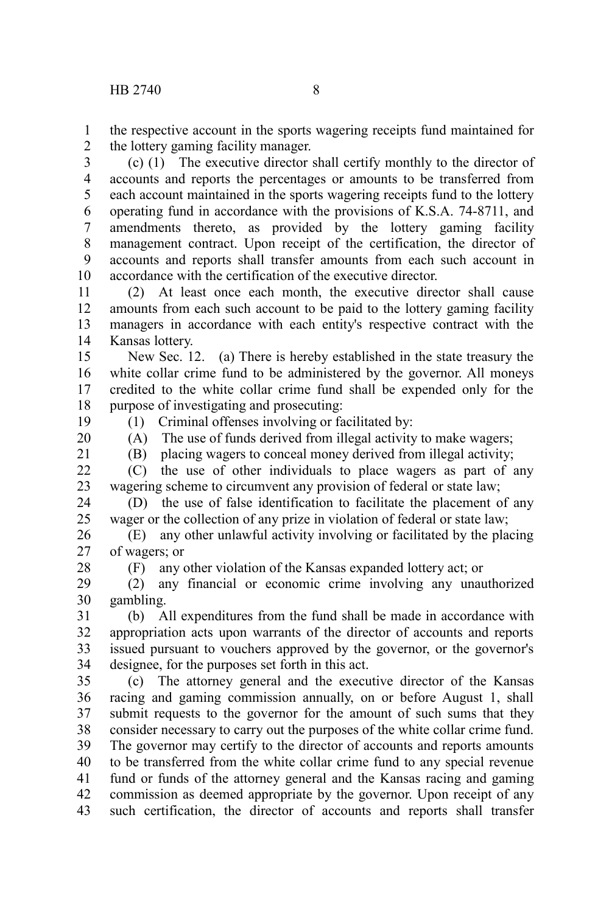the respective account in the sports wagering receipts fund maintained for the lottery gaming facility manager.

(c) (1) The executive director shall certify monthly to the director of accounts and reports the percentages or amounts to be transferred from each account maintained in the sports wagering receipts fund to the lottery operating fund in accordance with the provisions of K.S.A. 74-8711, and amendments thereto, as provided by the lottery gaming facility management contract. Upon receipt of the certification, the director of accounts and reports shall transfer amounts from each such account in accordance with the certification of the executive director.

(2) At least once each month, the executive director shall cause amounts from each such account to be paid to the lottery gaming facility managers in accordance with each entity's respective contract with the Kansas lottery.

New Sec. 12. (a) There is hereby established in the state treasury the white collar crime fund to be administered by the governor. All moneys credited to the white collar crime fund shall be expended only for the purpose of investigating and prosecuting:

(1) Criminal offenses involving or facilitated by:

(A) The use of funds derived from illegal activity to make wagers;

(B) placing wagers to conceal money derived from illegal activity;

(C) the use of other individuals to place wagers as part of any wagering scheme to circumvent any provision of federal or state law;

(D) the use of false identification to facilitate the placement of any wager or the collection of any prize in violation of federal or state law;

(E) any other unlawful activity involving or facilitated by the placing of wagers; or

(F) any other violation of the Kansas expanded lottery act; or

(2) any financial or economic crime involving any unauthorized gambling.

(b) All expenditures from the fund shall be made in accordance with appropriation acts upon warrants of the director of accounts and reports issued pursuant to vouchers approved by the governor, or the governor's designee, for the purposes set forth in this act.

(c) The attorney general and the executive director of the Kansas racing and gaming commission annually, on or before August 1, shall submit requests to the governor for the amount of such sums that they consider necessary to carry out the purposes of the white collar crime fund. The governor may certify to the director of accounts and reports amounts to be transferred from the white collar crime fund to any special revenue fund or funds of the attorney general and the Kansas racing and gaming commission as deemed appropriate by the governor. Upon receipt of any such certification, the director of accounts and reports shall transfer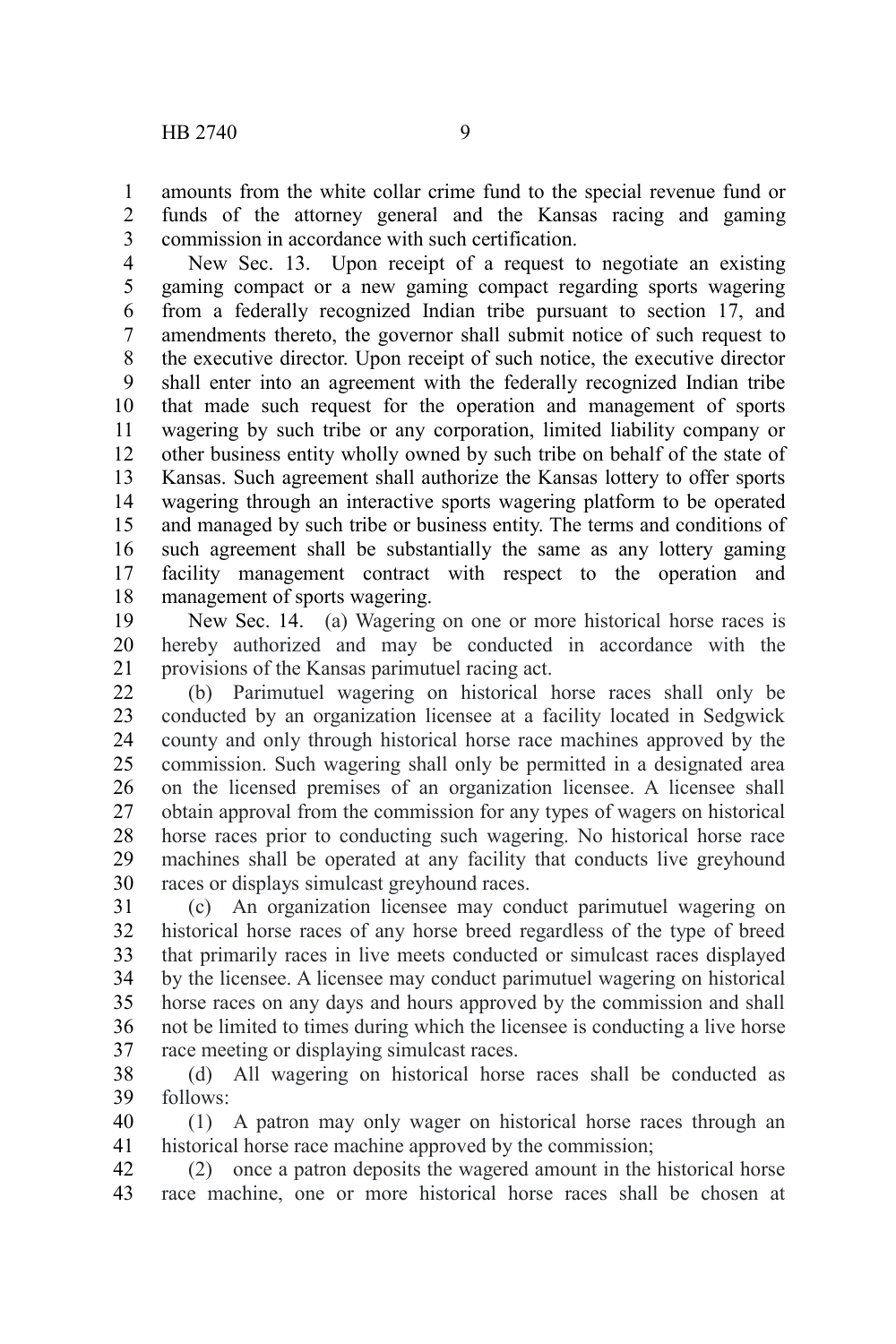amounts from the white collar crime fund to the special revenue fund or funds of the attorney general and the Kansas racing and gaming commission in accordance with such certification.

New Sec. 13. Upon receipt of a request to negotiate an existing gaming compact or a new gaming compact regarding sports wagering from a federally recognized Indian tribe pursuant to section 17, and amendments thereto, the governor shall submit notice of such request to the executive director. Upon receipt of such notice, the executive director shall enter into an agreement with the federally recognized Indian tribe that made such request for the operation and management of sports wagering by such tribe or any corporation, limited liability company or other business entity wholly owned by such tribe on behalf of the state of Kansas. Such agreement shall authorize the Kansas lottery to offer sports wagering through an interactive sports wagering platform to be operated and managed by such tribe or business entity. The terms and conditions of such agreement shall be substantially the same as any lottery gaming facility management contract with respect to the operation and management of sports wagering.

New Sec. 14. (a) Wagering on one or more historical horse races is hereby authorized and may be conducted in accordance with the provisions of the Kansas parimutuel racing act.

(b) Parimutuel wagering on historical horse races shall only be conducted by an organization licensee at a facility located in Sedgwick county and only through historical horse race machines approved by the commission. Such wagering shall only be permitted in a designated area on the licensed premises of an organization licensee. A licensee shall obtain approval from the commission for any types of wagers on historical horse races prior to conducting such wagering. No historical horse race machines shall be operated at any facility that conducts live greyhound races or displays simulcast greyhound races.

(c) An organization licensee may conduct parimutuel wagering on historical horse races of any horse breed regardless of the type of breed that primarily races in live meets conducted or simulcast races displayed by the licensee. A licensee may conduct parimutuel wagering on historical horse races on any days and hours approved by the commission and shall not be limited to times during which the licensee is conducting a live horse race meeting or displaying simulcast races.

(d) All wagering on historical horse races shall be conducted as follows:

(1) A patron may only wager on historical horse races through an historical horse race machine approved by the commission;

(2) once a patron deposits the wagered amount in the historical horse race machine, one or more historical horse races shall be chosen at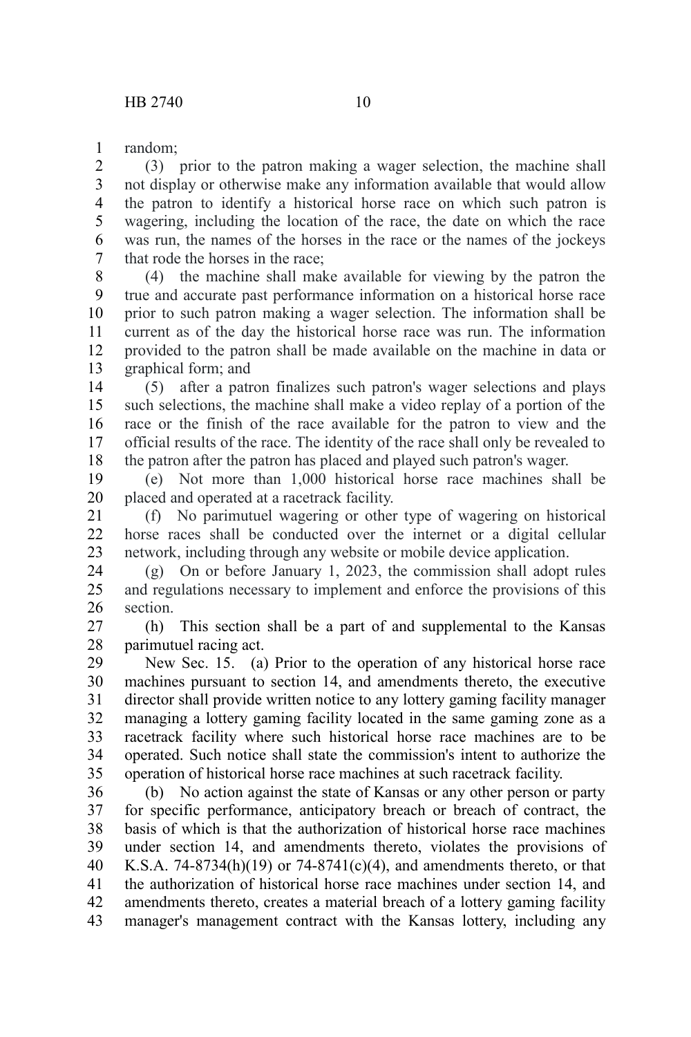random;

(3) prior to the patron making a wager selection, the machine shall not display or otherwise make any information available that would allow the patron to identify a historical horse race on which such patron is wagering, including the location of the race, the date on which the race was run, the names of the horses in the race or the names of the jockeys that rode the horses in the race;

(4) the machine shall make available for viewing by the patron the true and accurate past performance information on a historical horse race prior to such patron making a wager selection. The information shall be current as of the day the historical horse race was run. The information provided to the patron shall be made available on the machine in data or graphical form; and

(5) after a patron finalizes such patron's wager selections and plays such selections, the machine shall make a video replay of a portion of the race or the finish of the race available for the patron to view and the official results of the race. The identity of the race shall only be revealed to the patron after the patron has placed and played such patron's wager.

(e) Not more than 1,000 historical horse race machines shall be placed and operated at a racetrack facility.

(f) No parimutuel wagering or other type of wagering on historical horse races shall be conducted over the internet or a digital cellular network, including through any website or mobile device application.

(g) On or before January 1, 2023, the commission shall adopt rules and regulations necessary to implement and enforce the provisions of this section.

(h) This section shall be a part of and supplemental to the Kansas parimutuel racing act.

New Sec. 15. (a) Prior to the operation of any historical horse race machines pursuant to section 14, and amendments thereto, the executive director shall provide written notice to any lottery gaming facility manager managing a lottery gaming facility located in the same gaming zone as a racetrack facility where such historical horse race machines are to be operated. Such notice shall state the commission's intent to authorize the operation of historical horse race machines at such racetrack facility.

(b) No action against the state of Kansas or any other person or party for specific performance, anticipatory breach or breach of contract, the basis of which is that the authorization of historical horse race machines under section 14, and amendments thereto, violates the provisions of K.S.A. 74-8734(h)(19) or 74-8741(c)(4), and amendments thereto, or that the authorization of historical horse race machines under section 14, and amendments thereto, creates a material breach of a lottery gaming facility manager's management contract with the Kansas lottery, including any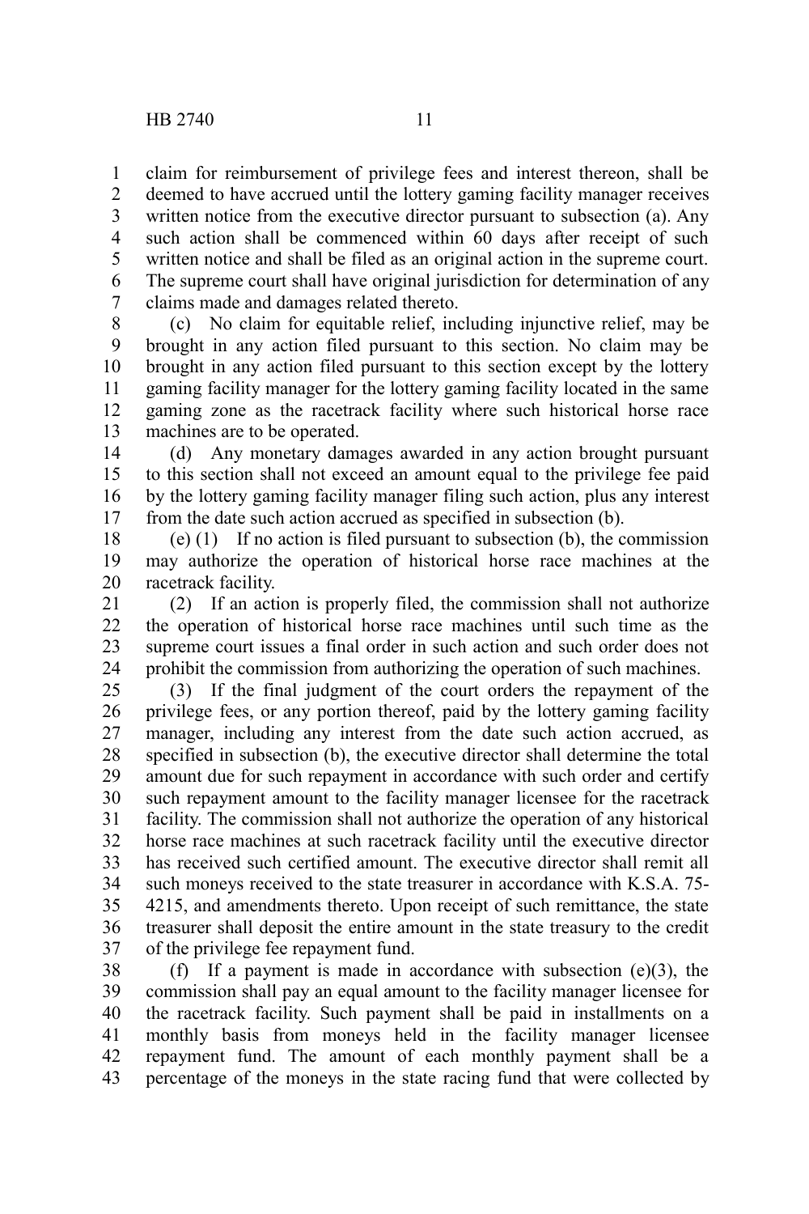claim for reimbursement of privilege fees and interest thereon, shall be deemed to have accrued until the lottery gaming facility manager receives written notice from the executive director pursuant to subsection (a). Any such action shall be commenced within 60 days after receipt of such written notice and shall be filed as an original action in the supreme court. The supreme court shall have original jurisdiction for determination of any claims made and damages related thereto.

(c) No claim for equitable relief, including injunctive relief, may be brought in any action filed pursuant to this section. No claim may be brought in any action filed pursuant to this section except by the lottery gaming facility manager for the lottery gaming facility located in the same gaming zone as the racetrack facility where such historical horse race machines are to be operated.

(d) Any monetary damages awarded in any action brought pursuant to this section shall not exceed an amount equal to the privilege fee paid by the lottery gaming facility manager filing such action, plus any interest from the date such action accrued as specified in subsection (b).

(e) (1) If no action is filed pursuant to subsection (b), the commission may authorize the operation of historical horse race machines at the racetrack facility.

(2) If an action is properly filed, the commission shall not authorize the operation of historical horse race machines until such time as the supreme court issues a final order in such action and such order does not prohibit the commission from authorizing the operation of such machines.

(3) If the final judgment of the court orders the repayment of the privilege fees, or any portion thereof, paid by the lottery gaming facility manager, including any interest from the date such action accrued, as specified in subsection (b), the executive director shall determine the total amount due for such repayment in accordance with such order and certify such repayment amount to the facility manager licensee for the racetrack facility. The commission shall not authorize the operation of any historical horse race machines at such racetrack facility until the executive director has received such certified amount. The executive director shall remit all such moneys received to the state treasurer in accordance with K.S.A. 75-4215, and amendments thereto. Upon receipt of such remittance, the state treasurer shall deposit the entire amount in the state treasury to the credit of the privilege fee repayment fund.

(f) If a payment is made in accordance with subsection (e)(3), the commission shall pay an equal amount to the facility manager licensee for the racetrack facility. Such payment shall be paid in installments on a monthly basis from moneys held in the facility manager licensee repayment fund. The amount of each monthly payment shall be a percentage of the moneys in the state racing fund that were collected by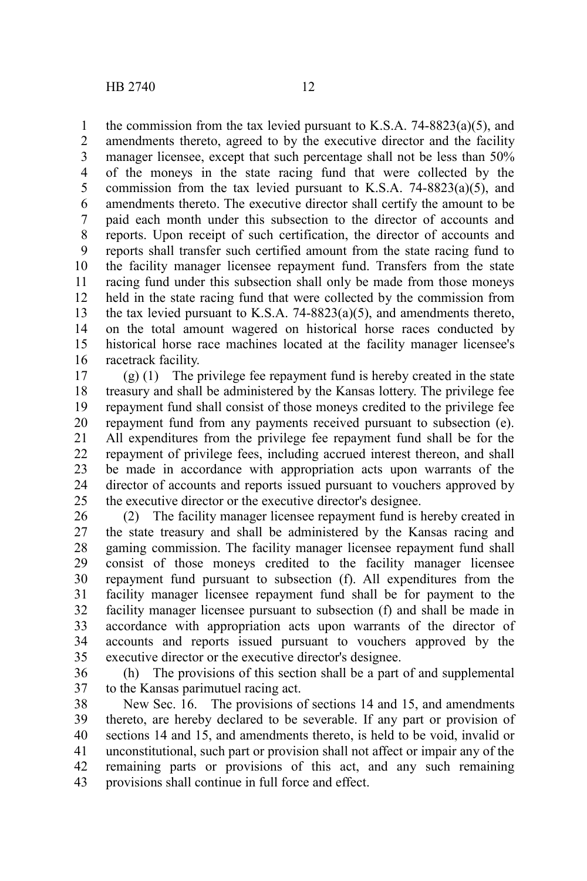the commission from the tax levied pursuant to K.S.A. 74-8823(a)(5), and amendments thereto, agreed to by the executive director and the facility manager licensee, except that such percentage shall not be less than 50% of the moneys in the state racing fund that were collected by the commission from the tax levied pursuant to K.S.A. 74-8823(a)(5), and amendments thereto. The executive director shall certify the amount to be paid each month under this subsection to the director of accounts and reports. Upon receipt of such certification, the director of accounts and reports shall transfer such certified amount from the state racing fund to the facility manager licensee repayment fund. Transfers from the state racing fund under this subsection shall only be made from those moneys held in the state racing fund that were collected by the commission from the tax levied pursuant to K.S.A. 74-8823(a)(5), and amendments thereto, on the total amount wagered on historical horse races conducted by historical horse race machines located at the facility manager licensee's racetrack facility.

(g) (1) The privilege fee repayment fund is hereby created in the state treasury and shall be administered by the Kansas lottery. The privilege fee repayment fund shall consist of those moneys credited to the privilege fee repayment fund from any payments received pursuant to subsection (e). All expenditures from the privilege fee repayment fund shall be for the repayment of privilege fees, including accrued interest thereon, and shall be made in accordance with appropriation acts upon warrants of the director of accounts and reports issued pursuant to vouchers approved by the executive director or the executive director's designee.

(2) The facility manager licensee repayment fund is hereby created in the state treasury and shall be administered by the Kansas racing and gaming commission. The facility manager licensee repayment fund shall consist of those moneys credited to the facility manager licensee repayment fund pursuant to subsection (f). All expenditures from the facility manager licensee repayment fund shall be for payment to the facility manager licensee pursuant to subsection (f) and shall be made in accordance with appropriation acts upon warrants of the director of accounts and reports issued pursuant to vouchers approved by the executive director or the executive director's designee.

(h) The provisions of this section shall be a part of and supplemental to the Kansas parimutuel racing act.

New Sec. 16. The provisions of sections 14 and 15, and amendments thereto, are hereby declared to be severable. If any part or provision of sections 14 and 15, and amendments thereto, is held to be void, invalid or unconstitutional, such part or provision shall not affect or impair any of the remaining parts or provisions of this act, and any such remaining provisions shall continue in full force and effect.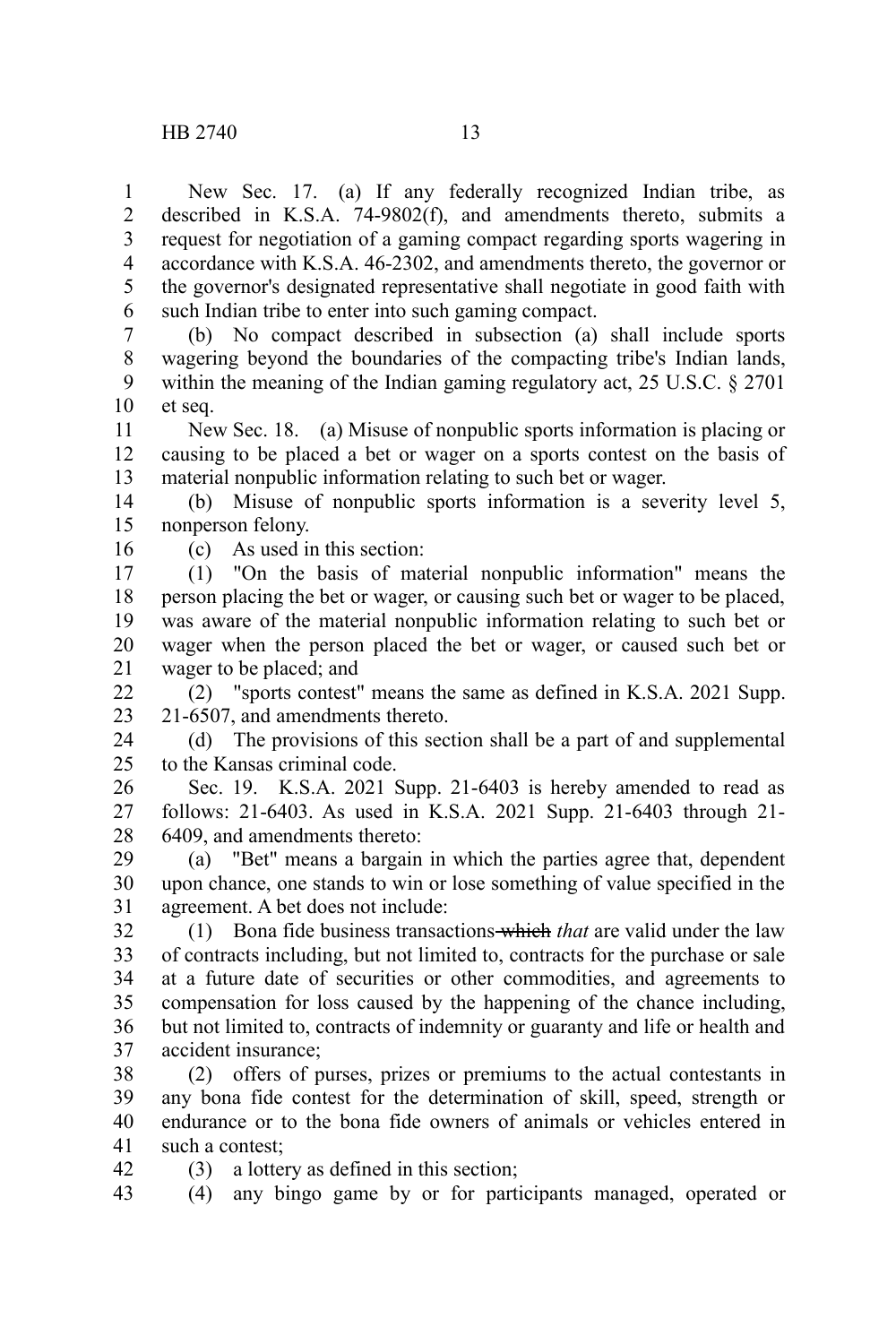New Sec. 17. (a) If any federally recognized Indian tribe, as described in K.S.A. 74-9802(f), and amendments thereto, submits a request for negotiation of a gaming compact regarding sports wagering in accordance with K.S.A. 46-2302, and amendments thereto, the governor or the governor's designated representative shall negotiate in good faith with such Indian tribe to enter into such gaming compact.

(b) No compact described in subsection (a) shall include sports wagering beyond the boundaries of the compacting tribe's Indian lands, within the meaning of the Indian gaming regulatory act, 25 U.S.C. § 2701 et seq.

New Sec. 18. (a) Misuse of nonpublic sports information is placing or causing to be placed a bet or wager on a sports contest on the basis of material nonpublic information relating to such bet or wager.

(b) Misuse of nonpublic sports information is a severity level 5, nonperson felony.

(c) As used in this section:

(1) "On the basis of material nonpublic information" means the person placing the bet or wager, or causing such bet or wager to be placed, was aware of the material nonpublic information relating to such bet or wager when the person placed the bet or wager, or caused such bet or wager to be placed; and

(2) "sports contest" means the same as defined in K.S.A. 2021 Supp. 21-6507, and amendments thereto.

(d) The provisions of this section shall be a part of and supplemental to the Kansas criminal code.

Sec. 19. K.S.A. 2021 Supp. 21-6403 is hereby amended to read as follows: 21-6403. As used in K.S.A. 2021 Supp. 21-6403 through 21-6409, and amendments thereto:

(a) "Bet" means a bargain in which the parties agree that, dependent upon chance, one stands to win or lose something of value specified in the agreement. A bet does not include:

(1) Bona fide business transactions ~~which~~ *that* are valid under the law of contracts including, but not limited to, contracts for the purchase or sale at a future date of securities or other commodities, and agreements to compensation for loss caused by the happening of the chance including, but not limited to, contracts of indemnity or guaranty and life or health and accident insurance;

(2) offers of purses, prizes or premiums to the actual contestants in any bona fide contest for the determination of skill, speed, strength or endurance or to the bona fide owners of animals or vehicles entered in such a contest;

(3) a lottery as defined in this section;

(4) any bingo game by or for participants managed, operated or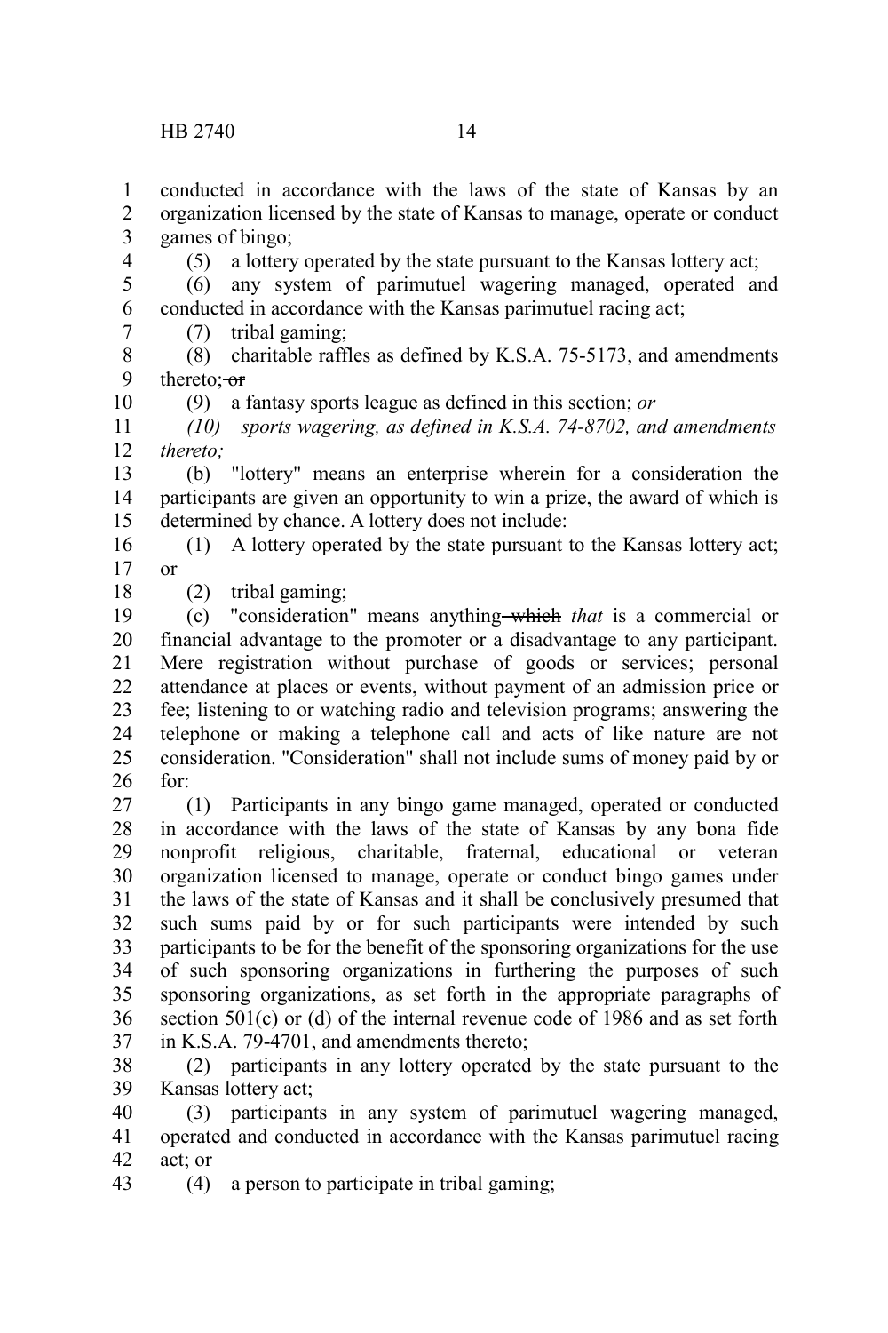conducted in accordance with the laws of the state of Kansas by an organization licensed by the state of Kansas to manage, operate or conduct games of bingo;

(5) a lottery operated by the state pursuant to the Kansas lottery act;

(6) any system of parimutuel wagering managed, operated and conducted in accordance with the Kansas parimutuel racing act;

(7) tribal gaming;

(8) charitable raffles as defined by K.S.A. 75-5173, and amendments thereto; ~~or~~

(9) a fantasy sports league as defined in this section; *or*

*(10) sports wagering, as defined in K.S.A. 74-8702, and amendments thereto;*

(b) "lottery" means an enterprise wherein for a consideration the participants are given an opportunity to win a prize, the award of which is determined by chance. A lottery does not include:

(1) A lottery operated by the state pursuant to the Kansas lottery act; or

(2) tribal gaming;

(c) "consideration" means anything ~~which~~ *that* is a commercial or financial advantage to the promoter or a disadvantage to any participant. Mere registration without purchase of goods or services; personal attendance at places or events, without payment of an admission price or fee; listening to or watching radio and television programs; answering the telephone or making a telephone call and acts of like nature are not consideration. "Consideration" shall not include sums of money paid by or for:

(1) Participants in any bingo game managed, operated or conducted in accordance with the laws of the state of Kansas by any bona fide nonprofit religious, charitable, fraternal, educational or veteran organization licensed to manage, operate or conduct bingo games under the laws of the state of Kansas and it shall be conclusively presumed that such sums paid by or for such participants were intended by such participants to be for the benefit of the sponsoring organizations for the use of such sponsoring organizations in furthering the purposes of such sponsoring organizations, as set forth in the appropriate paragraphs of section 501(c) or (d) of the internal revenue code of 1986 and as set forth in K.S.A. 79-4701, and amendments thereto;

(2) participants in any lottery operated by the state pursuant to the Kansas lottery act;

(3) participants in any system of parimutuel wagering managed, operated and conducted in accordance with the Kansas parimutuel racing act; or

(4) a person to participate in tribal gaming;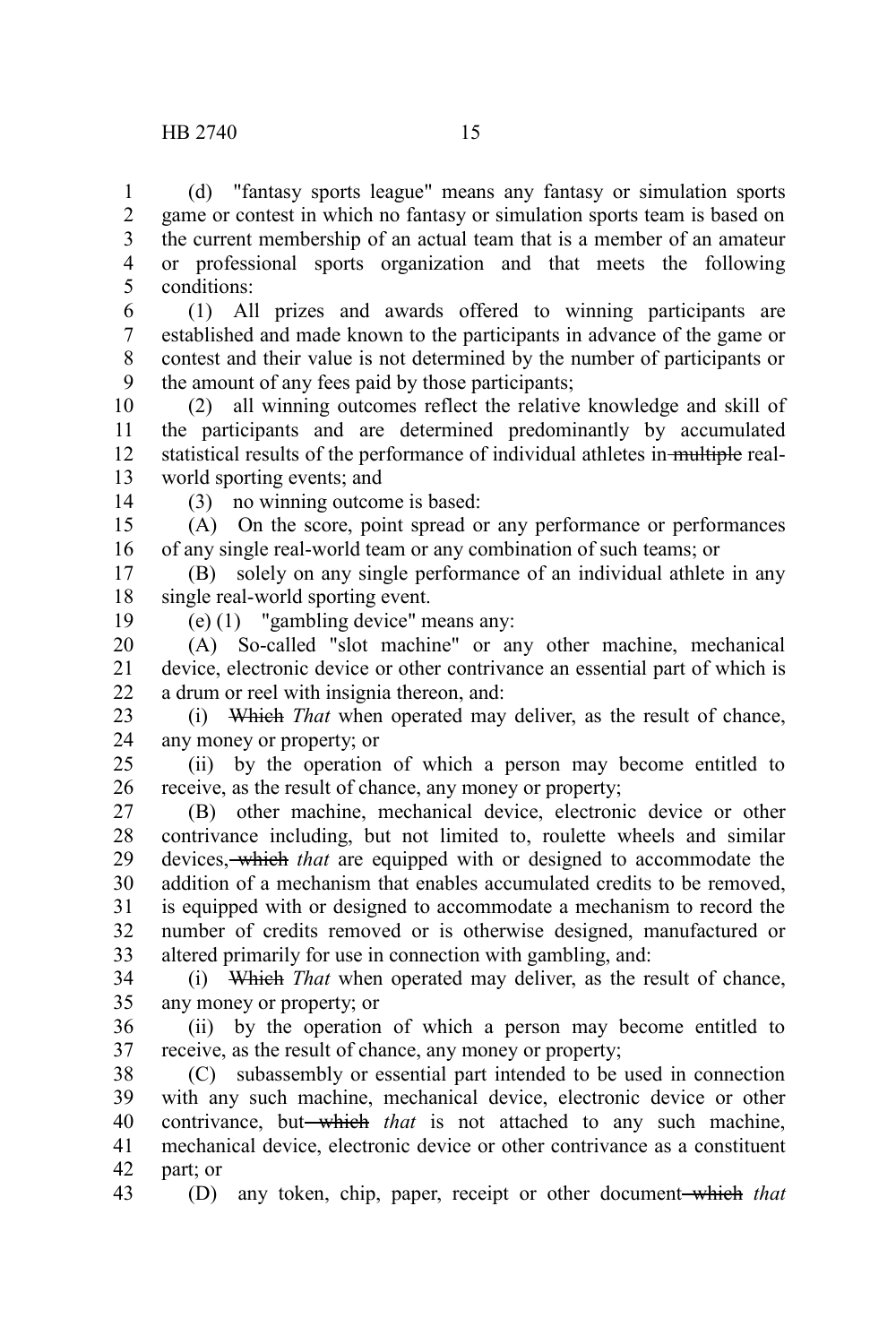(d) "fantasy sports league" means any fantasy or simulation sports game or contest in which no fantasy or simulation sports team is based on the current membership of an actual team that is a member of an amateur or professional sports organization and that meets the following conditions:

(1) All prizes and awards offered to winning participants are established and made known to the participants in advance of the game or contest and their value is not determined by the number of participants or the amount of any fees paid by those participants;

(2) all winning outcomes reflect the relative knowledge and skill of the participants and are determined predominantly by accumulated statistical results of the performance of individual athletes in ~~multiple~~ real-world sporting events; and

(3) no winning outcome is based:

(A) On the score, point spread or any performance or performances of any single real-world team or any combination of such teams; or

(B) solely on any single performance of an individual athlete in any single real-world sporting event.

(e) (1) "gambling device" means any:

(A) So-called "slot machine" or any other machine, mechanical device, electronic device or other contrivance an essential part of which is a drum or reel with insignia thereon, and:

(i) ~~Which~~ *That* when operated may deliver, as the result of chance, any money or property; or

(ii) by the operation of which a person may become entitled to receive, as the result of chance, any money or property;

(B) other machine, mechanical device, electronic device or other contrivance including, but not limited to, roulette wheels and similar devices, ~~which~~ *that* are equipped with or designed to accommodate the addition of a mechanism that enables accumulated credits to be removed, is equipped with or designed to accommodate a mechanism to record the number of credits removed or is otherwise designed, manufactured or altered primarily for use in connection with gambling, and:

(i) ~~Which~~ *That* when operated may deliver, as the result of chance, any money or property; or

(ii) by the operation of which a person may become entitled to receive, as the result of chance, any money or property;

(C) subassembly or essential part intended to be used in connection with any such machine, mechanical device, electronic device or other contrivance, but ~~which~~ *that* is not attached to any such machine, mechanical device, electronic device or other contrivance as a constituent part; or

(D) any token, chip, paper, receipt or other document ~~which~~ *that*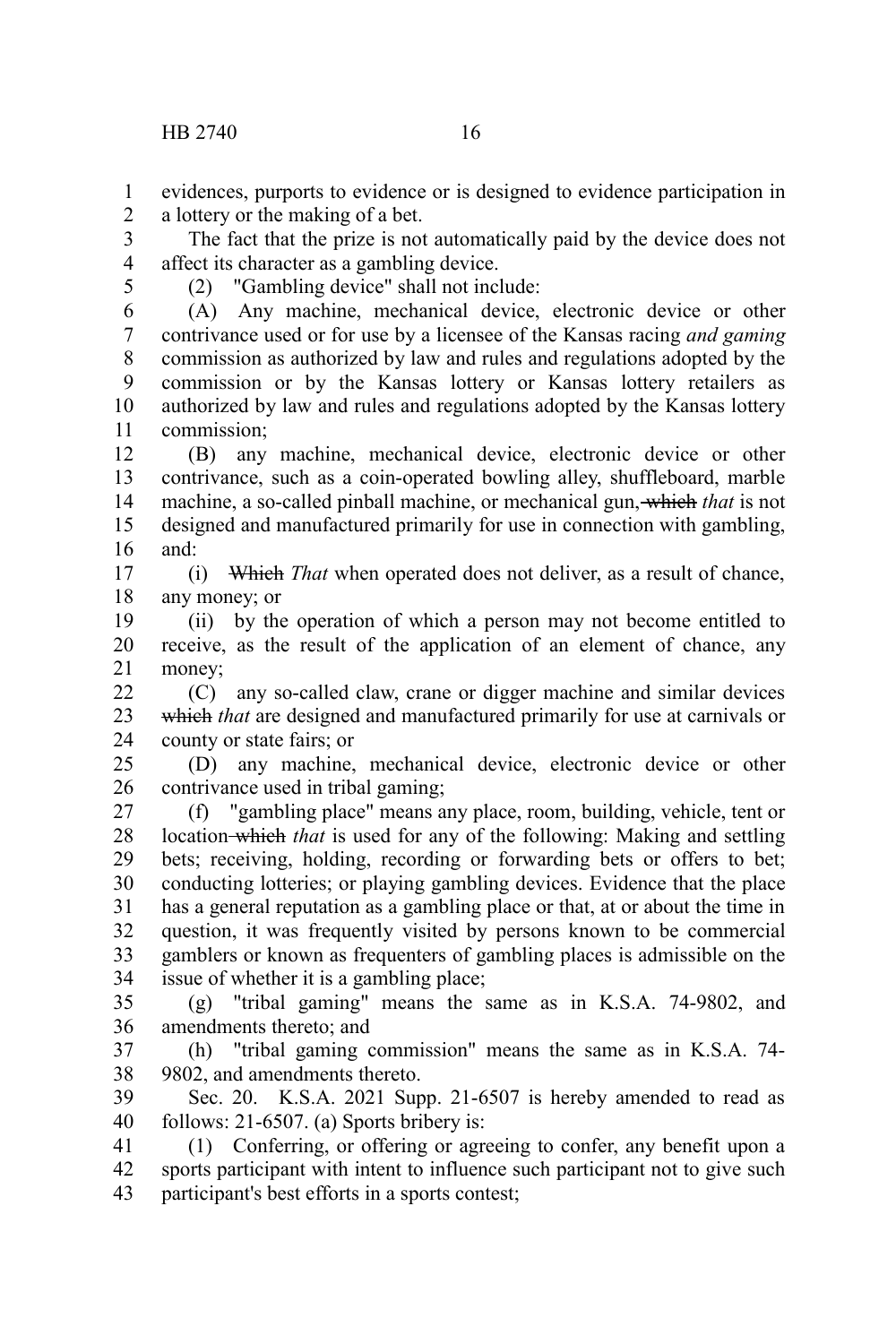evidences, purports to evidence or is designed to evidence participation in a lottery or the making of a bet.

The fact that the prize is not automatically paid by the device does not affect its character as a gambling device.

(2) "Gambling device" shall not include:

(A) Any machine, mechanical device, electronic device or other contrivance used or for use by a licensee of the Kansas racing *and gaming* commission as authorized by law and rules and regulations adopted by the commission or by the Kansas lottery or Kansas lottery retailers as authorized by law and rules and regulations adopted by the Kansas lottery commission;

(B) any machine, mechanical device, electronic device or other contrivance, such as a coin-operated bowling alley, shuffleboard, marble machine, a so-called pinball machine, or mechanical gun, ~~which~~ *that* is not designed and manufactured primarily for use in connection with gambling, and:

(i) ~~Which~~ *That* when operated does not deliver, as a result of chance, any money; or

(ii) by the operation of which a person may not become entitled to receive, as the result of the application of an element of chance, any money;

(C) any so-called claw, crane or digger machine and similar devices ~~which~~ *that* are designed and manufactured primarily for use at carnivals or county or state fairs; or

(D) any machine, mechanical device, electronic device or other contrivance used in tribal gaming;

(f) "gambling place" means any place, room, building, vehicle, tent or location ~~which~~ *that* is used for any of the following: Making and settling bets; receiving, holding, recording or forwarding bets or offers to bet; conducting lotteries; or playing gambling devices. Evidence that the place has a general reputation as a gambling place or that, at or about the time in question, it was frequently visited by persons known to be commercial gamblers or known as frequenters of gambling places is admissible on the issue of whether it is a gambling place;

(g) "tribal gaming" means the same as in K.S.A. 74-9802, and amendments thereto; and

(h) "tribal gaming commission" means the same as in K.S.A. 74-9802, and amendments thereto.

Sec. 20. K.S.A. 2021 Supp. 21-6507 is hereby amended to read as follows: 21-6507. (a) Sports bribery is:

(1) Conferring, or offering or agreeing to confer, any benefit upon a sports participant with intent to influence such participant not to give such participant's best efforts in a sports contest;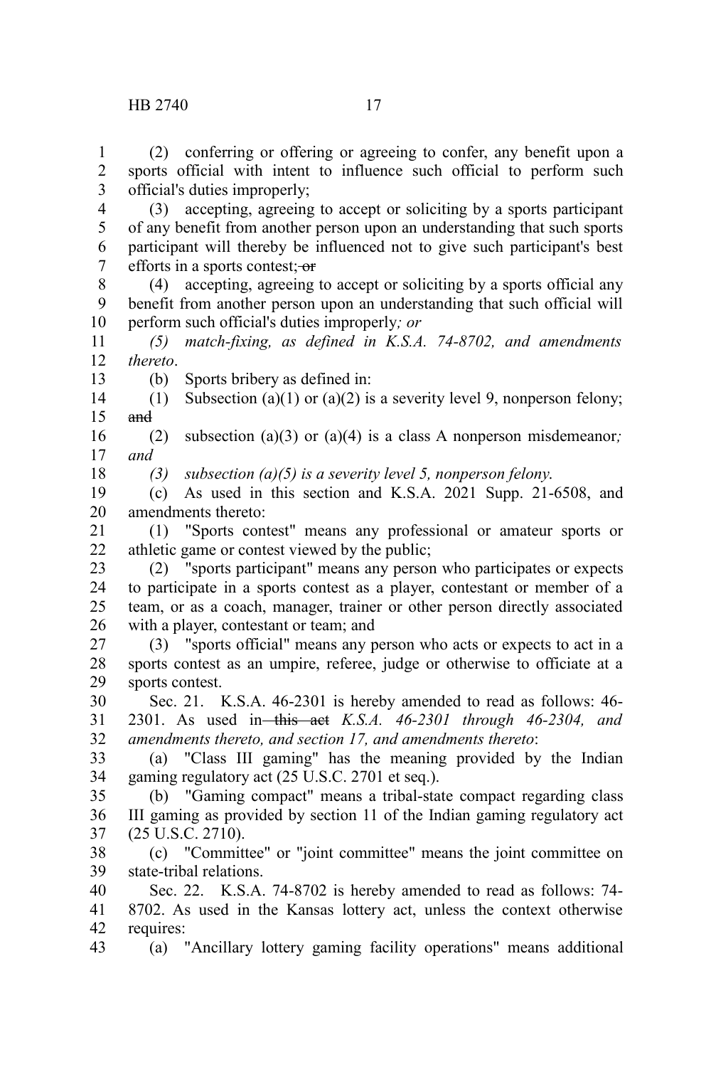(2) conferring or offering or agreeing to confer, any benefit upon a sports official with intent to influence such official to perform such official's duties improperly;

(3) accepting, agreeing to accept or soliciting by a sports participant of any benefit from another person upon an understanding that such sports participant will thereby be influenced not to give such participant's best efforts in a sports contest; ~~or~~

(4) accepting, agreeing to accept or soliciting by a sports official any benefit from another person upon an understanding that such official will perform such official's duties improperly*; or*

*(5) match-fixing, as defined in K.S.A. 74-8702, and amendments thereto*.

(b) Sports bribery as defined in:

(1) Subsection (a)(1) or (a)(2) is a severity level 9, nonperson felony; ~~and~~

(2) subsection (a)(3) or (a)(4) is a class A nonperson misdemeanor*; and*

*(3) subsection (a)(5) is a severity level 5, nonperson felony*.

(c) As used in this section and K.S.A. 2021 Supp. 21-6508, and amendments thereto:

(1) "Sports contest" means any professional or amateur sports or athletic game or contest viewed by the public;

(2) "sports participant" means any person who participates or expects to participate in a sports contest as a player, contestant or member of a team, or as a coach, manager, trainer or other person directly associated with a player, contestant or team; and

(3) "sports official" means any person who acts or expects to act in a sports contest as an umpire, referee, judge or otherwise to officiate at a sports contest.

Sec. 21. K.S.A. 46-2301 is hereby amended to read as follows: 46-2301. As used in ~~this act~~ *K.S.A. 46-2301 through 46-2304, and amendments thereto, and section 17, and amendments thereto*:

(a) "Class III gaming" has the meaning provided by the Indian gaming regulatory act (25 U.S.C. 2701 et seq.).

(b) "Gaming compact" means a tribal-state compact regarding class III gaming as provided by section 11 of the Indian gaming regulatory act (25 U.S.C. 2710).

(c) "Committee" or "joint committee" means the joint committee on state-tribal relations.

Sec. 22. K.S.A. 74-8702 is hereby amended to read as follows: 74-8702. As used in the Kansas lottery act, unless the context otherwise requires:

(a) "Ancillary lottery gaming facility operations" means additional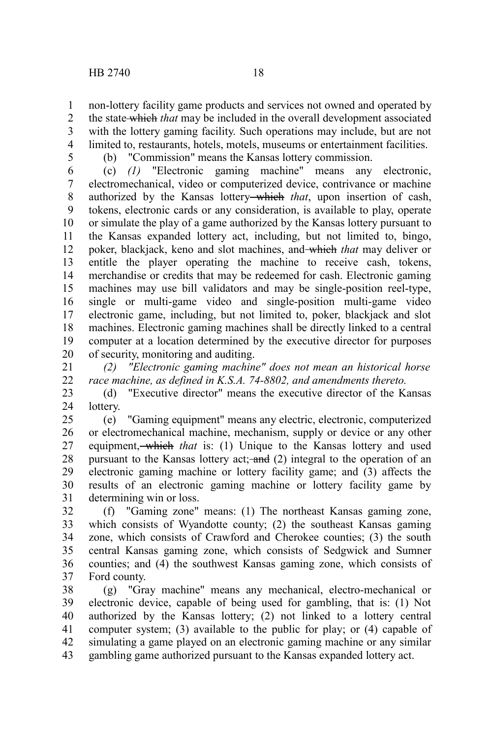non-lottery facility game products and services not owned and operated by the state ~~which~~ *that* may be included in the overall development associated with the lottery gaming facility. Such operations may include, but are not limited to, restaurants, hotels, motels, museums or entertainment facilities.

(b) "Commission" means the Kansas lottery commission.

(c) *(1)* "Electronic gaming machine" means any electronic, electromechanical, video or computerized device, contrivance or machine authorized by the Kansas lottery ~~which~~ *that*, upon insertion of cash, tokens, electronic cards or any consideration, is available to play, operate or simulate the play of a game authorized by the Kansas lottery pursuant to the Kansas expanded lottery act, including, but not limited to, bingo, poker, blackjack, keno and slot machines, and ~~which~~ *that* may deliver or entitle the player operating the machine to receive cash, tokens, merchandise or credits that may be redeemed for cash. Electronic gaming machines may use bill validators and may be single-position reel-type, single or multi-game video and single-position multi-game video electronic game, including, but not limited to, poker, blackjack and slot machines. Electronic gaming machines shall be directly linked to a central computer at a location determined by the executive director for purposes of security, monitoring and auditing.

*(2) "Electronic gaming machine" does not mean an historical horse race machine, as defined in K.S.A. 74-8802, and amendments thereto.*

(d) "Executive director" means the executive director of the Kansas lottery.

(e) "Gaming equipment" means any electric, electronic, computerized or electromechanical machine, mechanism, supply or device or any other equipment, ~~which~~ *that* is: (1) Unique to the Kansas lottery and used pursuant to the Kansas lottery act; ~~and~~ (2) integral to the operation of an electronic gaming machine or lottery facility game; and (3) affects the results of an electronic gaming machine or lottery facility game by determining win or loss.

(f) "Gaming zone" means: (1) The northeast Kansas gaming zone, which consists of Wyandotte county; (2) the southeast Kansas gaming zone, which consists of Crawford and Cherokee counties; (3) the south central Kansas gaming zone, which consists of Sedgwick and Sumner counties; and (4) the southwest Kansas gaming zone, which consists of Ford county.

(g) "Gray machine" means any mechanical, electro-mechanical or electronic device, capable of being used for gambling, that is: (1) Not authorized by the Kansas lottery; (2) not linked to a lottery central computer system; (3) available to the public for play; or (4) capable of simulating a game played on an electronic gaming machine or any similar gambling game authorized pursuant to the Kansas expanded lottery act.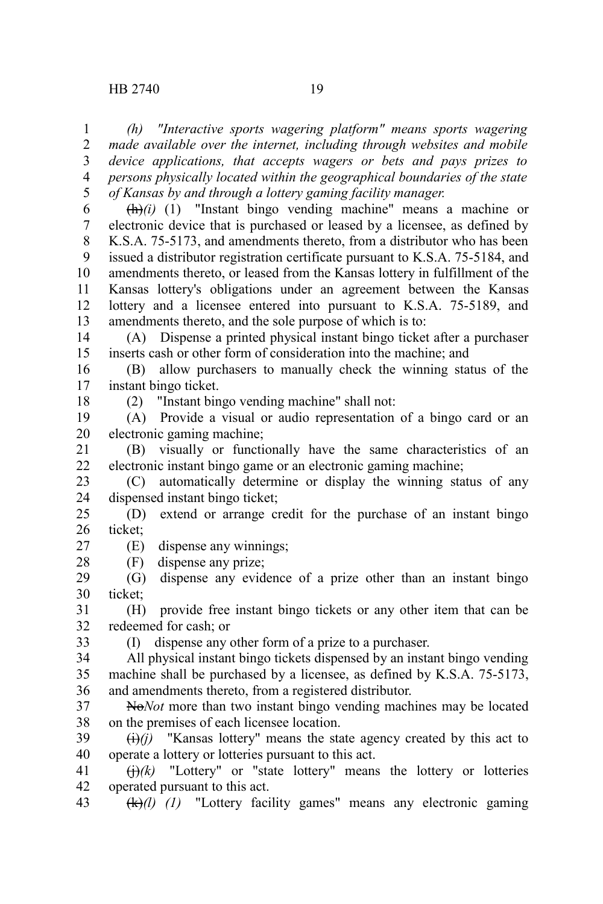*(h) "Interactive sports wagering platform" means sports wagering made available over the internet, including through websites and mobile device applications, that accepts wagers or bets and pays prizes to persons physically located within the geographical boundaries of the state of Kansas by and through a lottery gaming facility manager.*

~~(h)~~*(i)* (1) "Instant bingo vending machine" means a machine or electronic device that is purchased or leased by a licensee, as defined by K.S.A. 75-5173, and amendments thereto, from a distributor who has been issued a distributor registration certificate pursuant to K.S.A. 75-5184, and amendments thereto, or leased from the Kansas lottery in fulfillment of the Kansas lottery's obligations under an agreement between the Kansas lottery and a licensee entered into pursuant to K.S.A. 75-5189, and amendments thereto, and the sole purpose of which is to:

(A) Dispense a printed physical instant bingo ticket after a purchaser inserts cash or other form of consideration into the machine; and

(B) allow purchasers to manually check the winning status of the instant bingo ticket.

(2) "Instant bingo vending machine" shall not:

(A) Provide a visual or audio representation of a bingo card or an electronic gaming machine;

(B) visually or functionally have the same characteristics of an electronic instant bingo game or an electronic gaming machine;

(C) automatically determine or display the winning status of any dispensed instant bingo ticket;

(D) extend or arrange credit for the purchase of an instant bingo ticket;

(E) dispense any winnings;

(F) dispense any prize;

(G) dispense any evidence of a prize other than an instant bingo ticket;

(H) provide free instant bingo tickets or any other item that can be redeemed for cash; or

(I) dispense any other form of a prize to a purchaser.

All physical instant bingo tickets dispensed by an instant bingo vending machine shall be purchased by a licensee, as defined by K.S.A. 75-5173, and amendments thereto, from a registered distributor.

~~No~~*Not* more than two instant bingo vending machines may be located on the premises of each licensee location.

~~(i)~~*(j)* "Kansas lottery" means the state agency created by this act to operate a lottery or lotteries pursuant to this act.

~~(j)~~*(k)* "Lottery" or "state lottery" means the lottery or lotteries operated pursuant to this act.

~~(k)~~*(l) (1)* "Lottery facility games" means any electronic gaming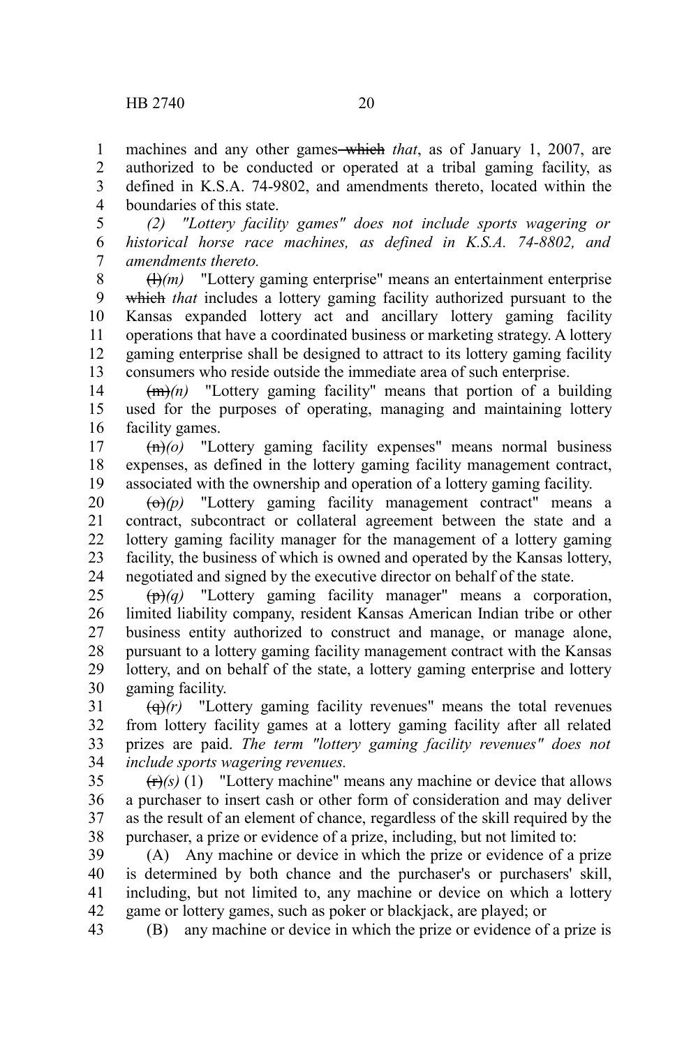machines and any other games ~~which~~ *that*, as of January 1, 2007, are authorized to be conducted or operated at a tribal gaming facility, as defined in K.S.A. 74-9802, and amendments thereto, located within the boundaries of this state.

*(2) "Lottery facility games" does not include sports wagering or historical horse race machines, as defined in K.S.A. 74-8802, and amendments thereto.*

~~(l)~~*(m)* "Lottery gaming enterprise" means an entertainment enterprise ~~which~~ *that* includes a lottery gaming facility authorized pursuant to the Kansas expanded lottery act and ancillary lottery gaming facility operations that have a coordinated business or marketing strategy. A lottery gaming enterprise shall be designed to attract to its lottery gaming facility consumers who reside outside the immediate area of such enterprise.

~~(m)~~*(n)* "Lottery gaming facility" means that portion of a building used for the purposes of operating, managing and maintaining lottery facility games.

~~(n)~~*(o)* "Lottery gaming facility expenses" means normal business expenses, as defined in the lottery gaming facility management contract, associated with the ownership and operation of a lottery gaming facility.

~~(o)~~*(p)* "Lottery gaming facility management contract" means a contract, subcontract or collateral agreement between the state and a lottery gaming facility manager for the management of a lottery gaming facility, the business of which is owned and operated by the Kansas lottery, negotiated and signed by the executive director on behalf of the state.

~~(p)~~*(q)* "Lottery gaming facility manager" means a corporation, limited liability company, resident Kansas American Indian tribe or other business entity authorized to construct and manage, or manage alone, pursuant to a lottery gaming facility management contract with the Kansas lottery, and on behalf of the state, a lottery gaming enterprise and lottery gaming facility.

~~(q)~~*(r)* "Lottery gaming facility revenues" means the total revenues from lottery facility games at a lottery gaming facility after all related prizes are paid. *The term "lottery gaming facility revenues" does not include sports wagering revenues.*

~~(r)~~*(s)* (1) "Lottery machine" means any machine or device that allows a purchaser to insert cash or other form of consideration and may deliver as the result of an element of chance, regardless of the skill required by the purchaser, a prize or evidence of a prize, including, but not limited to:

(A) Any machine or device in which the prize or evidence of a prize is determined by both chance and the purchaser's or purchasers' skill, including, but not limited to, any machine or device on which a lottery game or lottery games, such as poker or blackjack, are played; or

(B) any machine or device in which the prize or evidence of a prize is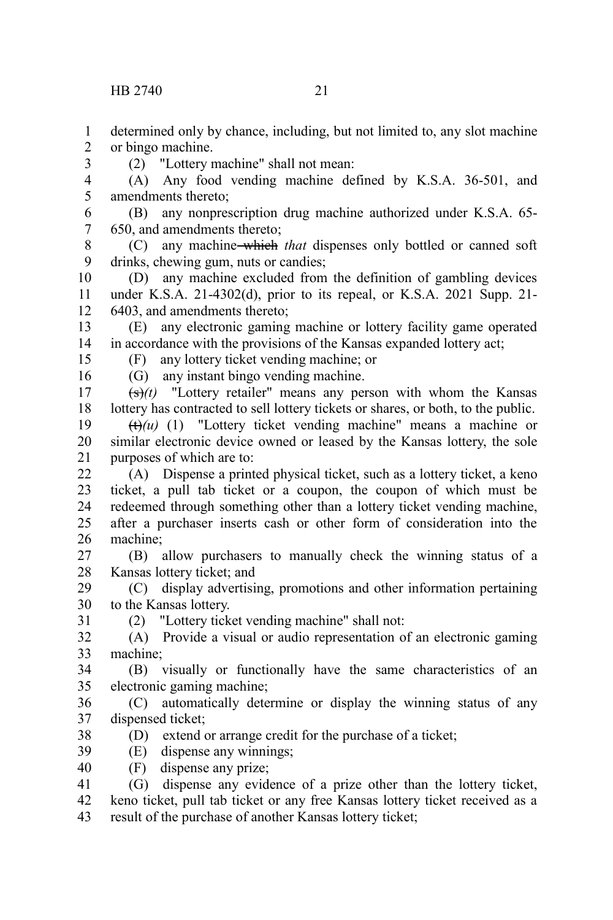determined only by chance, including, but not limited to, any slot machine or bingo machine.

(2) "Lottery machine" shall not mean:

(A) Any food vending machine defined by K.S.A. 36-501, and amendments thereto;

(B) any nonprescription drug machine authorized under K.S.A. 65-650, and amendments thereto;

(C) any machine ~~which~~ *that* dispenses only bottled or canned soft drinks, chewing gum, nuts or candies;

(D) any machine excluded from the definition of gambling devices under K.S.A. 21-4302(d), prior to its repeal, or K.S.A. 2021 Supp. 21-6403, and amendments thereto;

(E) any electronic gaming machine or lottery facility game operated in accordance with the provisions of the Kansas expanded lottery act;

(F) any lottery ticket vending machine; or

(G) any instant bingo vending machine.

~~(s)~~*(t)* "Lottery retailer" means any person with whom the Kansas lottery has contracted to sell lottery tickets or shares, or both, to the public.

~~(t)~~*(u)* (1) "Lottery ticket vending machine" means a machine or similar electronic device owned or leased by the Kansas lottery, the sole purposes of which are to:

(A) Dispense a printed physical ticket, such as a lottery ticket, a keno ticket, a pull tab ticket or a coupon, the coupon of which must be redeemed through something other than a lottery ticket vending machine, after a purchaser inserts cash or other form of consideration into the machine;

(B) allow purchasers to manually check the winning status of a Kansas lottery ticket; and

(C) display advertising, promotions and other information pertaining to the Kansas lottery.

(2) "Lottery ticket vending machine" shall not:

(A) Provide a visual or audio representation of an electronic gaming machine;

(B) visually or functionally have the same characteristics of an electronic gaming machine;

(C) automatically determine or display the winning status of any dispensed ticket;

(D) extend or arrange credit for the purchase of a ticket;

(E) dispense any winnings;

(F) dispense any prize;

(G) dispense any evidence of a prize other than the lottery ticket, keno ticket, pull tab ticket or any free Kansas lottery ticket received as a result of the purchase of another Kansas lottery ticket;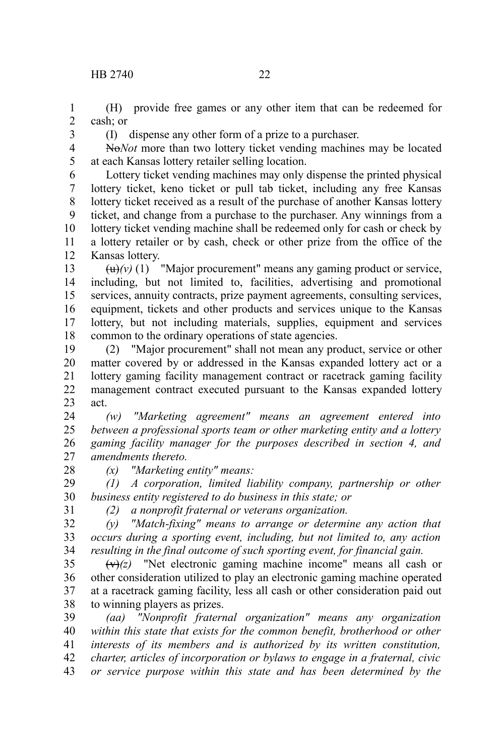(H) provide free games or any other item that can be redeemed for cash; or

(I) dispense any other form of a prize to a purchaser.

~~No~~*Not* more than two lottery ticket vending machines may be located at each Kansas lottery retailer selling location.

Lottery ticket vending machines may only dispense the printed physical lottery ticket, keno ticket or pull tab ticket, including any free Kansas lottery ticket received as a result of the purchase of another Kansas lottery ticket, and change from a purchase to the purchaser. Any winnings from a lottery ticket vending machine shall be redeemed only for cash or check by a lottery retailer or by cash, check or other prize from the office of the Kansas lottery.

~~(u)~~*(v)* (1) "Major procurement" means any gaming product or service, including, but not limited to, facilities, advertising and promotional services, annuity contracts, prize payment agreements, consulting services, equipment, tickets and other products and services unique to the Kansas lottery, but not including materials, supplies, equipment and services common to the ordinary operations of state agencies.

(2) "Major procurement" shall not mean any product, service or other matter covered by or addressed in the Kansas expanded lottery act or a lottery gaming facility management contract or racetrack gaming facility management contract executed pursuant to the Kansas expanded lottery act.

*(w) "Marketing agreement" means an agreement entered into between a professional sports team or other marketing entity and a lottery gaming facility manager for the purposes described in section 4, and amendments thereto.*

*(x) "Marketing entity" means:*

*(1) A corporation, limited liability company, partnership or other business entity registered to do business in this state; or*

*(2) a nonprofit fraternal or veterans organization.*

*(y) "Match-fixing" means to arrange or determine any action that occurs during a sporting event, including, but not limited to, any action resulting in the final outcome of such sporting event, for financial gain.*

~~(v)~~*(z)* "Net electronic gaming machine income" means all cash or other consideration utilized to play an electronic gaming machine operated at a racetrack gaming facility, less all cash or other consideration paid out to winning players as prizes.

*(aa) "Nonprofit fraternal organization" means any organization within this state that exists for the common benefit, brotherhood or other interests of its members and is authorized by its written constitution, charter, articles of incorporation or bylaws to engage in a fraternal, civic or service purpose within this state and has been determined by the*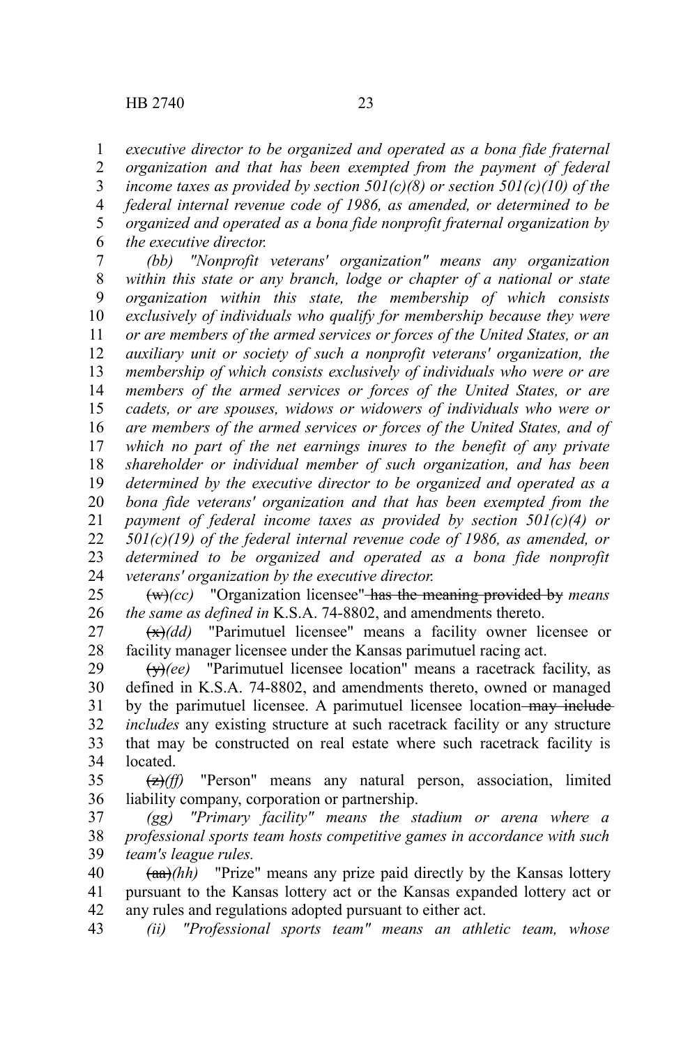*executive director to be organized and operated as a bona fide fraternal organization and that has been exempted from the payment of federal income taxes as provided by section 501(c)(8) or section 501(c)(10) of the federal internal revenue code of 1986, as amended, or determined to be organized and operated as a bona fide nonprofit fraternal organization by the executive director.*

*(bb) "Nonprofit veterans' organization" means any organization within this state or any branch, lodge or chapter of a national or state organization within this state, the membership of which consists exclusively of individuals who qualify for membership because they were or are members of the armed services or forces of the United States, or an auxiliary unit or society of such a nonprofit veterans' organization, the membership of which consists exclusively of individuals who were or are members of the armed services or forces of the United States, or are cadets, or are spouses, widows or widowers of individuals who were or are members of the armed services or forces of the United States, and of which no part of the net earnings inures to the benefit of any private shareholder or individual member of such organization, and has been determined by the executive director to be organized and operated as a bona fide veterans' organization and that has been exempted from the payment of federal income taxes as provided by section 501(c)(4) or 501(c)(19) of the federal internal revenue code of 1986, as amended, or determined to be organized and operated as a bona fide nonprofit veterans' organization by the executive director.*

~~(w)~~*(cc)* "Organization licensee" ~~has the meaning provided by~~ *means the same as defined in* K.S.A. 74-8802, and amendments thereto.

~~(x)~~*(dd)* "Parimutuel licensee" means a facility owner licensee or facility manager licensee under the Kansas parimutuel racing act.

~~(y)~~*(ee)* "Parimutuel licensee location" means a racetrack facility, as defined in K.S.A. 74-8802, and amendments thereto, owned or managed by the parimutuel licensee. A parimutuel licensee location ~~may include~~ *includes* any existing structure at such racetrack facility or any structure that may be constructed on real estate where such racetrack facility is located.

~~(z)~~*(ff)* "Person" means any natural person, association, limited liability company, corporation or partnership.

*(gg) "Primary facility" means the stadium or arena where a professional sports team hosts competitive games in accordance with such team's league rules.*

~~(aa)~~*(hh)* "Prize" means any prize paid directly by the Kansas lottery pursuant to the Kansas lottery act or the Kansas expanded lottery act or any rules and regulations adopted pursuant to either act.

*(ii) "Professional sports team" means an athletic team, whose*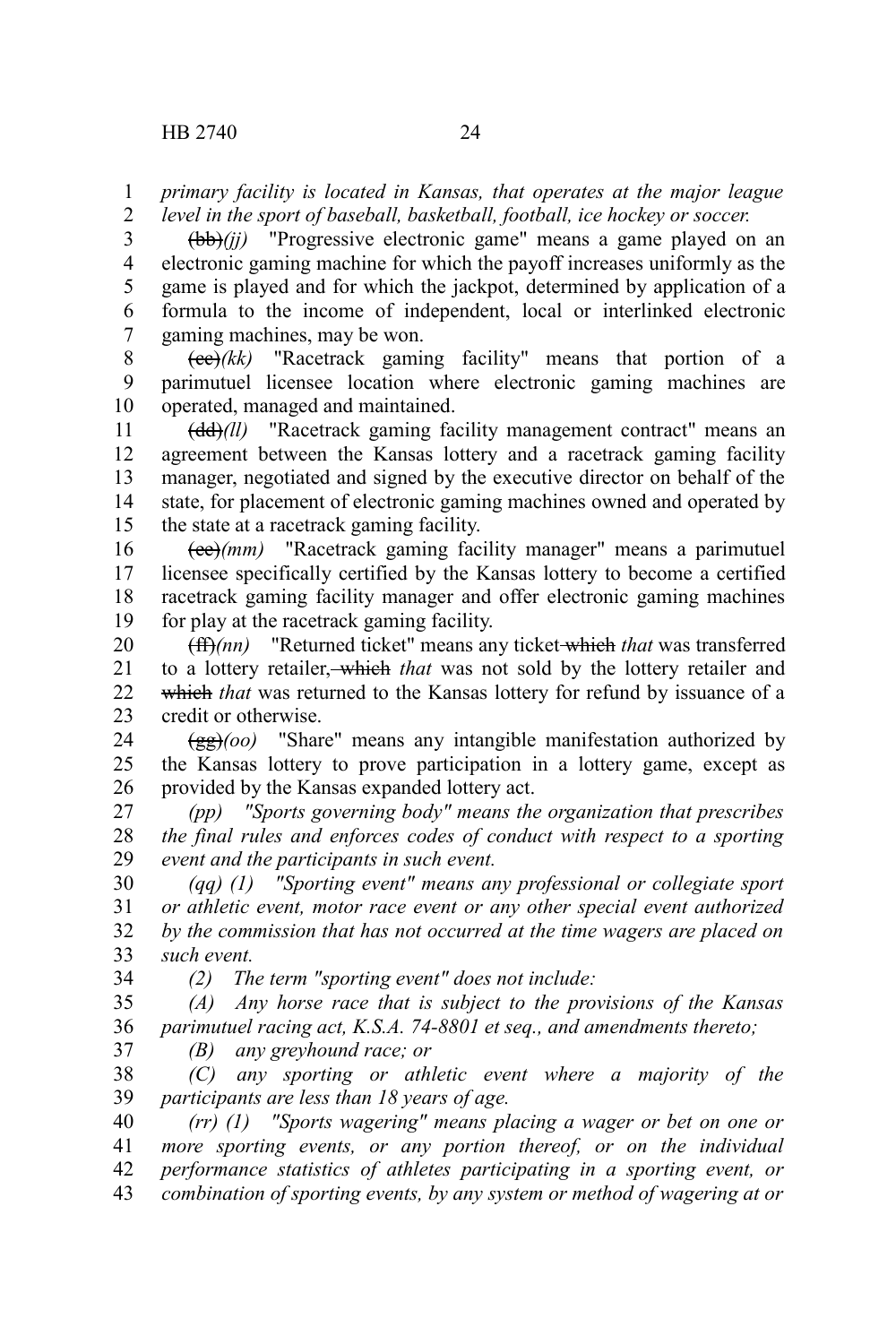*primary facility is located in Kansas, that operates at the major league level in the sport of baseball, basketball, football, ice hockey or soccer.*

~~(bb)~~*(jj)* "Progressive electronic game" means a game played on an electronic gaming machine for which the payoff increases uniformly as the game is played and for which the jackpot, determined by application of a formula to the income of independent, local or interlinked electronic gaming machines, may be won.

~~(cc)~~*(kk)* "Racetrack gaming facility" means that portion of a parimutuel licensee location where electronic gaming machines are operated, managed and maintained.

~~(dd)~~*(ll)* "Racetrack gaming facility management contract" means an agreement between the Kansas lottery and a racetrack gaming facility manager, negotiated and signed by the executive director on behalf of the state, for placement of electronic gaming machines owned and operated by the state at a racetrack gaming facility.

~~(ee)~~*(mm)* "Racetrack gaming facility manager" means a parimutuel licensee specifically certified by the Kansas lottery to become a certified racetrack gaming facility manager and offer electronic gaming machines for play at the racetrack gaming facility.

~~(ff)~~*(nn)* "Returned ticket" means any ticket ~~which~~ *that* was transferred to a lottery retailer, ~~which~~ *that* was not sold by the lottery retailer and ~~which~~ *that* was returned to the Kansas lottery for refund by issuance of a credit or otherwise.

~~(gg)~~*(oo)* "Share" means any intangible manifestation authorized by the Kansas lottery to prove participation in a lottery game, except as provided by the Kansas expanded lottery act.

*(pp) "Sports governing body" means the organization that prescribes the final rules and enforces codes of conduct with respect to a sporting event and the participants in such event.*

*(qq) (1) "Sporting event" means any professional or collegiate sport or athletic event, motor race event or any other special event authorized by the commission that has not occurred at the time wagers are placed on such event.*

*(2) The term "sporting event" does not include:*

*(A) Any horse race that is subject to the provisions of the Kansas parimutuel racing act, K.S.A. 74-8801 et seq., and amendments thereto;*

*(B) any greyhound race; or*

*(C) any sporting or athletic event where a majority of the participants are less than 18 years of age.*

*(rr) (1) "Sports wagering" means placing a wager or bet on one or more sporting events, or any portion thereof, or on the individual performance statistics of athletes participating in a sporting event, or combination of sporting events, by any system or method of wagering at or*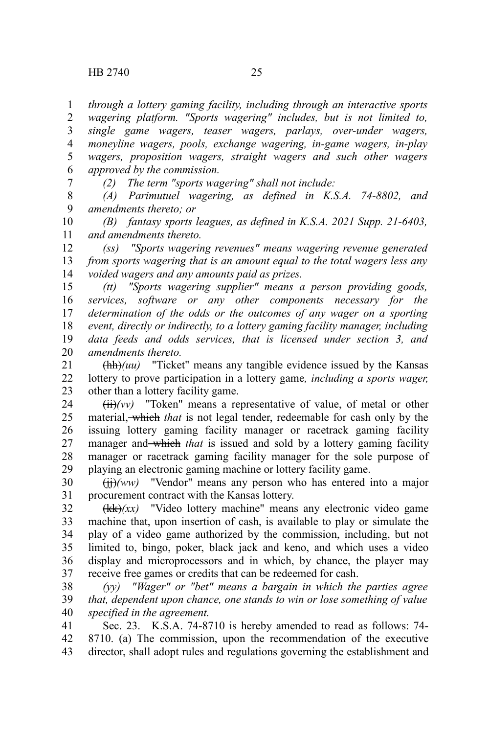*through a lottery gaming facility, including through an interactive sports wagering platform. "Sports wagering" includes, but is not limited to, single game wagers, teaser wagers, parlays, over-under wagers, moneyline wagers, pools, exchange wagering, in-game wagers, in-play wagers, proposition wagers, straight wagers and such other wagers approved by the commission.*

*(2) The term "sports wagering" shall not include:*

*(A) Parimutuel wagering, as defined in K.S.A. 74-8802, and amendments thereto; or*

*(B) fantasy sports leagues, as defined in K.S.A. 2021 Supp. 21-6403, and amendments thereto.*

*(ss) "Sports wagering revenues" means wagering revenue generated from sports wagering that is an amount equal to the total wagers less any voided wagers and any amounts paid as prizes.*

*(tt) "Sports wagering supplier" means a person providing goods, services, software or any other components necessary for the determination of the odds or the outcomes of any wager on a sporting event, directly or indirectly, to a lottery gaming facility manager, including data feeds and odds services, that is licensed under section 3, and amendments thereto.*

~~(hh)~~*(uu)* "Ticket" means any tangible evidence issued by the Kansas lottery to prove participation in a lottery game*, including a sports wager,* other than a lottery facility game.

~~(ii)~~*(vv)* "Token" means a representative of value, of metal or other material, ~~which~~ *that* is not legal tender, redeemable for cash only by the issuing lottery gaming facility manager or racetrack gaming facility manager and ~~which~~ *that* is issued and sold by a lottery gaming facility manager or racetrack gaming facility manager for the sole purpose of playing an electronic gaming machine or lottery facility game.

~~(jj)~~*(ww)* "Vendor" means any person who has entered into a major procurement contract with the Kansas lottery.

~~(kk)~~*(xx)* "Video lottery machine" means any electronic video game machine that, upon insertion of cash, is available to play or simulate the play of a video game authorized by the commission, including, but not limited to, bingo, poker, black jack and keno, and which uses a video display and microprocessors and in which, by chance, the player may receive free games or credits that can be redeemed for cash.

*(yy) "Wager" or "bet" means a bargain in which the parties agree that, dependent upon chance, one stands to win or lose something of value specified in the agreement.*

Sec. 23. K.S.A. 74-8710 is hereby amended to read as follows: 74-8710. (a) The commission, upon the recommendation of the executive director, shall adopt rules and regulations governing the establishment and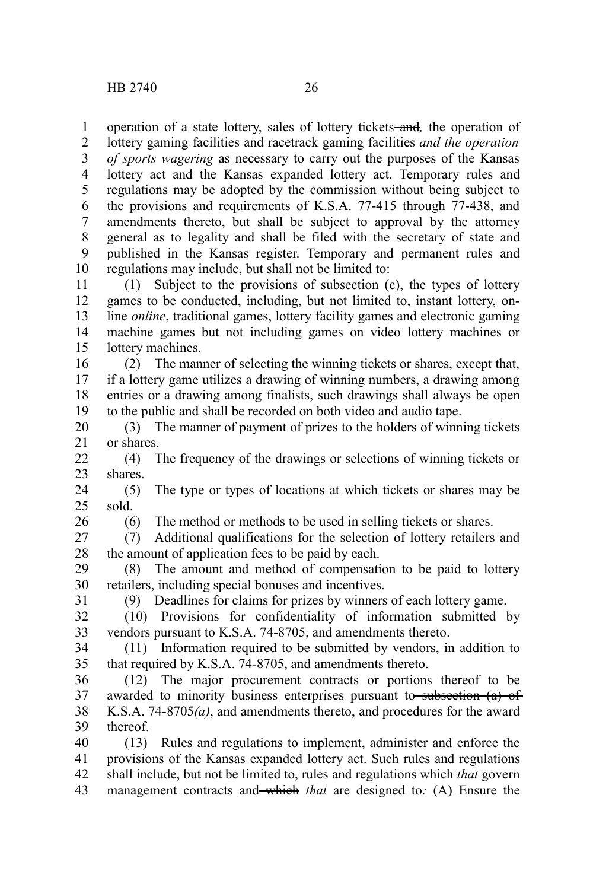operation of a state lottery, sales of lottery tickets ~~and~~*,* the operation of lottery gaming facilities and racetrack gaming facilities *and the operation of sports wagering* as necessary to carry out the purposes of the Kansas lottery act and the Kansas expanded lottery act. Temporary rules and regulations may be adopted by the commission without being subject to the provisions and requirements of K.S.A. 77-415 through 77-438, and amendments thereto, but shall be subject to approval by the attorney general as to legality and shall be filed with the secretary of state and published in the Kansas register. Temporary and permanent rules and regulations may include, but shall not be limited to:

(1) Subject to the provisions of subsection (c), the types of lottery games to be conducted, including, but not limited to, instant lottery, ~~on-line~~ *online*, traditional games, lottery facility games and electronic gaming machine games but not including games on video lottery machines or lottery machines.

(2) The manner of selecting the winning tickets or shares, except that, if a lottery game utilizes a drawing of winning numbers, a drawing among entries or a drawing among finalists, such drawings shall always be open to the public and shall be recorded on both video and audio tape.

(3) The manner of payment of prizes to the holders of winning tickets or shares.

(4) The frequency of the drawings or selections of winning tickets or shares.

(5) The type or types of locations at which tickets or shares may be sold.

(6) The method or methods to be used in selling tickets or shares.

(7) Additional qualifications for the selection of lottery retailers and the amount of application fees to be paid by each.

(8) The amount and method of compensation to be paid to lottery retailers, including special bonuses and incentives.

(9) Deadlines for claims for prizes by winners of each lottery game.

(10) Provisions for confidentiality of information submitted by vendors pursuant to K.S.A. 74-8705, and amendments thereto.

(11) Information required to be submitted by vendors, in addition to that required by K.S.A. 74-8705, and amendments thereto.

(12) The major procurement contracts or portions thereof to be awarded to minority business enterprises pursuant to ~~subsection (a) of~~ K.S.A. 74-8705*(a)*, and amendments thereto, and procedures for the award thereof.

(13) Rules and regulations to implement, administer and enforce the provisions of the Kansas expanded lottery act. Such rules and regulations shall include, but not be limited to, rules and regulations ~~which~~ *that* govern management contracts and ~~which~~ *that* are designed to*:* (A) Ensure the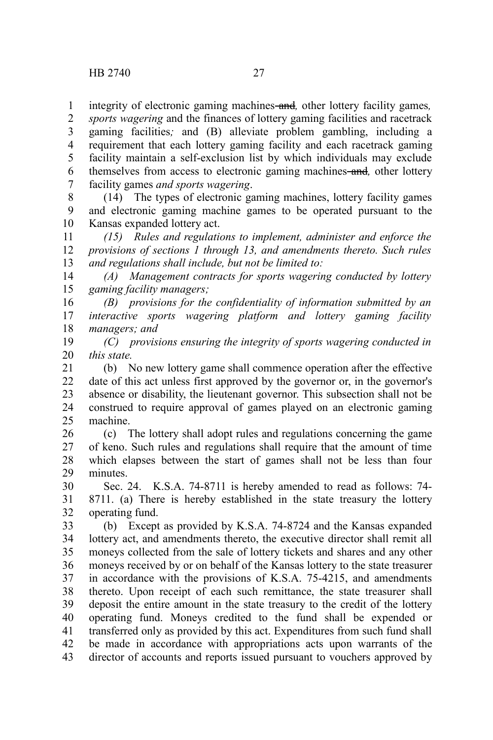integrity of electronic gaming machines ~~and~~*,* other lottery facility games*, sports wagering* and the finances of lottery gaming facilities and racetrack gaming facilities*;* and (B) alleviate problem gambling, including a requirement that each lottery gaming facility and each racetrack gaming facility maintain a self-exclusion list by which individuals may exclude themselves from access to electronic gaming machines ~~and~~*,* other lottery facility games *and sports wagering*.

(14) The types of electronic gaming machines, lottery facility games and electronic gaming machine games to be operated pursuant to the Kansas expanded lottery act.

*(15) Rules and regulations to implement, administer and enforce the provisions of sections 1 through 13, and amendments thereto. Such rules and regulations shall include, but not be limited to:*

*(A) Management contracts for sports wagering conducted by lottery gaming facility managers;*

*(B) provisions for the confidentiality of information submitted by an interactive sports wagering platform and lottery gaming facility managers; and*

*(C) provisions ensuring the integrity of sports wagering conducted in this state.*

(b) No new lottery game shall commence operation after the effective date of this act unless first approved by the governor or, in the governor's absence or disability, the lieutenant governor. This subsection shall not be construed to require approval of games played on an electronic gaming machine.

(c) The lottery shall adopt rules and regulations concerning the game of keno. Such rules and regulations shall require that the amount of time which elapses between the start of games shall not be less than four minutes.

Sec. 24. K.S.A. 74-8711 is hereby amended to read as follows: 74-8711. (a) There is hereby established in the state treasury the lottery operating fund.

(b) Except as provided by K.S.A. 74-8724 and the Kansas expanded lottery act, and amendments thereto, the executive director shall remit all moneys collected from the sale of lottery tickets and shares and any other moneys received by or on behalf of the Kansas lottery to the state treasurer in accordance with the provisions of K.S.A. 75-4215, and amendments thereto. Upon receipt of each such remittance, the state treasurer shall deposit the entire amount in the state treasury to the credit of the lottery operating fund. Moneys credited to the fund shall be expended or transferred only as provided by this act. Expenditures from such fund shall be made in accordance with appropriations acts upon warrants of the director of accounts and reports issued pursuant to vouchers approved by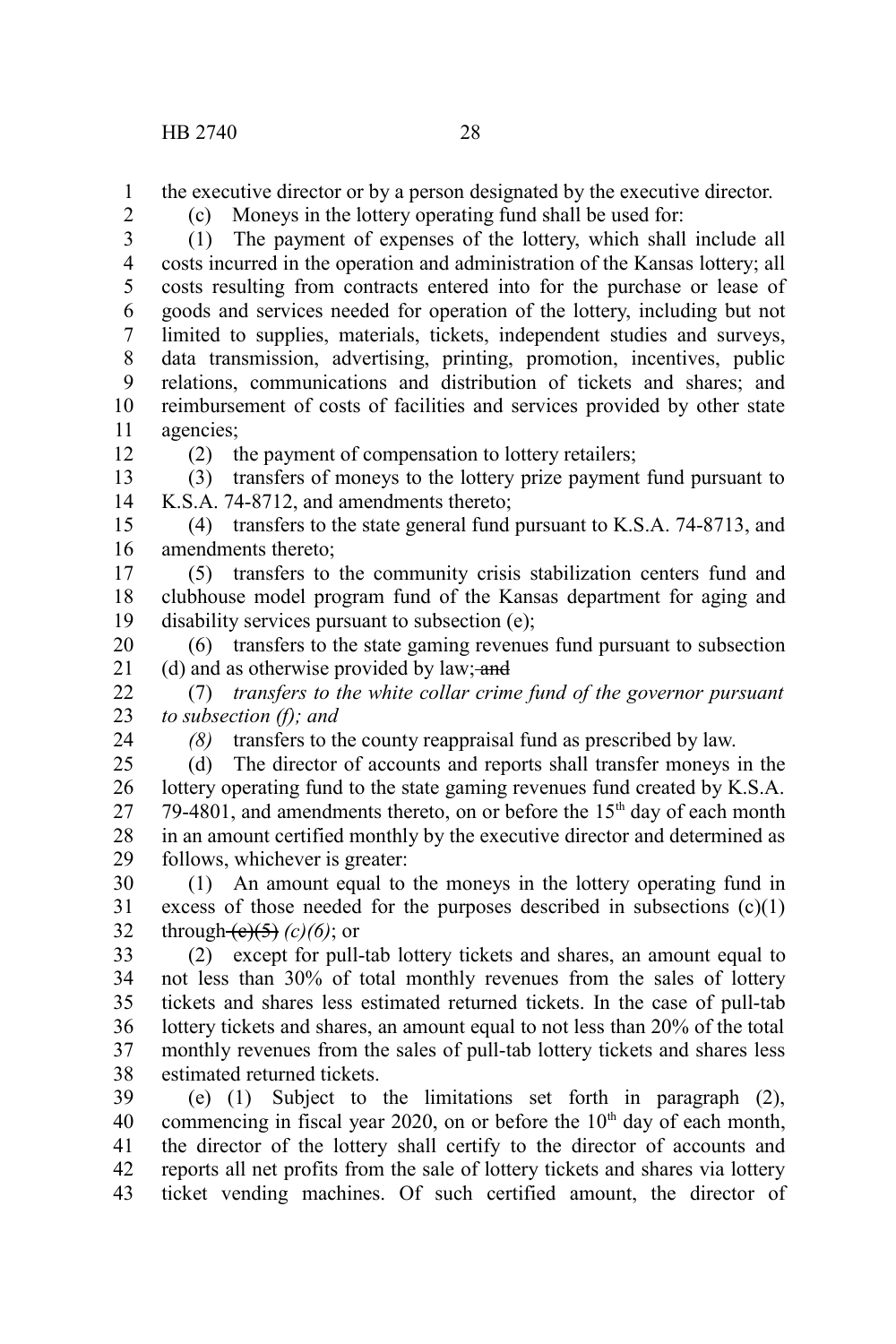the executive director or by a person designated by the executive director.

(c) Moneys in the lottery operating fund shall be used for:

(1) The payment of expenses of the lottery, which shall include all costs incurred in the operation and administration of the Kansas lottery; all costs resulting from contracts entered into for the purchase or lease of goods and services needed for operation of the lottery, including but not limited to supplies, materials, tickets, independent studies and surveys, data transmission, advertising, printing, promotion, incentives, public relations, communications and distribution of tickets and shares; and reimbursement of costs of facilities and services provided by other state agencies;

(2) the payment of compensation to lottery retailers;

(3) transfers of moneys to the lottery prize payment fund pursuant to K.S.A. 74-8712, and amendments thereto;

(4) transfers to the state general fund pursuant to K.S.A. 74-8713, and amendments thereto;

(5) transfers to the community crisis stabilization centers fund and clubhouse model program fund of the Kansas department for aging and disability services pursuant to subsection (e);

(6) transfers to the state gaming revenues fund pursuant to subsection (d) and as otherwise provided by law; ~~and~~

(7) *transfers to the white collar crime fund of the governor pursuant to subsection (f); and*

*(8)* transfers to the county reappraisal fund as prescribed by law.

(d) The director of accounts and reports shall transfer moneys in the lottery operating fund to the state gaming revenues fund created by K.S.A. 79-4801, and amendments thereto, on or before the 15th day of each month in an amount certified monthly by the executive director and determined as follows, whichever is greater:

(1) An amount equal to the moneys in the lottery operating fund in excess of those needed for the purposes described in subsections (c)(1) through ~~(c)(5)~~ *(c)(6)*; or

(2) except for pull-tab lottery tickets and shares, an amount equal to not less than 30% of total monthly revenues from the sales of lottery tickets and shares less estimated returned tickets. In the case of pull-tab lottery tickets and shares, an amount equal to not less than 20% of the total monthly revenues from the sales of pull-tab lottery tickets and shares less estimated returned tickets.

(e) (1) Subject to the limitations set forth in paragraph (2), commencing in fiscal year 2020, on or before the 10th day of each month, the director of the lottery shall certify to the director of accounts and reports all net profits from the sale of lottery tickets and shares via lottery ticket vending machines. Of such certified amount, the director of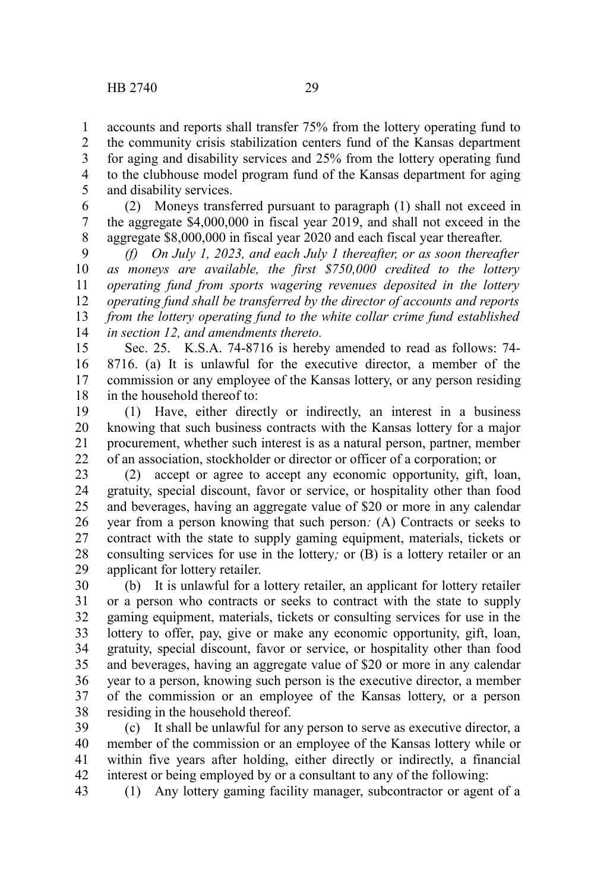accounts and reports shall transfer 75% from the lottery operating fund to the community crisis stabilization centers fund of the Kansas department for aging and disability services and 25% from the lottery operating fund to the clubhouse model program fund of the Kansas department for aging and disability services.

(2) Moneys transferred pursuant to paragraph (1) shall not exceed in the aggregate $4,000,000 in fiscal year 2019, and shall not exceed in the aggregate $8,000,000 in fiscal year 2020 and each fiscal year thereafter.

*(f) On July 1, 2023, and each July 1 thereafter, or as soon thereafter as moneys are available, the first $750,000 credited to the lottery operating fund from sports wagering revenues deposited in the lottery operating fund shall be transferred by the director of accounts and reports from the lottery operating fund to the white collar crime fund established in section 12, and amendments thereto.*

Sec. 25. K.S.A. 74-8716 is hereby amended to read as follows: 74-8716. (a) It is unlawful for the executive director, a member of the commission or any employee of the Kansas lottery, or any person residing in the household thereof to:

(1) Have, either directly or indirectly, an interest in a business knowing that such business contracts with the Kansas lottery for a major procurement, whether such interest is as a natural person, partner, member of an association, stockholder or director or officer of a corporation; or

(2) accept or agree to accept any economic opportunity, gift, loan, gratuity, special discount, favor or service, or hospitality other than food and beverages, having an aggregate value of $20 or more in any calendar year from a person knowing that such person*:* (A) Contracts or seeks to contract with the state to supply gaming equipment, materials, tickets or consulting services for use in the lottery*;* or (B) is a lottery retailer or an applicant for lottery retailer.

(b) It is unlawful for a lottery retailer, an applicant for lottery retailer or a person who contracts or seeks to contract with the state to supply gaming equipment, materials, tickets or consulting services for use in the lottery to offer, pay, give or make any economic opportunity, gift, loan, gratuity, special discount, favor or service, or hospitality other than food and beverages, having an aggregate value of $20 or more in any calendar year to a person, knowing such person is the executive director, a member of the commission or an employee of the Kansas lottery, or a person residing in the household thereof.

(c) It shall be unlawful for any person to serve as executive director, a member of the commission or an employee of the Kansas lottery while or within five years after holding, either directly or indirectly, a financial interest or being employed by or a consultant to any of the following:

(1) Any lottery gaming facility manager, subcontractor or agent of a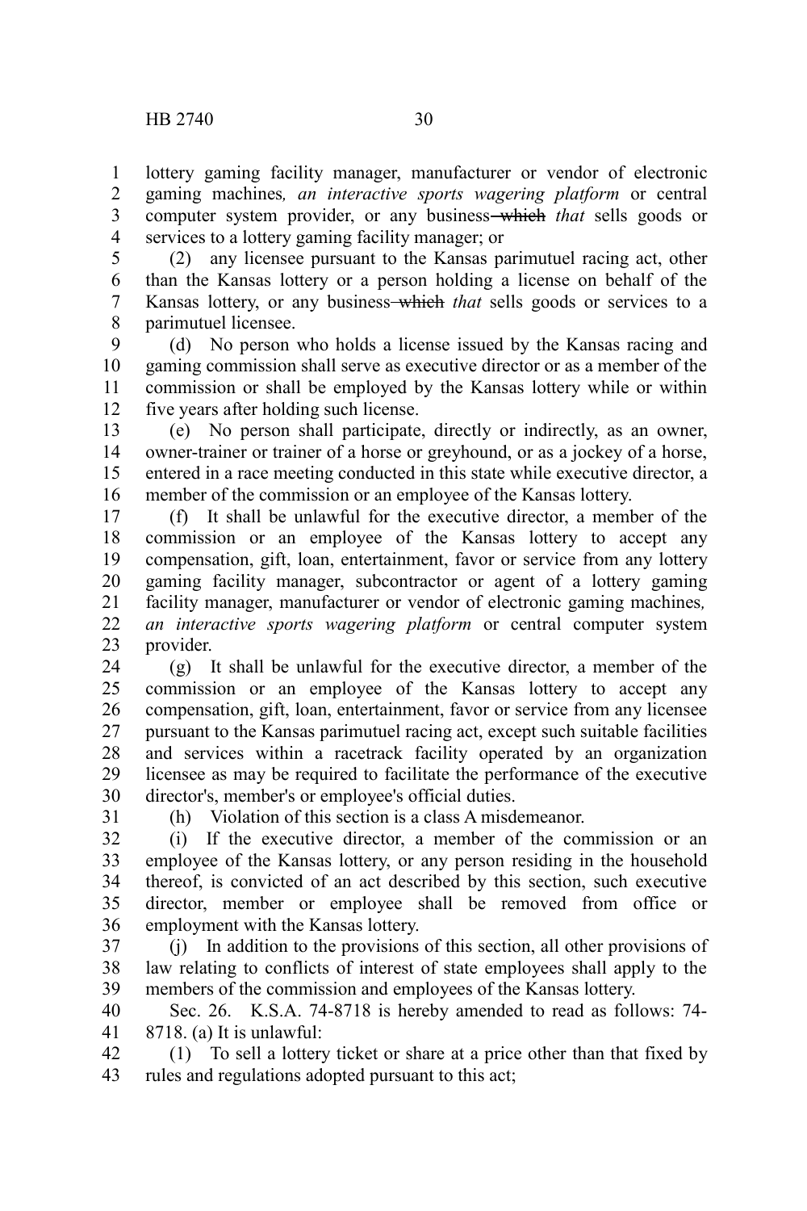lottery gaming facility manager, manufacturer or vendor of electronic gaming machines*, an interactive sports wagering platform* or central computer system provider, or any business ~~which~~ *that* sells goods or services to a lottery gaming facility manager; or

(2) any licensee pursuant to the Kansas parimutuel racing act, other than the Kansas lottery or a person holding a license on behalf of the Kansas lottery, or any business ~~which~~ *that* sells goods or services to a parimutuel licensee.

(d) No person who holds a license issued by the Kansas racing and gaming commission shall serve as executive director or as a member of the commission or shall be employed by the Kansas lottery while or within five years after holding such license.

(e) No person shall participate, directly or indirectly, as an owner, owner-trainer or trainer of a horse or greyhound, or as a jockey of a horse, entered in a race meeting conducted in this state while executive director, a member of the commission or an employee of the Kansas lottery.

(f) It shall be unlawful for the executive director, a member of the commission or an employee of the Kansas lottery to accept any compensation, gift, loan, entertainment, favor or service from any lottery gaming facility manager, subcontractor or agent of a lottery gaming facility manager, manufacturer or vendor of electronic gaming machines*, an interactive sports wagering platform* or central computer system provider.

(g) It shall be unlawful for the executive director, a member of the commission or an employee of the Kansas lottery to accept any compensation, gift, loan, entertainment, favor or service from any licensee pursuant to the Kansas parimutuel racing act, except such suitable facilities and services within a racetrack facility operated by an organization licensee as may be required to facilitate the performance of the executive director's, member's or employee's official duties.

(h) Violation of this section is a class A misdemeanor.

(i) If the executive director, a member of the commission or an employee of the Kansas lottery, or any person residing in the household thereof, is convicted of an act described by this section, such executive director, member or employee shall be removed from office or employment with the Kansas lottery.

(j) In addition to the provisions of this section, all other provisions of law relating to conflicts of interest of state employees shall apply to the members of the commission and employees of the Kansas lottery.

Sec. 26. K.S.A. 74-8718 is hereby amended to read as follows: 74-8718. (a) It is unlawful:

(1) To sell a lottery ticket or share at a price other than that fixed by rules and regulations adopted pursuant to this act;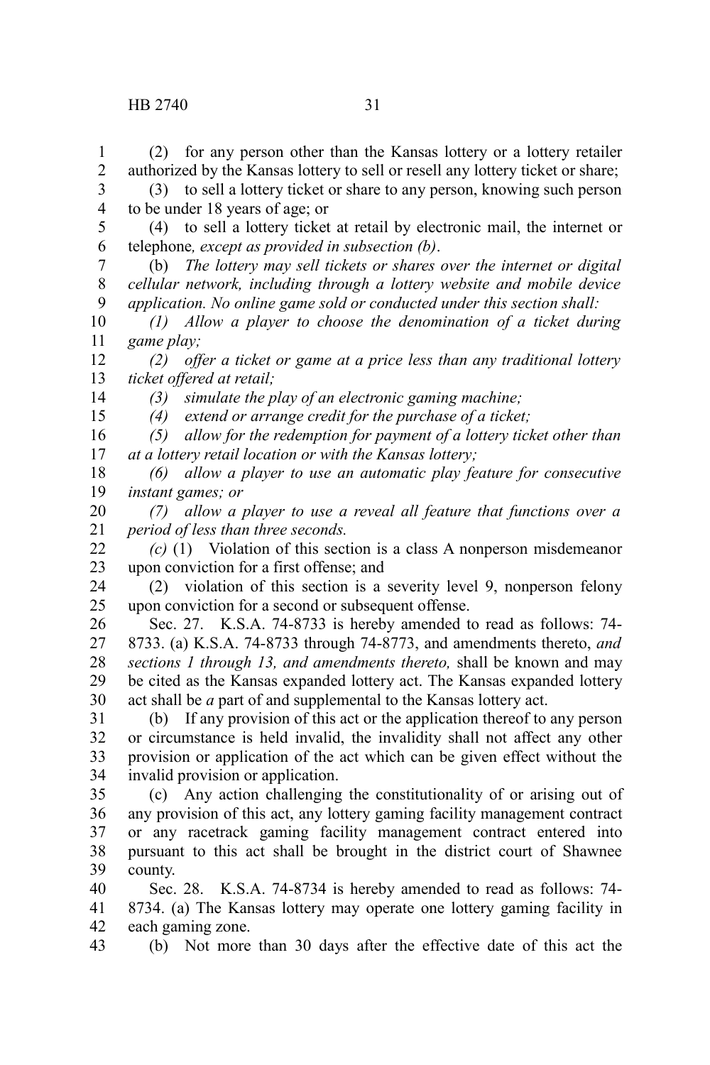(2) for any person other than the Kansas lottery or a lottery retailer authorized by the Kansas lottery to sell or resell any lottery ticket or share;

(3) to sell a lottery ticket or share to any person, knowing such person to be under 18 years of age; or

(4) to sell a lottery ticket at retail by electronic mail, the internet or telephone*, except as provided in subsection (b)*.

(b) *The lottery may sell tickets or shares over the internet or digital cellular network, including through a lottery website and mobile device application. No online game sold or conducted under this section shall:*

*(1) Allow a player to choose the denomination of a ticket during game play;*

*(2) offer a ticket or game at a price less than any traditional lottery ticket offered at retail;*

*(3) simulate the play of an electronic gaming machine;*

*(4) extend or arrange credit for the purchase of a ticket;*

*(5) allow for the redemption for payment of a lottery ticket other than at a lottery retail location or with the Kansas lottery;*

*(6) allow a player to use an automatic play feature for consecutive instant games; or*

*(7) allow a player to use a reveal all feature that functions over a period of less than three seconds.*

*(c)* (1) Violation of this section is a class A nonperson misdemeanor upon conviction for a first offense; and

(2) violation of this section is a severity level 9, nonperson felony upon conviction for a second or subsequent offense.

Sec. 27. K.S.A. 74-8733 is hereby amended to read as follows: 74-8733. (a) K.S.A. 74-8733 through 74-8773, and amendments thereto, *and sections 1 through 13, and amendments thereto,* shall be known and may be cited as the Kansas expanded lottery act. The Kansas expanded lottery act shall be *a* part of and supplemental to the Kansas lottery act.

(b) If any provision of this act or the application thereof to any person or circumstance is held invalid, the invalidity shall not affect any other provision or application of the act which can be given effect without the invalid provision or application.

(c) Any action challenging the constitutionality of or arising out of any provision of this act, any lottery gaming facility management contract or any racetrack gaming facility management contract entered into pursuant to this act shall be brought in the district court of Shawnee county.

Sec. 28. K.S.A. 74-8734 is hereby amended to read as follows: 74-8734. (a) The Kansas lottery may operate one lottery gaming facility in each gaming zone.

(b) Not more than 30 days after the effective date of this act the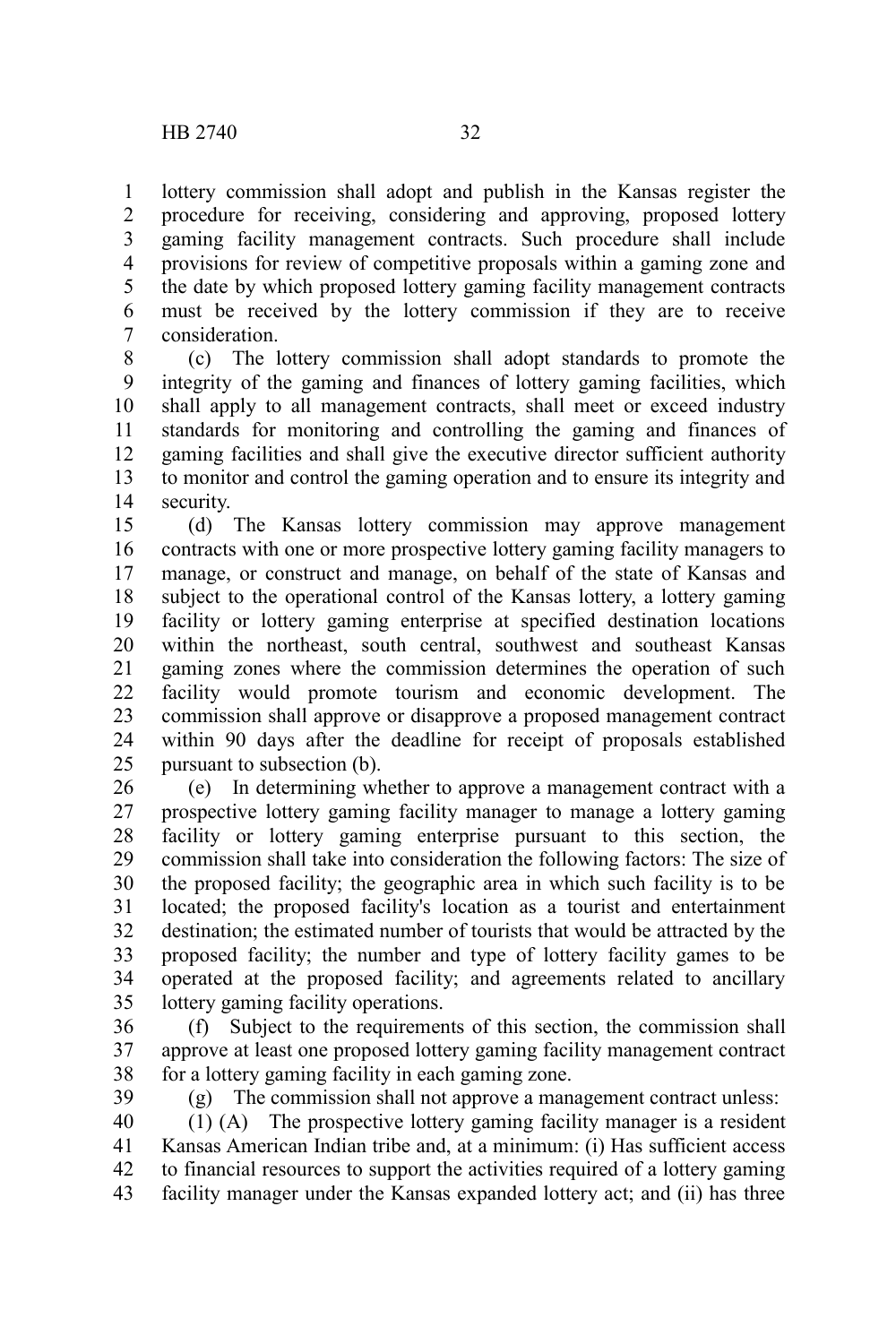lottery commission shall adopt and publish in the Kansas register the procedure for receiving, considering and approving, proposed lottery gaming facility management contracts. Such procedure shall include provisions for review of competitive proposals within a gaming zone and the date by which proposed lottery gaming facility management contracts must be received by the lottery commission if they are to receive consideration.

(c) The lottery commission shall adopt standards to promote the integrity of the gaming and finances of lottery gaming facilities, which shall apply to all management contracts, shall meet or exceed industry standards for monitoring and controlling the gaming and finances of gaming facilities and shall give the executive director sufficient authority to monitor and control the gaming operation and to ensure its integrity and security.

(d) The Kansas lottery commission may approve management contracts with one or more prospective lottery gaming facility managers to manage, or construct and manage, on behalf of the state of Kansas and subject to the operational control of the Kansas lottery, a lottery gaming facility or lottery gaming enterprise at specified destination locations within the northeast, south central, southwest and southeast Kansas gaming zones where the commission determines the operation of such facility would promote tourism and economic development. The commission shall approve or disapprove a proposed management contract within 90 days after the deadline for receipt of proposals established pursuant to subsection (b).

(e) In determining whether to approve a management contract with a prospective lottery gaming facility manager to manage a lottery gaming facility or lottery gaming enterprise pursuant to this section, the commission shall take into consideration the following factors: The size of the proposed facility; the geographic area in which such facility is to be located; the proposed facility's location as a tourist and entertainment destination; the estimated number of tourists that would be attracted by the proposed facility; the number and type of lottery facility games to be operated at the proposed facility; and agreements related to ancillary lottery gaming facility operations.

(f) Subject to the requirements of this section, the commission shall approve at least one proposed lottery gaming facility management contract for a lottery gaming facility in each gaming zone.

(g) The commission shall not approve a management contract unless:

(1) (A) The prospective lottery gaming facility manager is a resident Kansas American Indian tribe and, at a minimum: (i) Has sufficient access to financial resources to support the activities required of a lottery gaming facility manager under the Kansas expanded lottery act; and (ii) has three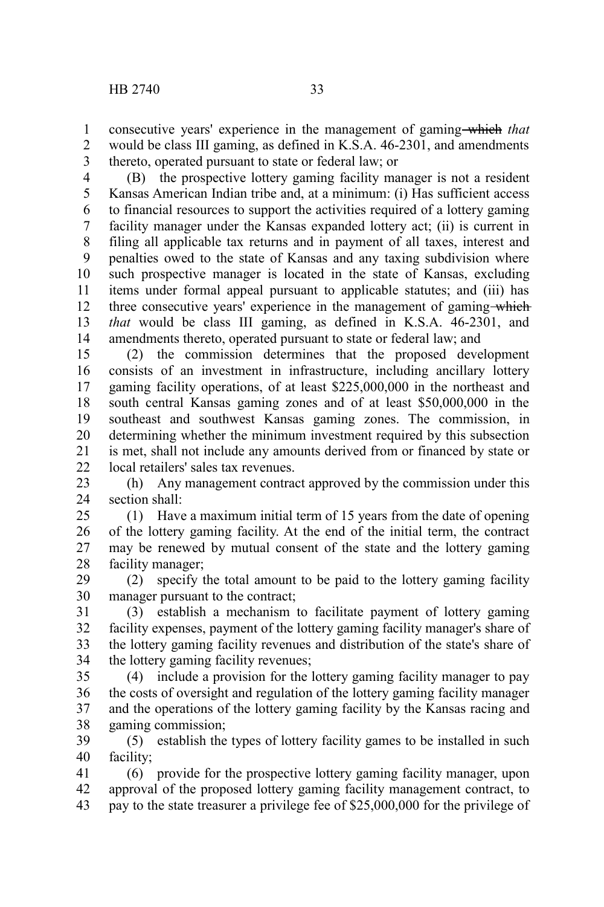consecutive years' experience in the management of gaming ~~which~~ *that* would be class III gaming, as defined in K.S.A. 46-2301, and amendments thereto, operated pursuant to state or federal law; or

(B) the prospective lottery gaming facility manager is not a resident Kansas American Indian tribe and, at a minimum: (i) Has sufficient access to financial resources to support the activities required of a lottery gaming facility manager under the Kansas expanded lottery act; (ii) is current in filing all applicable tax returns and in payment of all taxes, interest and penalties owed to the state of Kansas and any taxing subdivision where such prospective manager is located in the state of Kansas, excluding items under formal appeal pursuant to applicable statutes; and (iii) has three consecutive years' experience in the management of gaming ~~which~~ *that* would be class III gaming, as defined in K.S.A. 46-2301, and amendments thereto, operated pursuant to state or federal law; and

(2) the commission determines that the proposed development consists of an investment in infrastructure, including ancillary lottery gaming facility operations, of at least $225,000,000 in the northeast and south central Kansas gaming zones and of at least $50,000,000 in the southeast and southwest Kansas gaming zones. The commission, in determining whether the minimum investment required by this subsection is met, shall not include any amounts derived from or financed by state or local retailers' sales tax revenues.

(h) Any management contract approved by the commission under this section shall:

(1) Have a maximum initial term of 15 years from the date of opening of the lottery gaming facility. At the end of the initial term, the contract may be renewed by mutual consent of the state and the lottery gaming facility manager;

(2) specify the total amount to be paid to the lottery gaming facility manager pursuant to the contract;

(3) establish a mechanism to facilitate payment of lottery gaming facility expenses, payment of the lottery gaming facility manager's share of the lottery gaming facility revenues and distribution of the state's share of the lottery gaming facility revenues;

(4) include a provision for the lottery gaming facility manager to pay the costs of oversight and regulation of the lottery gaming facility manager and the operations of the lottery gaming facility by the Kansas racing and gaming commission;

(5) establish the types of lottery facility games to be installed in such facility;

(6) provide for the prospective lottery gaming facility manager, upon approval of the proposed lottery gaming facility management contract, to pay to the state treasurer a privilege fee of $25,000,000 for the privilege of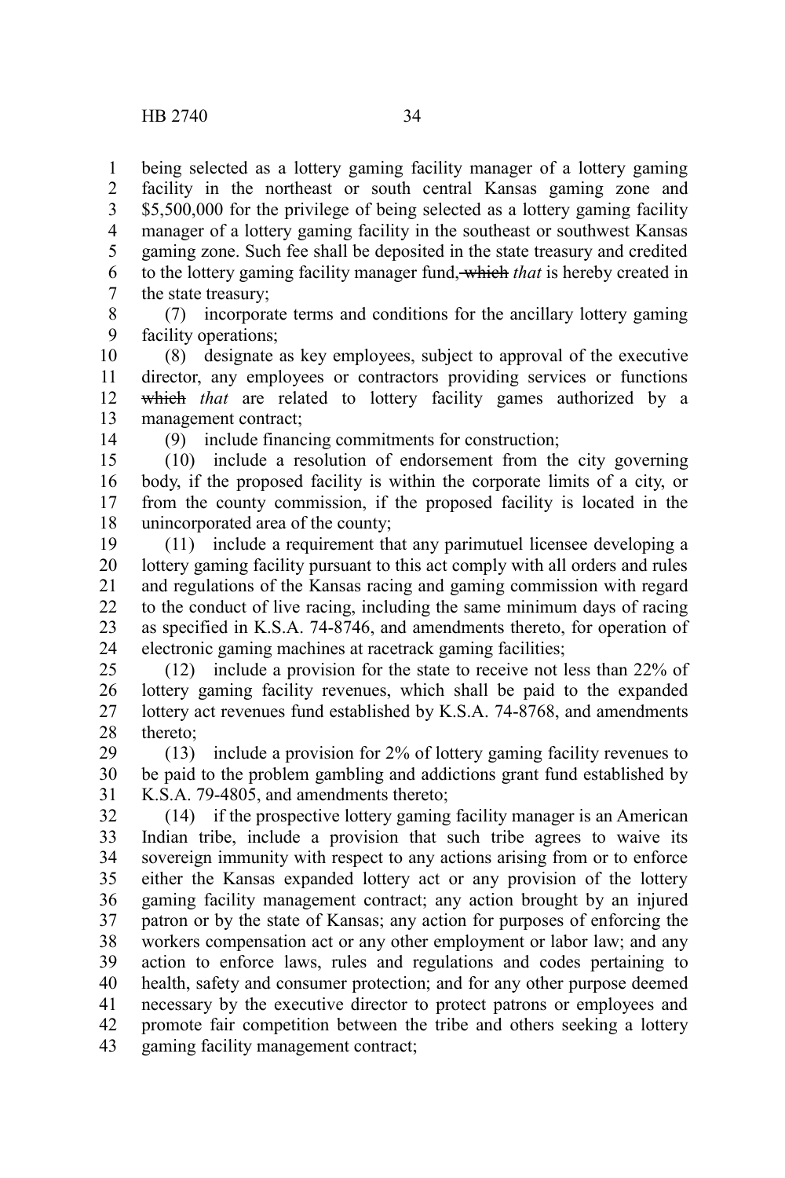being selected as a lottery gaming facility manager of a lottery gaming facility in the northeast or south central Kansas gaming zone and $5,500,000 for the privilege of being selected as a lottery gaming facility manager of a lottery gaming facility in the southeast or southwest Kansas gaming zone. Such fee shall be deposited in the state treasury and credited to the lottery gaming facility manager fund, ~~which~~ *that* is hereby created in the state treasury;

(7) incorporate terms and conditions for the ancillary lottery gaming facility operations;

(8) designate as key employees, subject to approval of the executive director, any employees or contractors providing services or functions ~~which~~ *that* are related to lottery facility games authorized by a management contract;

(9) include financing commitments for construction;

(10) include a resolution of endorsement from the city governing body, if the proposed facility is within the corporate limits of a city, or from the county commission, if the proposed facility is located in the unincorporated area of the county;

(11) include a requirement that any parimutuel licensee developing a lottery gaming facility pursuant to this act comply with all orders and rules and regulations of the Kansas racing and gaming commission with regard to the conduct of live racing, including the same minimum days of racing as specified in K.S.A. 74-8746, and amendments thereto, for operation of electronic gaming machines at racetrack gaming facilities;

(12) include a provision for the state to receive not less than 22% of lottery gaming facility revenues, which shall be paid to the expanded lottery act revenues fund established by K.S.A. 74-8768, and amendments thereto;

(13) include a provision for 2% of lottery gaming facility revenues to be paid to the problem gambling and addictions grant fund established by K.S.A. 79-4805, and amendments thereto;

(14) if the prospective lottery gaming facility manager is an American Indian tribe, include a provision that such tribe agrees to waive its sovereign immunity with respect to any actions arising from or to enforce either the Kansas expanded lottery act or any provision of the lottery gaming facility management contract; any action brought by an injured patron or by the state of Kansas; any action for purposes of enforcing the workers compensation act or any other employment or labor law; and any action to enforce laws, rules and regulations and codes pertaining to health, safety and consumer protection; and for any other purpose deemed necessary by the executive director to protect patrons or employees and promote fair competition between the tribe and others seeking a lottery gaming facility management contract;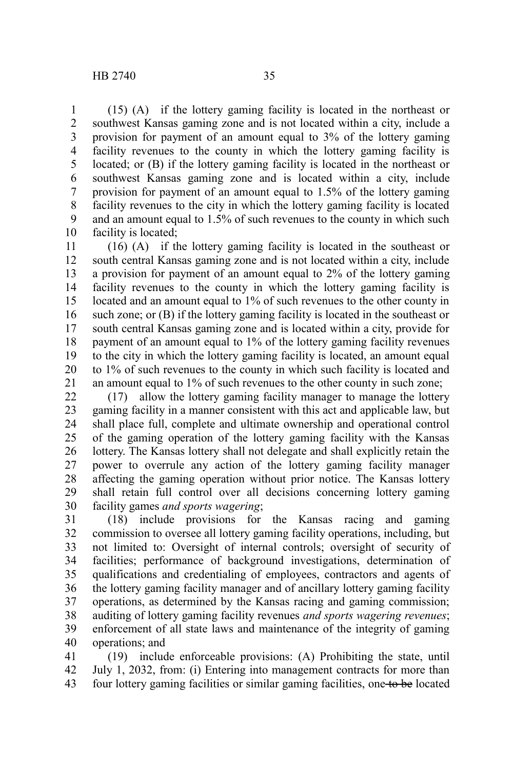(15) (A) if the lottery gaming facility is located in the northeast or southwest Kansas gaming zone and is not located within a city, include a provision for payment of an amount equal to 3% of the lottery gaming facility revenues to the county in which the lottery gaming facility is located; or (B) if the lottery gaming facility is located in the northeast or southwest Kansas gaming zone and is located within a city, include provision for payment of an amount equal to 1.5% of the lottery gaming facility revenues to the city in which the lottery gaming facility is located and an amount equal to 1.5% of such revenues to the county in which such facility is located;

(16) (A) if the lottery gaming facility is located in the southeast or south central Kansas gaming zone and is not located within a city, include a provision for payment of an amount equal to 2% of the lottery gaming facility revenues to the county in which the lottery gaming facility is located and an amount equal to 1% of such revenues to the other county in such zone; or (B) if the lottery gaming facility is located in the southeast or south central Kansas gaming zone and is located within a city, provide for payment of an amount equal to 1% of the lottery gaming facility revenues to the city in which the lottery gaming facility is located, an amount equal to 1% of such revenues to the county in which such facility is located and an amount equal to 1% of such revenues to the other county in such zone;

(17) allow the lottery gaming facility manager to manage the lottery gaming facility in a manner consistent with this act and applicable law, but shall place full, complete and ultimate ownership and operational control of the gaming operation of the lottery gaming facility with the Kansas lottery. The Kansas lottery shall not delegate and shall explicitly retain the power to overrule any action of the lottery gaming facility manager affecting the gaming operation without prior notice. The Kansas lottery shall retain full control over all decisions concerning lottery gaming facility games *and sports wagering*;

(18) include provisions for the Kansas racing and gaming commission to oversee all lottery gaming facility operations, including, but not limited to: Oversight of internal controls; oversight of security of facilities; performance of background investigations, determination of qualifications and credentialing of employees, contractors and agents of the lottery gaming facility manager and of ancillary lottery gaming facility operations, as determined by the Kansas racing and gaming commission; auditing of lottery gaming facility revenues *and sports wagering revenues*; enforcement of all state laws and maintenance of the integrity of gaming operations; and

(19) include enforceable provisions: (A) Prohibiting the state, until July 1, 2032, from: (i) Entering into management contracts for more than four lottery gaming facilities or similar gaming facilities, one ~~to be~~ located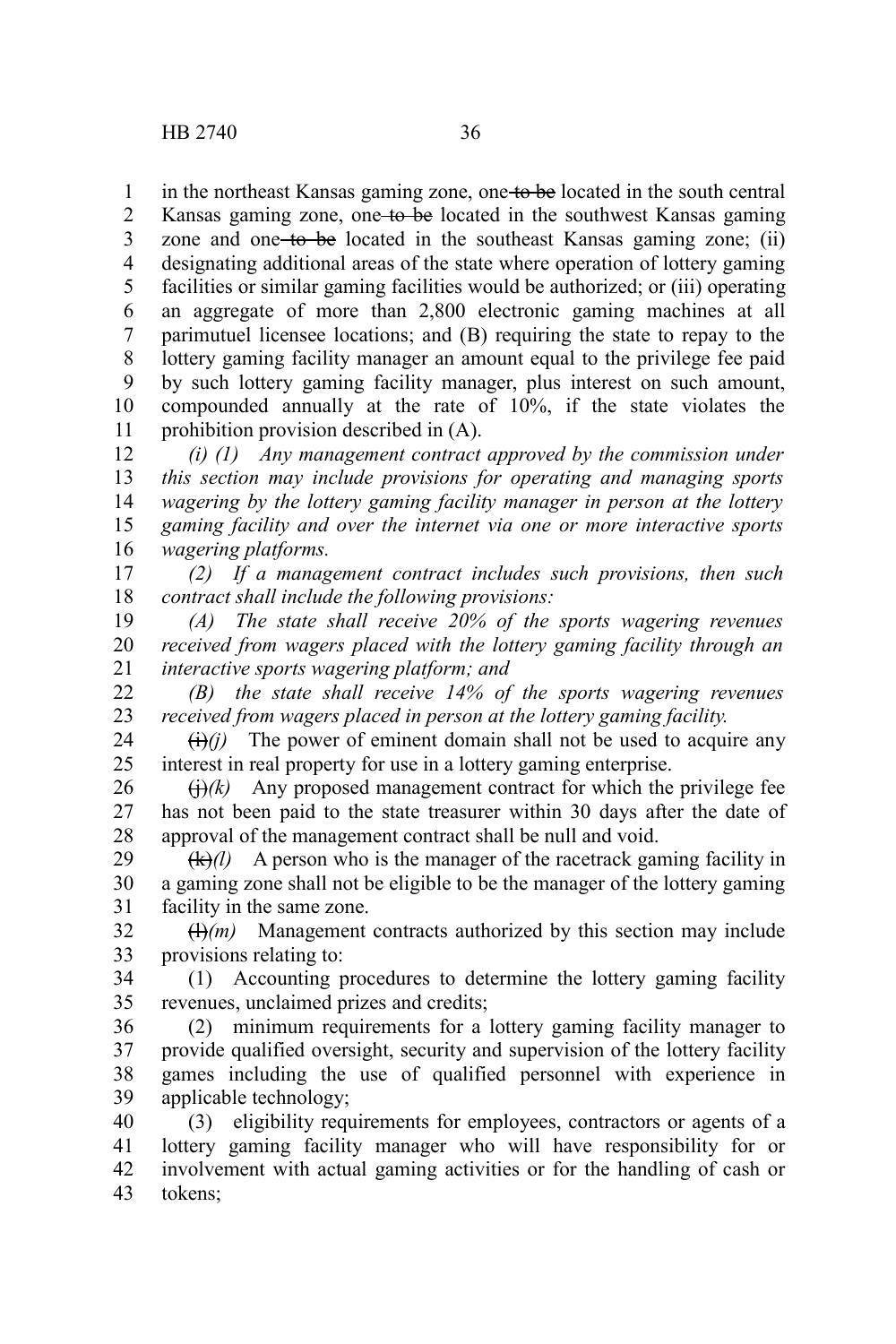in the northeast Kansas gaming zone, one ~~to be~~ located in the south central Kansas gaming zone, one ~~to be~~ located in the southwest Kansas gaming zone and one ~~to be~~ located in the southeast Kansas gaming zone; (ii) designating additional areas of the state where operation of lottery gaming facilities or similar gaming facilities would be authorized; or (iii) operating an aggregate of more than 2,800 electronic gaming machines at all parimutuel licensee locations; and (B) requiring the state to repay to the lottery gaming facility manager an amount equal to the privilege fee paid by such lottery gaming facility manager, plus interest on such amount, compounded annually at the rate of 10%, if the state violates the prohibition provision described in (A).

*(i) (1) Any management contract approved by the commission under this section may include provisions for operating and managing sports wagering by the lottery gaming facility manager in person at the lottery gaming facility and over the internet via one or more interactive sports wagering platforms.*

*(2) If a management contract includes such provisions, then such contract shall include the following provisions:*

*(A) The state shall receive 20% of the sports wagering revenues received from wagers placed with the lottery gaming facility through an interactive sports wagering platform; and*

*(B) the state shall receive 14% of the sports wagering revenues received from wagers placed in person at the lottery gaming facility.*

~~(i)~~*(j)* The power of eminent domain shall not be used to acquire any interest in real property for use in a lottery gaming enterprise.

~~(j)~~*(k)* Any proposed management contract for which the privilege fee has not been paid to the state treasurer within 30 days after the date of approval of the management contract shall be null and void.

~~(k)~~*(l)* A person who is the manager of the racetrack gaming facility in a gaming zone shall not be eligible to be the manager of the lottery gaming facility in the same zone.

~~(l)~~*(m)* Management contracts authorized by this section may include provisions relating to:

(1) Accounting procedures to determine the lottery gaming facility revenues, unclaimed prizes and credits;

(2) minimum requirements for a lottery gaming facility manager to provide qualified oversight, security and supervision of the lottery facility games including the use of qualified personnel with experience in applicable technology;

(3) eligibility requirements for employees, contractors or agents of a lottery gaming facility manager who will have responsibility for or involvement with actual gaming activities or for the handling of cash or tokens;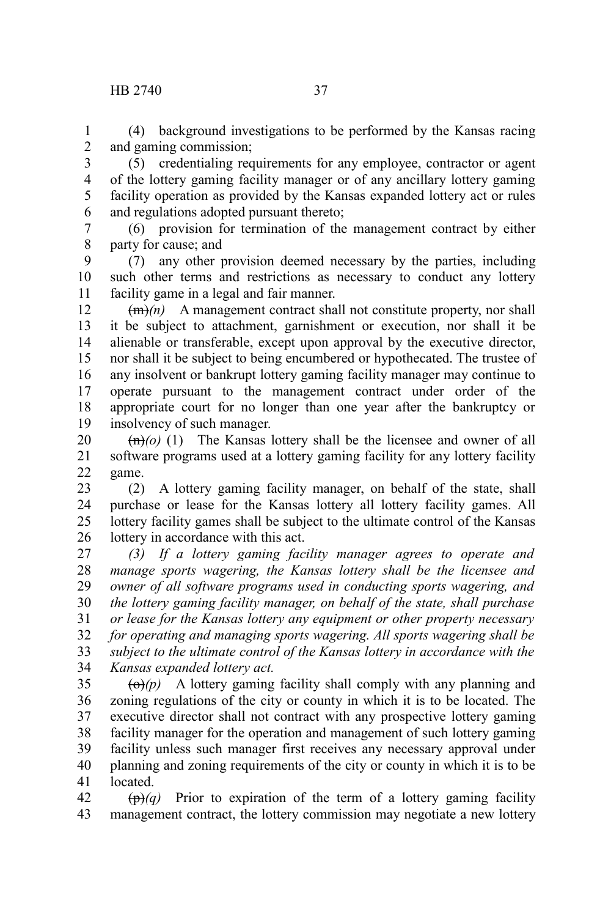(4) background investigations to be performed by the Kansas racing and gaming commission;

(5) credentialing requirements for any employee, contractor or agent of the lottery gaming facility manager or of any ancillary lottery gaming facility operation as provided by the Kansas expanded lottery act or rules and regulations adopted pursuant thereto;

(6) provision for termination of the management contract by either party for cause; and

(7) any other provision deemed necessary by the parties, including such other terms and restrictions as necessary to conduct any lottery facility game in a legal and fair manner.

~~(m)~~*(n)* A management contract shall not constitute property, nor shall it be subject to attachment, garnishment or execution, nor shall it be alienable or transferable, except upon approval by the executive director, nor shall it be subject to being encumbered or hypothecated. The trustee of any insolvent or bankrupt lottery gaming facility manager may continue to operate pursuant to the management contract under order of the appropriate court for no longer than one year after the bankruptcy or insolvency of such manager.

~~(n)~~*(o)* (1) The Kansas lottery shall be the licensee and owner of all software programs used at a lottery gaming facility for any lottery facility game.

(2) A lottery gaming facility manager, on behalf of the state, shall purchase or lease for the Kansas lottery all lottery facility games. All lottery facility games shall be subject to the ultimate control of the Kansas lottery in accordance with this act.

*(3) If a lottery gaming facility manager agrees to operate and manage sports wagering, the Kansas lottery shall be the licensee and owner of all software programs used in conducting sports wagering, and the lottery gaming facility manager, on behalf of the state, shall purchase or lease for the Kansas lottery any equipment or other property necessary for operating and managing sports wagering. All sports wagering shall be subject to the ultimate control of the Kansas lottery in accordance with the Kansas expanded lottery act.*

~~(o)~~*(p)* A lottery gaming facility shall comply with any planning and zoning regulations of the city or county in which it is to be located. The executive director shall not contract with any prospective lottery gaming facility manager for the operation and management of such lottery gaming facility unless such manager first receives any necessary approval under planning and zoning requirements of the city or county in which it is to be located.

~~(p)~~*(q)* Prior to expiration of the term of a lottery gaming facility management contract, the lottery commission may negotiate a new lottery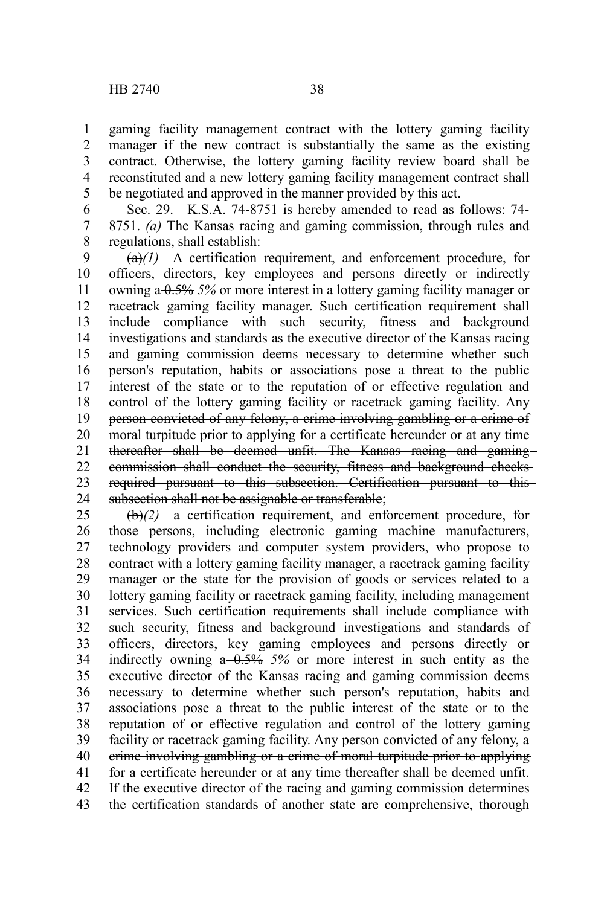gaming facility management contract with the lottery gaming facility manager if the new contract is substantially the same as the existing contract. Otherwise, the lottery gaming facility review board shall be reconstituted and a new lottery gaming facility management contract shall be negotiated and approved in the manner provided by this act.

Sec. 29. K.S.A. 74-8751 is hereby amended to read as follows: 74-8751. *(a)* The Kansas racing and gaming commission, through rules and regulations, shall establish:

~~(a)~~*(1)* A certification requirement, and enforcement procedure, for officers, directors, key employees and persons directly or indirectly owning a ~~0.5%~~ *5%* or more interest in a lottery gaming facility manager or racetrack gaming facility manager. Such certification requirement shall include compliance with such security, fitness and background investigations and standards as the executive director of the Kansas racing and gaming commission deems necessary to determine whether such person's reputation, habits or associations pose a threat to the public interest of the state or to the reputation of or effective regulation and control of the lottery gaming facility or racetrack gaming facility~~. Any person convicted of any felony, a crime involving gambling or a crime of moral turpitude prior to applying for a certificate hereunder or at any time thereafter shall be deemed unfit. The Kansas racing and gaming commission shall conduct the security, fitness and background checks required pursuant to this subsection. Certification pursuant to this subsection shall not be assignable or transferable~~;

~~(b)~~*(2)* a certification requirement, and enforcement procedure, for those persons, including electronic gaming machine manufacturers, technology providers and computer system providers, who propose to contract with a lottery gaming facility manager, a racetrack gaming facility manager or the state for the provision of goods or services related to a lottery gaming facility or racetrack gaming facility, including management services. Such certification requirements shall include compliance with such security, fitness and background investigations and standards of officers, directors, key gaming employees and persons directly or indirectly owning a ~~0.5%~~ *5%* or more interest in such entity as the executive director of the Kansas racing and gaming commission deems necessary to determine whether such person's reputation, habits and associations pose a threat to the public interest of the state or to the reputation of or effective regulation and control of the lottery gaming facility or racetrack gaming facility. ~~Any person convicted of any felony, a crime involving gambling or a crime of moral turpitude prior to applying for a certificate hereunder or at any time thereafter shall be deemed unfit.~~ If the executive director of the racing and gaming commission determines the certification standards of another state are comprehensive, thorough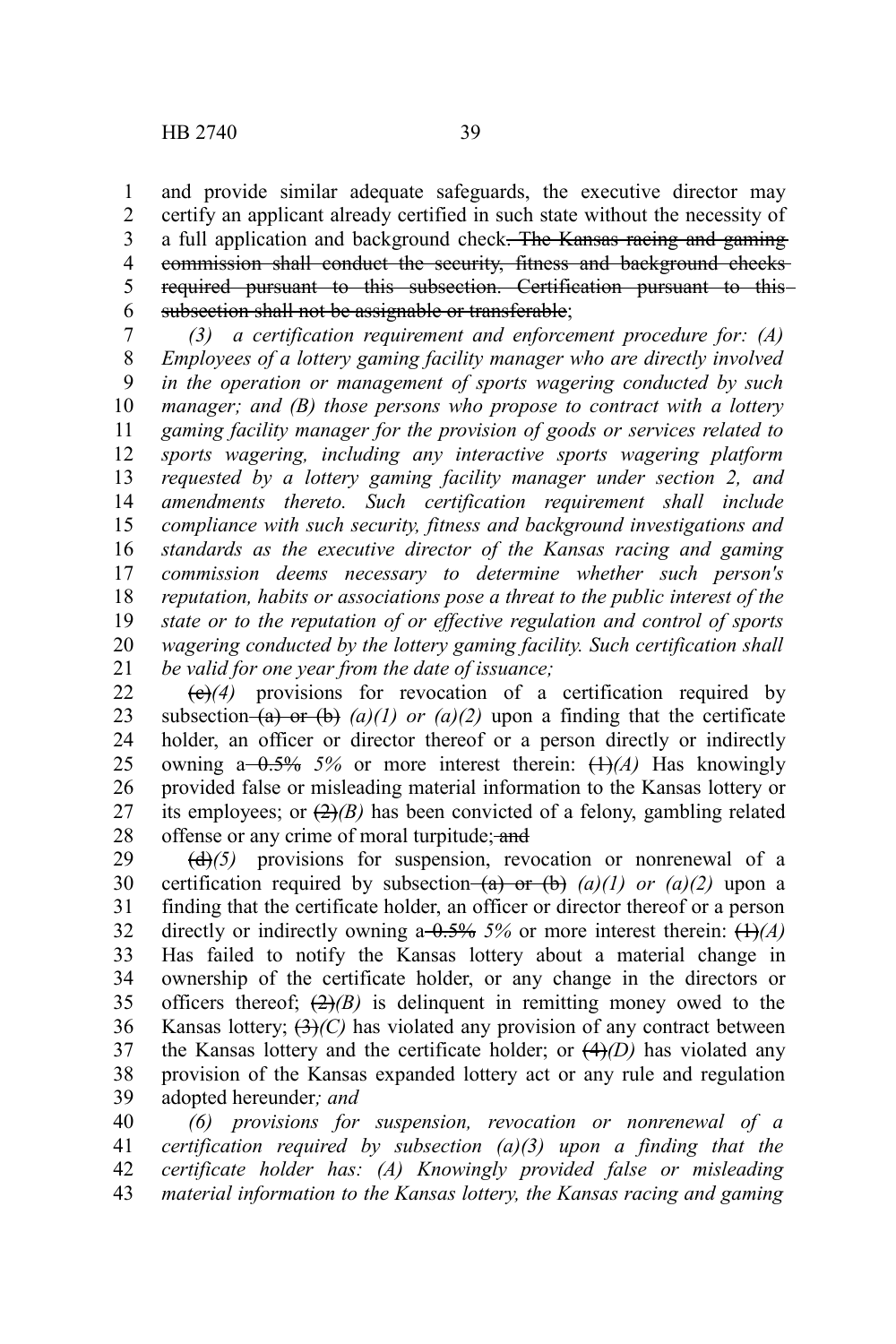and provide similar adequate safeguards, the executive director may certify an applicant already certified in such state without the necessity of a full application and background check~~. The Kansas racing and gaming commission shall conduct the security, fitness and background checks required pursuant to this subsection. Certification pursuant to this subsection shall not be assignable or transferable~~;

*(3) a certification requirement and enforcement procedure for: (A) Employees of a lottery gaming facility manager who are directly involved in the operation or management of sports wagering conducted by such manager; and (B) those persons who propose to contract with a lottery gaming facility manager for the provision of goods or services related to sports wagering, including any interactive sports wagering platform requested by a lottery gaming facility manager under section 2, and amendments thereto. Such certification requirement shall include compliance with such security, fitness and background investigations and standards as the executive director of the Kansas racing and gaming commission deems necessary to determine whether such person's reputation, habits or associations pose a threat to the public interest of the state or to the reputation of or effective regulation and control of sports wagering conducted by the lottery gaming facility. Such certification shall be valid for one year from the date of issuance;*

~~(c)~~*(4)* provisions for revocation of a certification required by subsection ~~(a) or (b)~~ *(a)(1) or (a)(2)* upon a finding that the certificate holder, an officer or director thereof or a person directly or indirectly owning a ~~0.5%~~ *5%* or more interest therein: ~~(1)~~*(A)* Has knowingly provided false or misleading material information to the Kansas lottery or its employees; or ~~(2)~~*(B)* has been convicted of a felony, gambling related offense or any crime of moral turpitude; ~~and~~

~~(d)~~*(5)* provisions for suspension, revocation or nonrenewal of a certification required by subsection ~~(a) or (b)~~ *(a)(1) or (a)(2)* upon a finding that the certificate holder, an officer or director thereof or a person directly or indirectly owning a ~~0.5%~~ *5%* or more interest therein: ~~(1)~~*(A)* Has failed to notify the Kansas lottery about a material change in ownership of the certificate holder, or any change in the directors or officers thereof; ~~(2)~~*(B)* is delinquent in remitting money owed to the Kansas lottery; ~~(3)~~*(C)* has violated any provision of any contract between the Kansas lottery and the certificate holder; or ~~(4)~~*(D)* has violated any provision of the Kansas expanded lottery act or any rule and regulation adopted hereunder*; and*

*(6) provisions for suspension, revocation or nonrenewal of a certification required by subsection (a)(3) upon a finding that the certificate holder has: (A) Knowingly provided false or misleading material information to the Kansas lottery, the Kansas racing and gaming*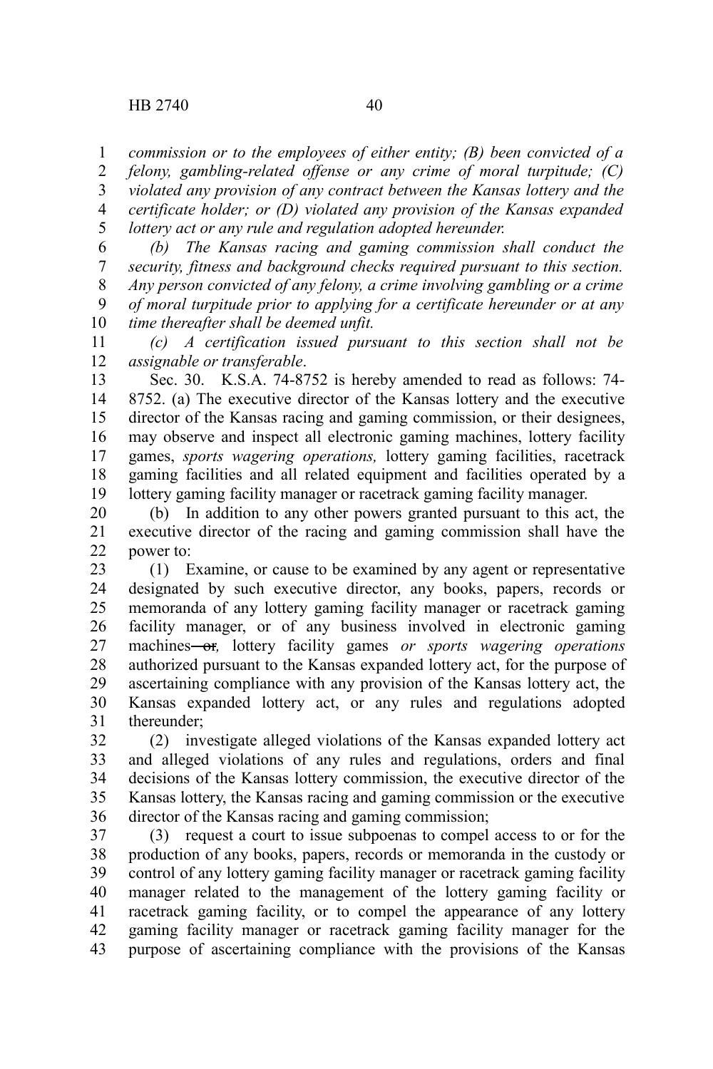*commission or to the employees of either entity; (B) been convicted of a felony, gambling-related offense or any crime of moral turpitude; (C) violated any provision of any contract between the Kansas lottery and the certificate holder; or (D) violated any provision of the Kansas expanded lottery act or any rule and regulation adopted hereunder.*

*(b) The Kansas racing and gaming commission shall conduct the security, fitness and background checks required pursuant to this section. Any person convicted of any felony, a crime involving gambling or a crime of moral turpitude prior to applying for a certificate hereunder or at any time thereafter shall be deemed unfit.*

*(c) A certification issued pursuant to this section shall not be assignable or transferable*.

Sec. 30. K.S.A. 74-8752 is hereby amended to read as follows: 74-8752. (a) The executive director of the Kansas lottery and the executive director of the Kansas racing and gaming commission, or their designees, may observe and inspect all electronic gaming machines, lottery facility games, *sports wagering operations,* lottery gaming facilities, racetrack gaming facilities and all related equipment and facilities operated by a lottery gaming facility manager or racetrack gaming facility manager.

(b) In addition to any other powers granted pursuant to this act, the executive director of the racing and gaming commission shall have the power to:

(1) Examine, or cause to be examined by any agent or representative designated by such executive director, any books, papers, records or memoranda of any lottery gaming facility manager or racetrack gaming facility manager, or of any business involved in electronic gaming machines ~~or~~*,* lottery facility games *or sports wagering operations* authorized pursuant to the Kansas expanded lottery act, for the purpose of ascertaining compliance with any provision of the Kansas lottery act, the Kansas expanded lottery act, or any rules and regulations adopted thereunder;

(2) investigate alleged violations of the Kansas expanded lottery act and alleged violations of any rules and regulations, orders and final decisions of the Kansas lottery commission, the executive director of the Kansas lottery, the Kansas racing and gaming commission or the executive director of the Kansas racing and gaming commission;

(3) request a court to issue subpoenas to compel access to or for the production of any books, papers, records or memoranda in the custody or control of any lottery gaming facility manager or racetrack gaming facility manager related to the management of the lottery gaming facility or racetrack gaming facility, or to compel the appearance of any lottery gaming facility manager or racetrack gaming facility manager for the purpose of ascertaining compliance with the provisions of the Kansas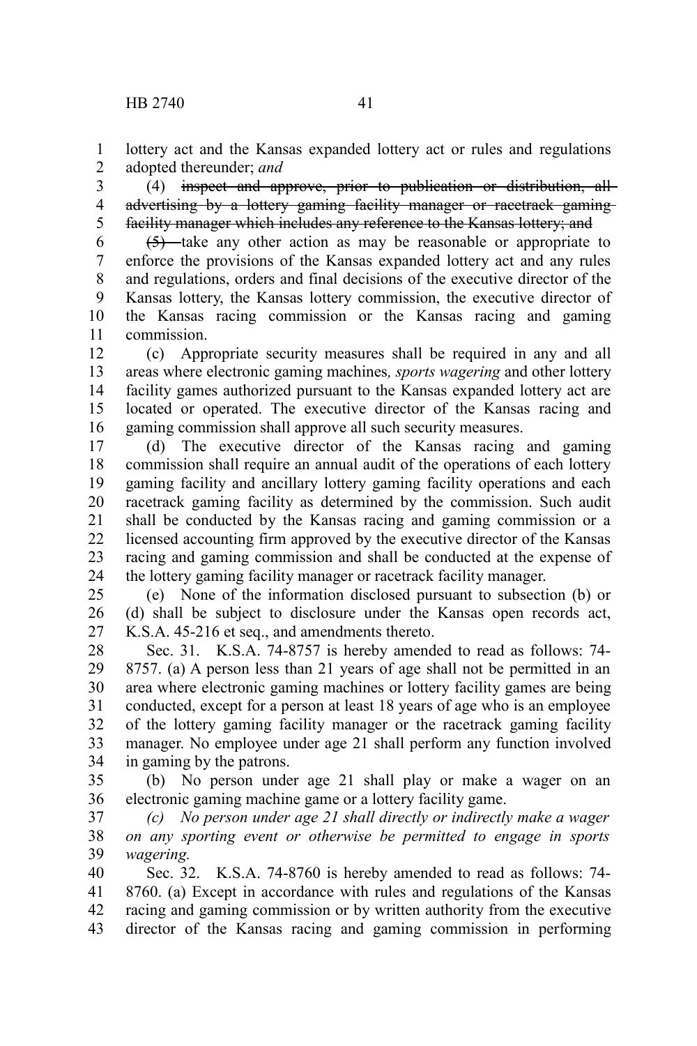lottery act and the Kansas expanded lottery act or rules and regulations adopted thereunder; *and*

(4) ~~inspect and approve, prior to publication or distribution, all advertising by a lottery gaming facility manager or racetrack gaming facility manager which includes any reference to the Kansas lottery; and~~

~~(5)~~ take any other action as may be reasonable or appropriate to enforce the provisions of the Kansas expanded lottery act and any rules and regulations, orders and final decisions of the executive director of the Kansas lottery, the Kansas lottery commission, the executive director of the Kansas racing commission or the Kansas racing and gaming commission.

(c) Appropriate security measures shall be required in any and all areas where electronic gaming machines*, sports wagering* and other lottery facility games authorized pursuant to the Kansas expanded lottery act are located or operated. The executive director of the Kansas racing and gaming commission shall approve all such security measures.

(d) The executive director of the Kansas racing and gaming commission shall require an annual audit of the operations of each lottery gaming facility and ancillary lottery gaming facility operations and each racetrack gaming facility as determined by the commission. Such audit shall be conducted by the Kansas racing and gaming commission or a licensed accounting firm approved by the executive director of the Kansas racing and gaming commission and shall be conducted at the expense of the lottery gaming facility manager or racetrack facility manager.

(e) None of the information disclosed pursuant to subsection (b) or (d) shall be subject to disclosure under the Kansas open records act, K.S.A. 45-216 et seq., and amendments thereto.

Sec. 31. K.S.A. 74-8757 is hereby amended to read as follows: 74-8757. (a) A person less than 21 years of age shall not be permitted in an area where electronic gaming machines or lottery facility games are being conducted, except for a person at least 18 years of age who is an employee of the lottery gaming facility manager or the racetrack gaming facility manager. No employee under age 21 shall perform any function involved in gaming by the patrons.

(b) No person under age 21 shall play or make a wager on an electronic gaming machine game or a lottery facility game.

*(c) No person under age 21 shall directly or indirectly make a wager on any sporting event or otherwise be permitted to engage in sports wagering.*

Sec. 32. K.S.A. 74-8760 is hereby amended to read as follows: 74-8760. (a) Except in accordance with rules and regulations of the Kansas racing and gaming commission or by written authority from the executive director of the Kansas racing and gaming commission in performing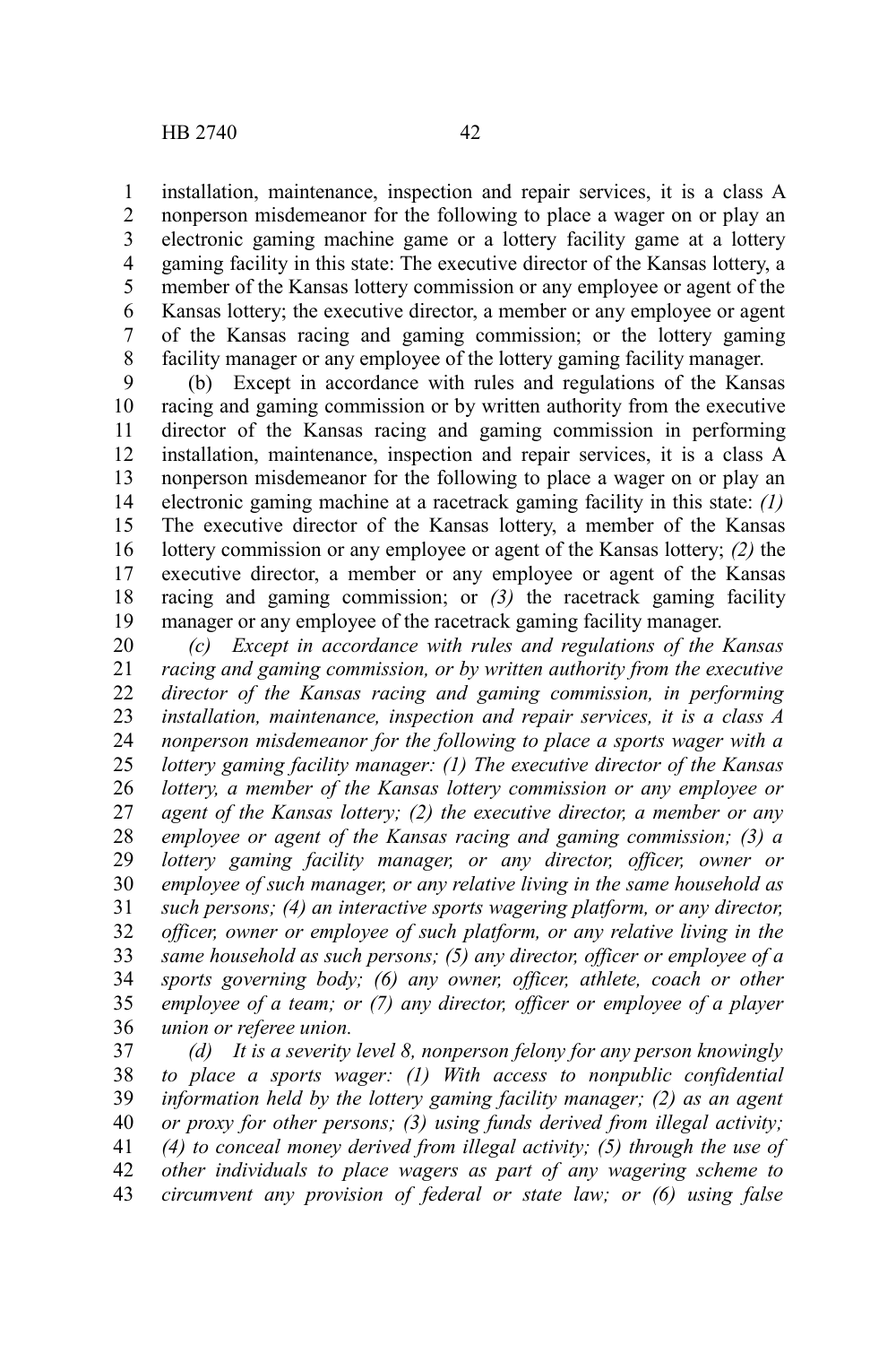installation, maintenance, inspection and repair services, it is a class A nonperson misdemeanor for the following to place a wager on or play an electronic gaming machine game or a lottery facility game at a lottery gaming facility in this state: The executive director of the Kansas lottery, a member of the Kansas lottery commission or any employee or agent of the Kansas lottery; the executive director, a member or any employee or agent of the Kansas racing and gaming commission; or the lottery gaming facility manager or any employee of the lottery gaming facility manager.

(b) Except in accordance with rules and regulations of the Kansas racing and gaming commission or by written authority from the executive director of the Kansas racing and gaming commission in performing installation, maintenance, inspection and repair services, it is a class A nonperson misdemeanor for the following to place a wager on or play an electronic gaming machine at a racetrack gaming facility in this state: *(1)* The executive director of the Kansas lottery, a member of the Kansas lottery commission or any employee or agent of the Kansas lottery; *(2)* the executive director, a member or any employee or agent of the Kansas racing and gaming commission; or *(3)* the racetrack gaming facility manager or any employee of the racetrack gaming facility manager.

*(c) Except in accordance with rules and regulations of the Kansas racing and gaming commission, or by written authority from the executive director of the Kansas racing and gaming commission, in performing installation, maintenance, inspection and repair services, it is a class A nonperson misdemeanor for the following to place a sports wager with a lottery gaming facility manager: (1) The executive director of the Kansas lottery, a member of the Kansas lottery commission or any employee or agent of the Kansas lottery; (2) the executive director, a member or any employee or agent of the Kansas racing and gaming commission; (3) a lottery gaming facility manager, or any director, officer, owner or employee of such manager, or any relative living in the same household as such persons; (4) an interactive sports wagering platform, or any director, officer, owner or employee of such platform, or any relative living in the same household as such persons; (5) any director, officer or employee of a sports governing body; (6) any owner, officer, athlete, coach or other employee of a team; or (7) any director, officer or employee of a player union or referee union.*

*(d) It is a severity level 8, nonperson felony for any person knowingly to place a sports wager: (1) With access to nonpublic confidential information held by the lottery gaming facility manager; (2) as an agent or proxy for other persons; (3) using funds derived from illegal activity; (4) to conceal money derived from illegal activity; (5) through the use of other individuals to place wagers as part of any wagering scheme to circumvent any provision of federal or state law; or (6) using false*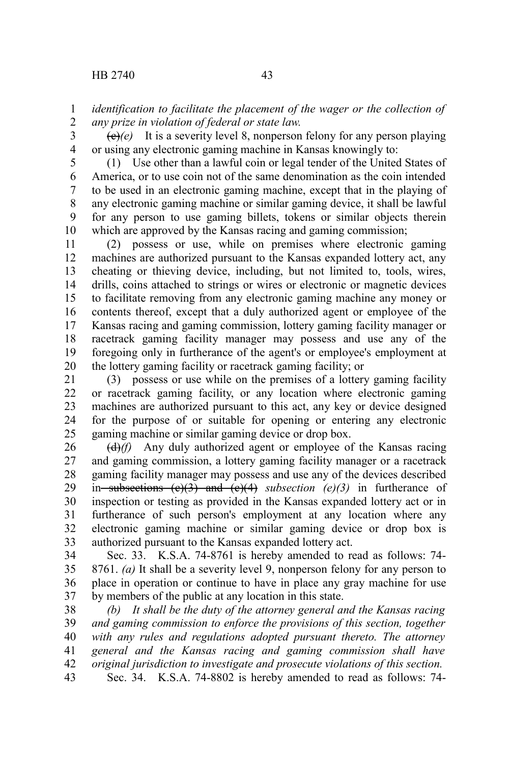*identification to facilitate the placement of the wager or the collection of any prize in violation of federal or state law.*

~~(c)~~*(e)* It is a severity level 8, nonperson felony for any person playing or using any electronic gaming machine in Kansas knowingly to:

(1) Use other than a lawful coin or legal tender of the United States of America, or to use coin not of the same denomination as the coin intended to be used in an electronic gaming machine, except that in the playing of any electronic gaming machine or similar gaming device, it shall be lawful for any person to use gaming billets, tokens or similar objects therein which are approved by the Kansas racing and gaming commission;

(2) possess or use, while on premises where electronic gaming machines are authorized pursuant to the Kansas expanded lottery act, any cheating or thieving device, including, but not limited to, tools, wires, drills, coins attached to strings or wires or electronic or magnetic devices to facilitate removing from any electronic gaming machine any money or contents thereof, except that a duly authorized agent or employee of the Kansas racing and gaming commission, lottery gaming facility manager or racetrack gaming facility manager may possess and use any of the foregoing only in furtherance of the agent's or employee's employment at the lottery gaming facility or racetrack gaming facility; or

(3) possess or use while on the premises of a lottery gaming facility or racetrack gaming facility, or any location where electronic gaming machines are authorized pursuant to this act, any key or device designed for the purpose of or suitable for opening or entering any electronic gaming machine or similar gaming device or drop box.

~~(d)~~*(f)* Any duly authorized agent or employee of the Kansas racing and gaming commission, a lottery gaming facility manager or a racetrack gaming facility manager may possess and use any of the devices described in ~~subsections (c)(3) and (c)(4)~~ *subsection (e)(3)* in furtherance of inspection or testing as provided in the Kansas expanded lottery act or in furtherance of such person's employment at any location where any electronic gaming machine or similar gaming device or drop box is authorized pursuant to the Kansas expanded lottery act.

Sec. 33. K.S.A. 74-8761 is hereby amended to read as follows: 74-8761. *(a)* It shall be a severity level 9, nonperson felony for any person to place in operation or continue to have in place any gray machine for use by members of the public at any location in this state.

*(b) It shall be the duty of the attorney general and the Kansas racing and gaming commission to enforce the provisions of this section, together with any rules and regulations adopted pursuant thereto. The attorney general and the Kansas racing and gaming commission shall have original jurisdiction to investigate and prosecute violations of this section.*

Sec. 34. K.S.A. 74-8802 is hereby amended to read as follows: 74-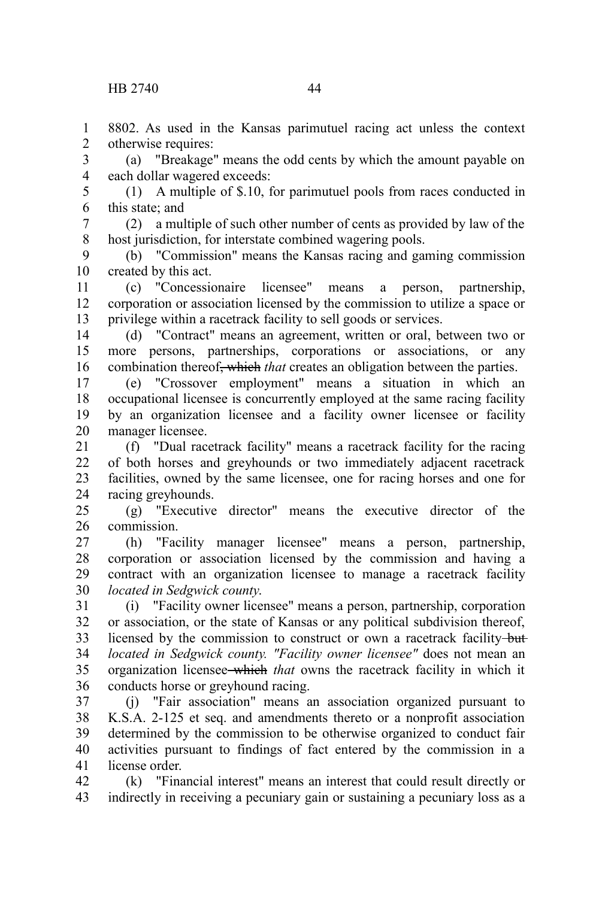8802. As used in the Kansas parimutuel racing act unless the context otherwise requires:

(a) "Breakage" means the odd cents by which the amount payable on each dollar wagered exceeds:

(1) A multiple of $.10, for parimutuel pools from races conducted in this state; and

(2) a multiple of such other number of cents as provided by law of the host jurisdiction, for interstate combined wagering pools.

(b) "Commission" means the Kansas racing and gaming commission created by this act.

(c) "Concessionaire licensee" means a person, partnership, corporation or association licensed by the commission to utilize a space or privilege within a racetrack facility to sell goods or services.

(d) "Contract" means an agreement, written or oral, between two or more persons, partnerships, corporations or associations, or any combination thereof~~, which~~ *that* creates an obligation between the parties.

(e) "Crossover employment" means a situation in which an occupational licensee is concurrently employed at the same racing facility by an organization licensee and a facility owner licensee or facility manager licensee.

(f) "Dual racetrack facility" means a racetrack facility for the racing of both horses and greyhounds or two immediately adjacent racetrack facilities, owned by the same licensee, one for racing horses and one for racing greyhounds.

(g) "Executive director" means the executive director of the commission.

(h) "Facility manager licensee" means a person, partnership, corporation or association licensed by the commission and having a contract with an organization licensee to manage a racetrack facility *located in Sedgwick county*.

(i) "Facility owner licensee" means a person, partnership, corporation or association, or the state of Kansas or any political subdivision thereof, licensed by the commission to construct or own a racetrack facility ~~but~~ *located in Sedgwick county. "Facility owner licensee"* does not mean an organization licensee ~~which~~ *that* owns the racetrack facility in which it conducts horse or greyhound racing.

(j) "Fair association" means an association organized pursuant to K.S.A. 2-125 et seq. and amendments thereto or a nonprofit association determined by the commission to be otherwise organized to conduct fair activities pursuant to findings of fact entered by the commission in a license order.

(k) "Financial interest" means an interest that could result directly or indirectly in receiving a pecuniary gain or sustaining a pecuniary loss as a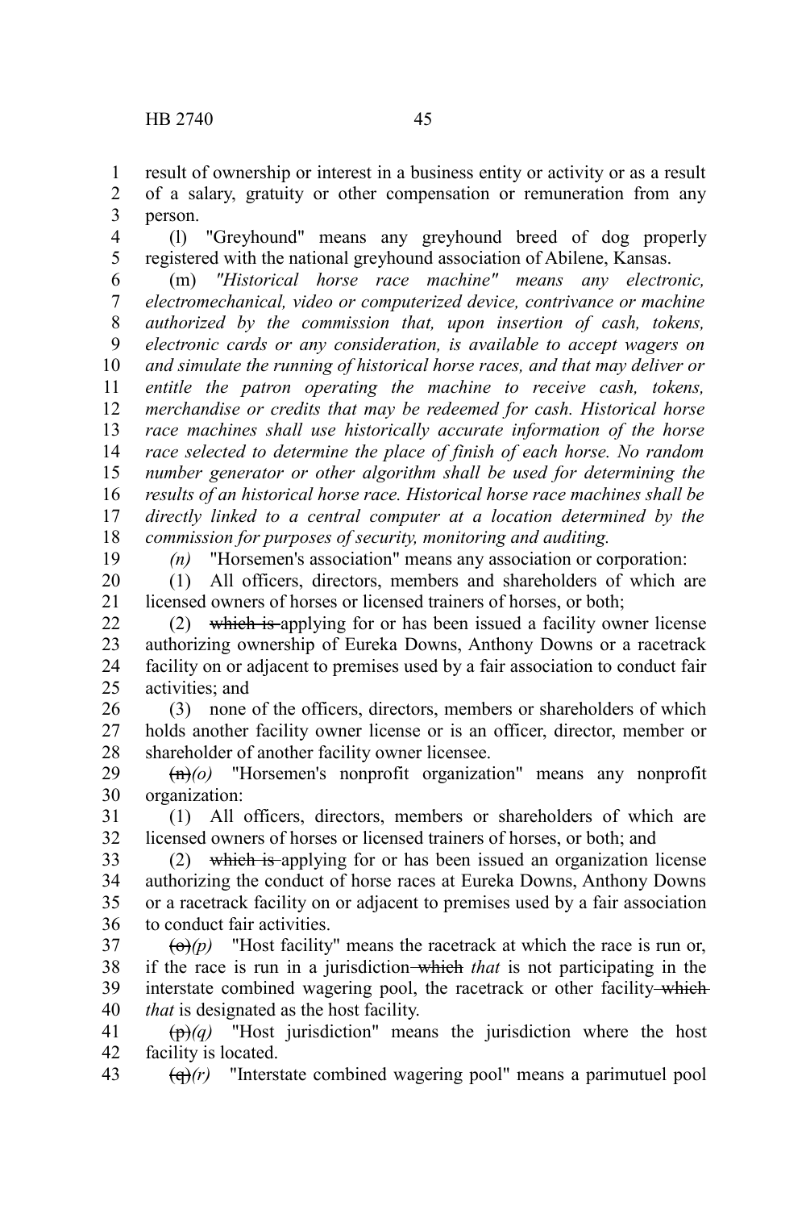result of ownership or interest in a business entity or activity or as a result of a salary, gratuity or other compensation or remuneration from any person.

(l) "Greyhound" means any greyhound breed of dog properly registered with the national greyhound association of Abilene, Kansas.

(m) *"Historical horse race machine" means any electronic, electromechanical, video or computerized device, contrivance or machine authorized by the commission that, upon insertion of cash, tokens, electronic cards or any consideration, is available to accept wagers on and simulate the running of historical horse races, and that may deliver or entitle the patron operating the machine to receive cash, tokens, merchandise or credits that may be redeemed for cash. Historical horse race machines shall use historically accurate information of the horse race selected to determine the place of finish of each horse. No random number generator or other algorithm shall be used for determining the results of an historical horse race. Historical horse race machines shall be directly linked to a central computer at a location determined by the commission for purposes of security, monitoring and auditing.*

*(n)* "Horsemen's association" means any association or corporation:

(1) All officers, directors, members and shareholders of which are licensed owners of horses or licensed trainers of horses, or both;

(2) ~~which is~~ applying for or has been issued a facility owner license authorizing ownership of Eureka Downs, Anthony Downs or a racetrack facility on or adjacent to premises used by a fair association to conduct fair activities; and

(3) none of the officers, directors, members or shareholders of which holds another facility owner license or is an officer, director, member or shareholder of another facility owner licensee.

~~(n)~~*(o)* "Horsemen's nonprofit organization" means any nonprofit organization:

(1) All officers, directors, members or shareholders of which are licensed owners of horses or licensed trainers of horses, or both; and

(2) ~~which is~~ applying for or has been issued an organization license authorizing the conduct of horse races at Eureka Downs, Anthony Downs or a racetrack facility on or adjacent to premises used by a fair association to conduct fair activities.

~~(o)~~*(p)* "Host facility" means the racetrack at which the race is run or, if the race is run in a jurisdiction ~~which~~ *that* is not participating in the interstate combined wagering pool, the racetrack or other facility ~~which~~ *that* is designated as the host facility.

~~(p)~~*(q)* "Host jurisdiction" means the jurisdiction where the host facility is located.

~~(q)~~*(r)* "Interstate combined wagering pool" means a parimutuel pool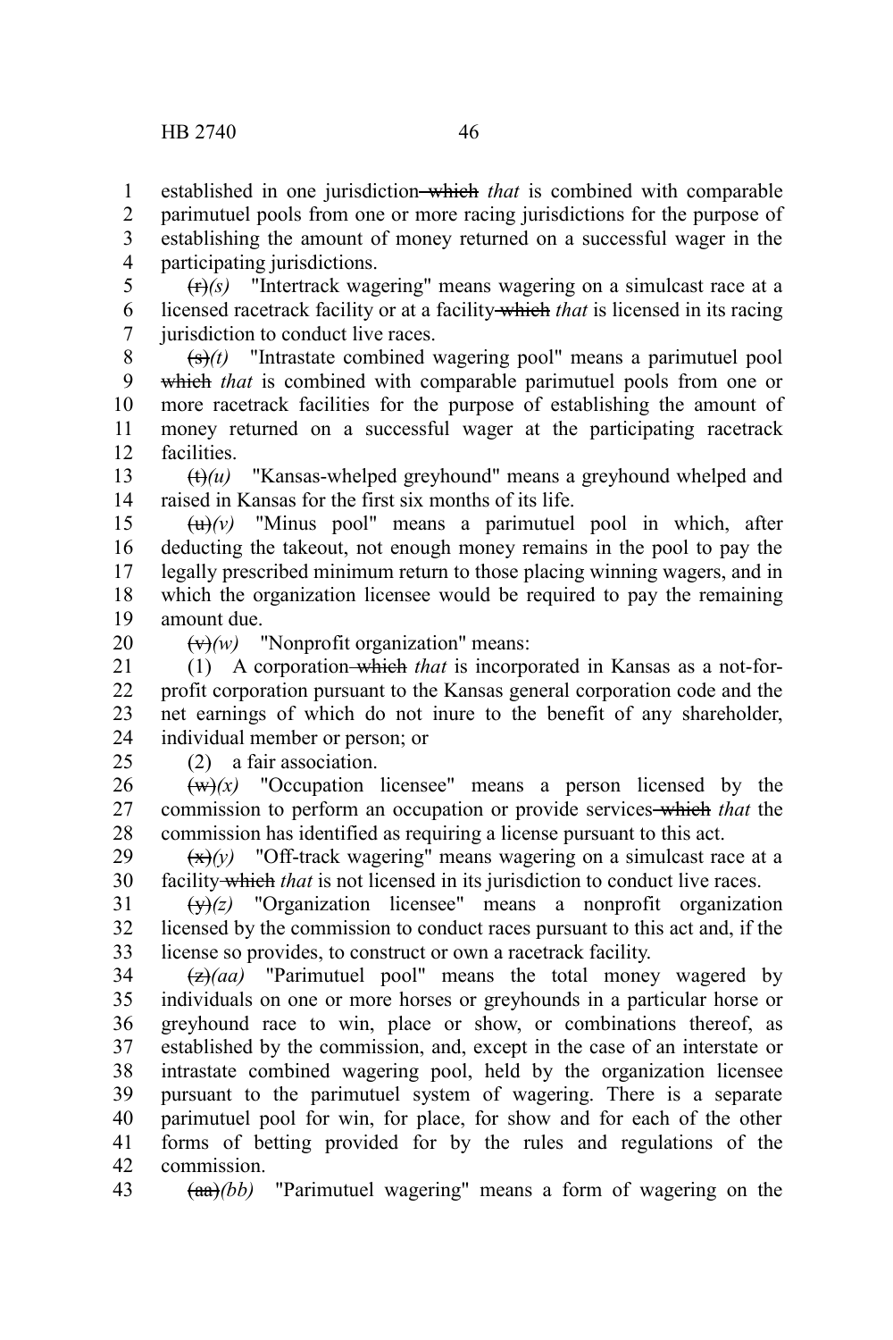established in one jurisdiction ~~which~~ *that* is combined with comparable parimutuel pools from one or more racing jurisdictions for the purpose of establishing the amount of money returned on a successful wager in the participating jurisdictions.

~~(r)~~*(s)* "Intertrack wagering" means wagering on a simulcast race at a licensed racetrack facility or at a facility ~~which~~ *that* is licensed in its racing jurisdiction to conduct live races.

~~(s)~~*(t)* "Intrastate combined wagering pool" means a parimutuel pool ~~which~~ *that* is combined with comparable parimutuel pools from one or more racetrack facilities for the purpose of establishing the amount of money returned on a successful wager at the participating racetrack facilities.

~~(t)~~*(u)* "Kansas-whelped greyhound" means a greyhound whelped and raised in Kansas for the first six months of its life.

~~(u)~~*(v)* "Minus pool" means a parimutuel pool in which, after deducting the takeout, not enough money remains in the pool to pay the legally prescribed minimum return to those placing winning wagers, and in which the organization licensee would be required to pay the remaining amount due.

~~(v)~~*(w)* "Nonprofit organization" means:

(1) A corporation ~~which~~ *that* is incorporated in Kansas as a not-for-profit corporation pursuant to the Kansas general corporation code and the net earnings of which do not inure to the benefit of any shareholder, individual member or person; or

(2) a fair association.

~~(w)~~*(x)* "Occupation licensee" means a person licensed by the commission to perform an occupation or provide services ~~which~~ *that* the commission has identified as requiring a license pursuant to this act.

~~(x)~~*(y)* "Off-track wagering" means wagering on a simulcast race at a facility ~~which~~ *that* is not licensed in its jurisdiction to conduct live races.

~~(y)~~*(z)* "Organization licensee" means a nonprofit organization licensed by the commission to conduct races pursuant to this act and, if the license so provides, to construct or own a racetrack facility.

~~(z)~~*(aa)* "Parimutuel pool" means the total money wagered by individuals on one or more horses or greyhounds in a particular horse or greyhound race to win, place or show, or combinations thereof, as established by the commission, and, except in the case of an interstate or intrastate combined wagering pool, held by the organization licensee pursuant to the parimutuel system of wagering. There is a separate parimutuel pool for win, for place, for show and for each of the other forms of betting provided for by the rules and regulations of the commission.

~~(aa)~~*(bb)* "Parimutuel wagering" means a form of wagering on the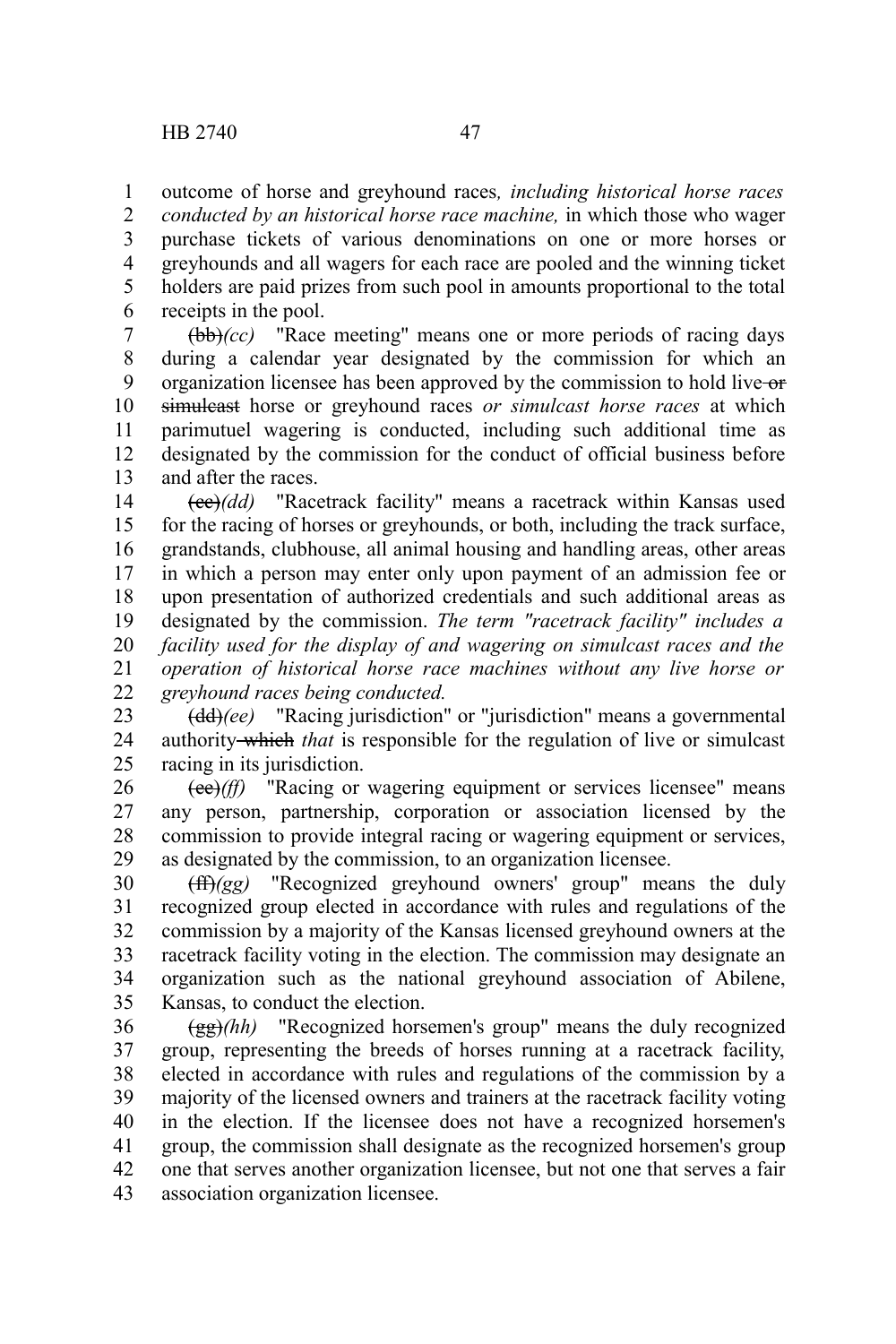outcome of horse and greyhound races*, including historical horse races conducted by an historical horse race machine,* in which those who wager purchase tickets of various denominations on one or more horses or greyhounds and all wagers for each race are pooled and the winning ticket holders are paid prizes from such pool in amounts proportional to the total receipts in the pool.

~~(bb)~~*(cc)* "Race meeting" means one or more periods of racing days during a calendar year designated by the commission for which an organization licensee has been approved by the commission to hold live ~~or simulcast~~ horse or greyhound races *or simulcast horse races* at which parimutuel wagering is conducted, including such additional time as designated by the commission for the conduct of official business before and after the races.

~~(cc)~~*(dd)* "Racetrack facility" means a racetrack within Kansas used for the racing of horses or greyhounds, or both, including the track surface, grandstands, clubhouse, all animal housing and handling areas, other areas in which a person may enter only upon payment of an admission fee or upon presentation of authorized credentials and such additional areas as designated by the commission. *The term "racetrack facility" includes a facility used for the display of and wagering on simulcast races and the operation of historical horse race machines without any live horse or greyhound races being conducted.*

~~(dd)~~*(ee)* "Racing jurisdiction" or "jurisdiction" means a governmental authority ~~which~~ *that* is responsible for the regulation of live or simulcast racing in its jurisdiction.

~~(ee)~~*(ff)* "Racing or wagering equipment or services licensee" means any person, partnership, corporation or association licensed by the commission to provide integral racing or wagering equipment or services, as designated by the commission, to an organization licensee.

~~(ff)~~*(gg)* "Recognized greyhound owners' group" means the duly recognized group elected in accordance with rules and regulations of the commission by a majority of the Kansas licensed greyhound owners at the racetrack facility voting in the election. The commission may designate an organization such as the national greyhound association of Abilene, Kansas, to conduct the election.

~~(gg)~~*(hh)* "Recognized horsemen's group" means the duly recognized group, representing the breeds of horses running at a racetrack facility, elected in accordance with rules and regulations of the commission by a majority of the licensed owners and trainers at the racetrack facility voting in the election. If the licensee does not have a recognized horsemen's group, the commission shall designate as the recognized horsemen's group one that serves another organization licensee, but not one that serves a fair association organization licensee.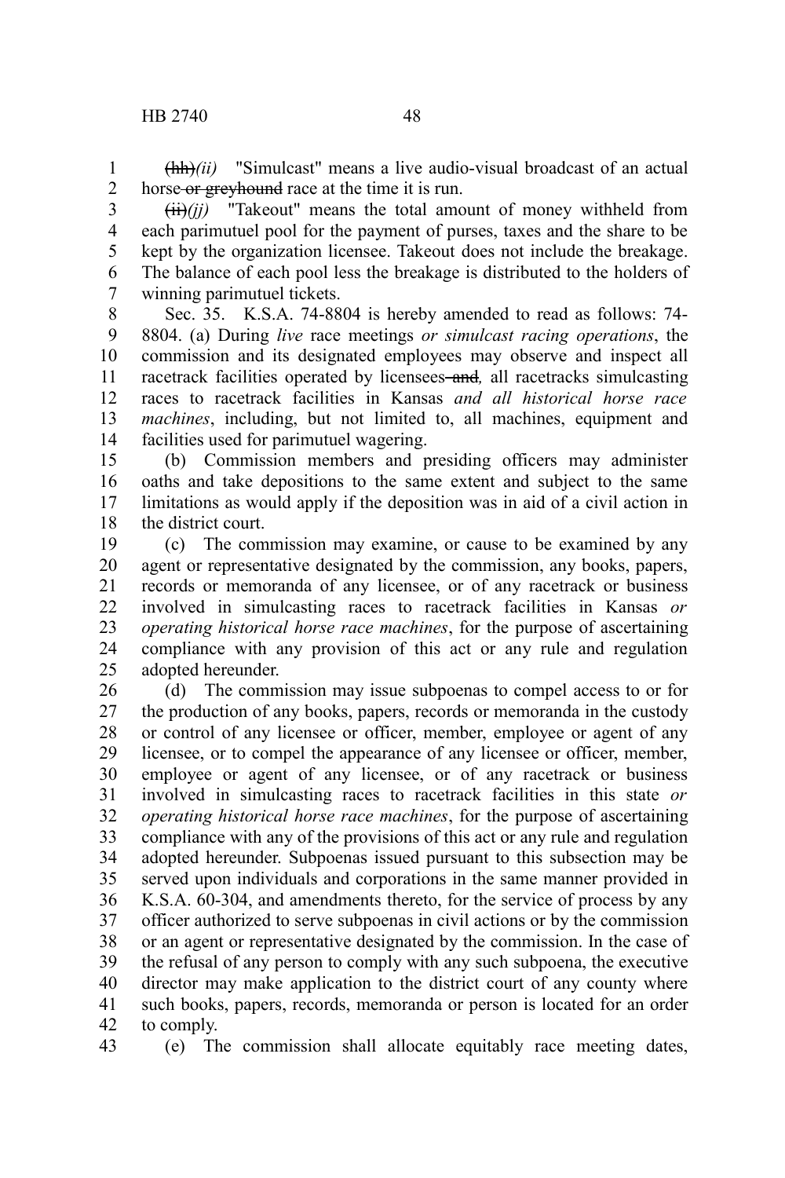~~(hh)~~*(ii)* "Simulcast" means a live audio-visual broadcast of an actual horse ~~or greyhound~~ race at the time it is run.

~~(ii)~~*(jj)* "Takeout" means the total amount of money withheld from each parimutuel pool for the payment of purses, taxes and the share to be kept by the organization licensee. Takeout does not include the breakage. The balance of each pool less the breakage is distributed to the holders of winning parimutuel tickets.

Sec. 35. K.S.A. 74-8804 is hereby amended to read as follows: 74-8804. (a) During *live* race meetings *or simulcast racing operations*, the commission and its designated employees may observe and inspect all racetrack facilities operated by licensees ~~and~~*,* all racetracks simulcasting races to racetrack facilities in Kansas *and all historical horse race machines*, including, but not limited to, all machines, equipment and facilities used for parimutuel wagering.

(b) Commission members and presiding officers may administer oaths and take depositions to the same extent and subject to the same limitations as would apply if the deposition was in aid of a civil action in the district court.

(c) The commission may examine, or cause to be examined by any agent or representative designated by the commission, any books, papers, records or memoranda of any licensee, or of any racetrack or business involved in simulcasting races to racetrack facilities in Kansas *or operating historical horse race machines*, for the purpose of ascertaining compliance with any provision of this act or any rule and regulation adopted hereunder.

(d) The commission may issue subpoenas to compel access to or for the production of any books, papers, records or memoranda in the custody or control of any licensee or officer, member, employee or agent of any licensee, or to compel the appearance of any licensee or officer, member, employee or agent of any licensee, or of any racetrack or business involved in simulcasting races to racetrack facilities in this state *or operating historical horse race machines*, for the purpose of ascertaining compliance with any of the provisions of this act or any rule and regulation adopted hereunder. Subpoenas issued pursuant to this subsection may be served upon individuals and corporations in the same manner provided in K.S.A. 60-304, and amendments thereto, for the service of process by any officer authorized to serve subpoenas in civil actions or by the commission or an agent or representative designated by the commission. In the case of the refusal of any person to comply with any such subpoena, the executive director may make application to the district court of any county where such books, papers, records, memoranda or person is located for an order to comply.

(e) The commission shall allocate equitably race meeting dates,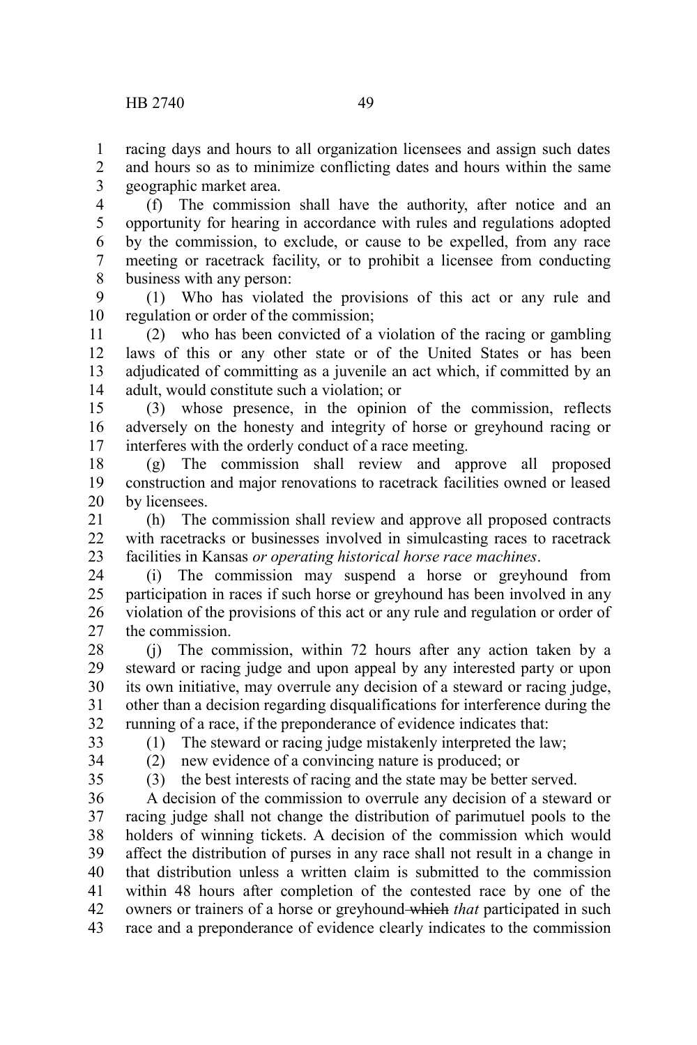racing days and hours to all organization licensees and assign such dates and hours so as to minimize conflicting dates and hours within the same geographic market area.

(f) The commission shall have the authority, after notice and an opportunity for hearing in accordance with rules and regulations adopted by the commission, to exclude, or cause to be expelled, from any race meeting or racetrack facility, or to prohibit a licensee from conducting business with any person:

(1) Who has violated the provisions of this act or any rule and regulation or order of the commission;

(2) who has been convicted of a violation of the racing or gambling laws of this or any other state or of the United States or has been adjudicated of committing as a juvenile an act which, if committed by an adult, would constitute such a violation; or

(3) whose presence, in the opinion of the commission, reflects adversely on the honesty and integrity of horse or greyhound racing or interferes with the orderly conduct of a race meeting.

(g) The commission shall review and approve all proposed construction and major renovations to racetrack facilities owned or leased by licensees.

(h) The commission shall review and approve all proposed contracts with racetracks or businesses involved in simulcasting races to racetrack facilities in Kansas *or operating historical horse race machines*.

(i) The commission may suspend a horse or greyhound from participation in races if such horse or greyhound has been involved in any violation of the provisions of this act or any rule and regulation or order of the commission.

(j) The commission, within 72 hours after any action taken by a steward or racing judge and upon appeal by any interested party or upon its own initiative, may overrule any decision of a steward or racing judge, other than a decision regarding disqualifications for interference during the running of a race, if the preponderance of evidence indicates that:

(1) The steward or racing judge mistakenly interpreted the law;

(2) new evidence of a convincing nature is produced; or

(3) the best interests of racing and the state may be better served.

A decision of the commission to overrule any decision of a steward or racing judge shall not change the distribution of parimutuel pools to the holders of winning tickets. A decision of the commission which would affect the distribution of purses in any race shall not result in a change in that distribution unless a written claim is submitted to the commission within 48 hours after completion of the contested race by one of the owners or trainers of a horse or greyhound ~~which~~ *that* participated in such race and a preponderance of evidence clearly indicates to the commission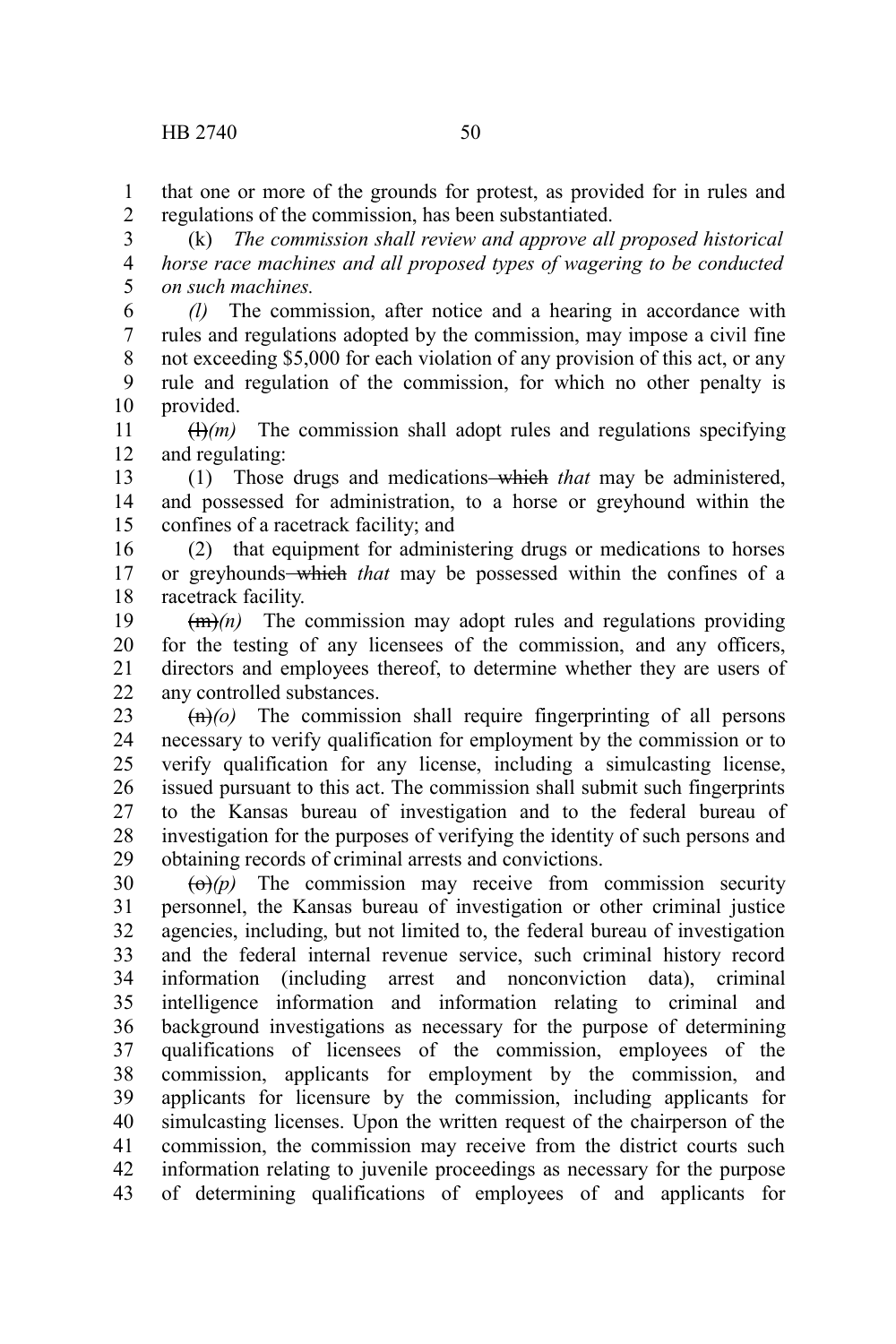that one or more of the grounds for protest, as provided for in rules and regulations of the commission, has been substantiated.

(k) *The commission shall review and approve all proposed historical horse race machines and all proposed types of wagering to be conducted on such machines.*

*(l)* The commission, after notice and a hearing in accordance with rules and regulations adopted by the commission, may impose a civil fine not exceeding $5,000 for each violation of any provision of this act, or any rule and regulation of the commission, for which no other penalty is provided.

~~(l)~~*(m)* The commission shall adopt rules and regulations specifying and regulating:

(1) Those drugs and medications ~~which~~ *that* may be administered, and possessed for administration, to a horse or greyhound within the confines of a racetrack facility; and

(2) that equipment for administering drugs or medications to horses or greyhounds ~~which~~ *that* may be possessed within the confines of a racetrack facility.

~~(m)~~*(n)* The commission may adopt rules and regulations providing for the testing of any licensees of the commission, and any officers, directors and employees thereof, to determine whether they are users of any controlled substances.

~~(n)~~*(o)* The commission shall require fingerprinting of all persons necessary to verify qualification for employment by the commission or to verify qualification for any license, including a simulcasting license, issued pursuant to this act. The commission shall submit such fingerprints to the Kansas bureau of investigation and to the federal bureau of investigation for the purposes of verifying the identity of such persons and obtaining records of criminal arrests and convictions.

~~(o)~~*(p)* The commission may receive from commission security personnel, the Kansas bureau of investigation or other criminal justice agencies, including, but not limited to, the federal bureau of investigation and the federal internal revenue service, such criminal history record information (including arrest and nonconviction data), criminal intelligence information and information relating to criminal and background investigations as necessary for the purpose of determining qualifications of licensees of the commission, employees of the commission, applicants for employment by the commission, and applicants for licensure by the commission, including applicants for simulcasting licenses. Upon the written request of the chairperson of the commission, the commission may receive from the district courts such information relating to juvenile proceedings as necessary for the purpose of determining qualifications of employees of and applicants for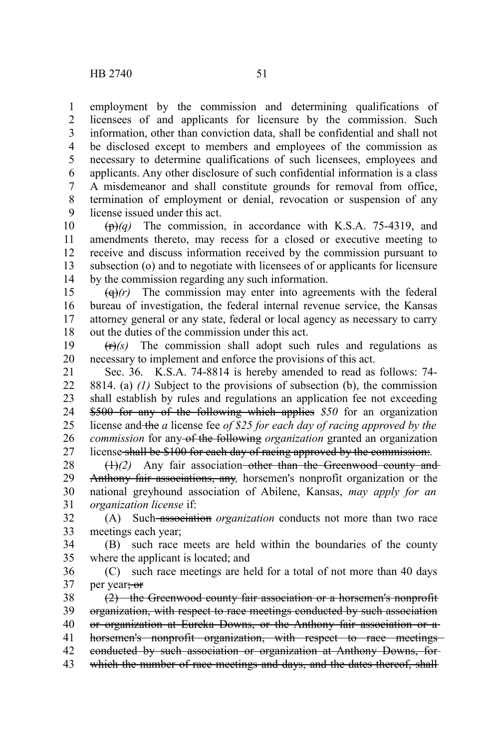employment by the commission and determining qualifications of licensees of and applicants for licensure by the commission. Such information, other than conviction data, shall be confidential and shall not be disclosed except to members and employees of the commission as necessary to determine qualifications of such licensees, employees and applicants. Any other disclosure of such confidential information is a class A misdemeanor and shall constitute grounds for removal from office, termination of employment or denial, revocation or suspension of any license issued under this act.

~~(p)~~*(q)* The commission, in accordance with K.S.A. 75-4319, and amendments thereto, may recess for a closed or executive meeting to receive and discuss information received by the commission pursuant to subsection (o) and to negotiate with licensees of or applicants for licensure by the commission regarding any such information.

~~(q)~~*(r)* The commission may enter into agreements with the federal bureau of investigation, the federal internal revenue service, the Kansas attorney general or any state, federal or local agency as necessary to carry out the duties of the commission under this act.

~~(r)~~*(s)* The commission shall adopt such rules and regulations as necessary to implement and enforce the provisions of this act.

Sec. 36. K.S.A. 74-8814 is hereby amended to read as follows: 74-8814. (a) *(1)* Subject to the provisions of subsection (b), the commission shall establish by rules and regulations an application fee not exceeding ~~$500 for any of the following which applies~~ *$50* for an organization license and ~~the~~ *a* license fee *of $25 for each day of racing approved by the commission* for any ~~of the following~~ *organization* granted an organization license ~~shall be $100 for each day of racing approved by the commission:~~*.*

~~(1)~~*(2)* Any fair association ~~other than the Greenwood county and Anthony fair associations, any~~*,* horsemen's nonprofit organization or the national greyhound association of Abilene, Kansas, *may apply for an organization license* if:

(A) Such ~~association~~ *organization* conducts not more than two race meetings each year;

(B) such race meets are held within the boundaries of the county where the applicant is located; and

(C) such race meetings are held for a total of not more than 40 days per year~~; or~~

~~(2) the Greenwood county fair association or a horsemen's nonprofit organization, with respect to race meetings conducted by such association or organization at Eureka Downs, or the Anthony fair association or a horsemen's nonprofit organization, with respect to race meetings conducted by such association or organization at Anthony Downs, for which the number of race meetings and days, and the dates thereof, shall~~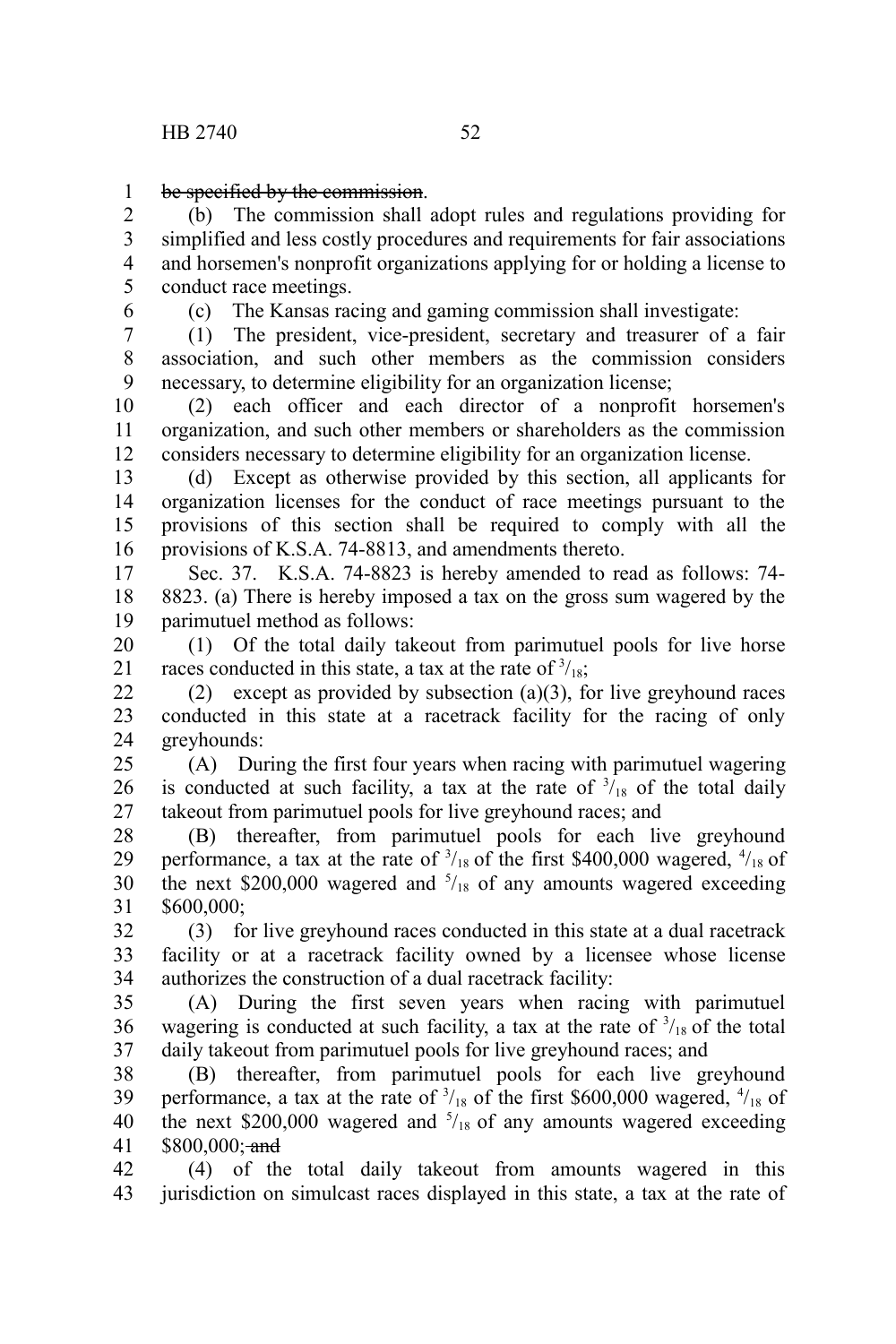~~be specified by the commission~~.

(b) The commission shall adopt rules and regulations providing for simplified and less costly procedures and requirements for fair associations and horsemen's nonprofit organizations applying for or holding a license to conduct race meetings.

(c) The Kansas racing and gaming commission shall investigate:

(1) The president, vice-president, secretary and treasurer of a fair association, and such other members as the commission considers necessary, to determine eligibility for an organization license;

(2) each officer and each director of a nonprofit horsemen's organization, and such other members or shareholders as the commission considers necessary to determine eligibility for an organization license.

(d) Except as otherwise provided by this section, all applicants for organization licenses for the conduct of race meetings pursuant to the provisions of this section shall be required to comply with all the provisions of K.S.A. 74-8813, and amendments thereto.

Sec. 37. K.S.A. 74-8823 is hereby amended to read as follows: 74-8823. (a) There is hereby imposed a tax on the gross sum wagered by the parimutuel method as follows:

(1) Of the total daily takeout from parimutuel pools for live horse races conducted in this state, a tax at the rate of $^{3}/_{18}$;

(2) except as provided by subsection (a)(3), for live greyhound races conducted in this state at a racetrack facility for the racing of only greyhounds:

(A) During the first four years when racing with parimutuel wagering is conducted at such facility, a tax at the rate of $^{3}/_{18}$ of the total daily takeout from parimutuel pools for live greyhound races; and

(B) thereafter, from parimutuel pools for each live greyhound performance, a tax at the rate of $^{3}/_{18}$ of the first \$400,000 wagered, $^{4}/_{18}$ of the next \$200,000 wagered and $^{5}/_{18}$ of any amounts wagered exceeding \$600,000;

(3) for live greyhound races conducted in this state at a dual racetrack facility or at a racetrack facility owned by a licensee whose license authorizes the construction of a dual racetrack facility:

(A) During the first seven years when racing with parimutuel wagering is conducted at such facility, a tax at the rate of $^{3}/_{18}$ of the total daily takeout from parimutuel pools for live greyhound races; and

(B) thereafter, from parimutuel pools for each live greyhound performance, a tax at the rate of $^{3}/_{18}$ of the first \$600,000 wagered, $^{4}/_{18}$ of the next \$200,000 wagered and $^{5}/_{18}$ of any amounts wagered exceeding \$800,000; ~~and~~

(4) of the total daily takeout from amounts wagered in this jurisdiction on simulcast races displayed in this state, a tax at the rate of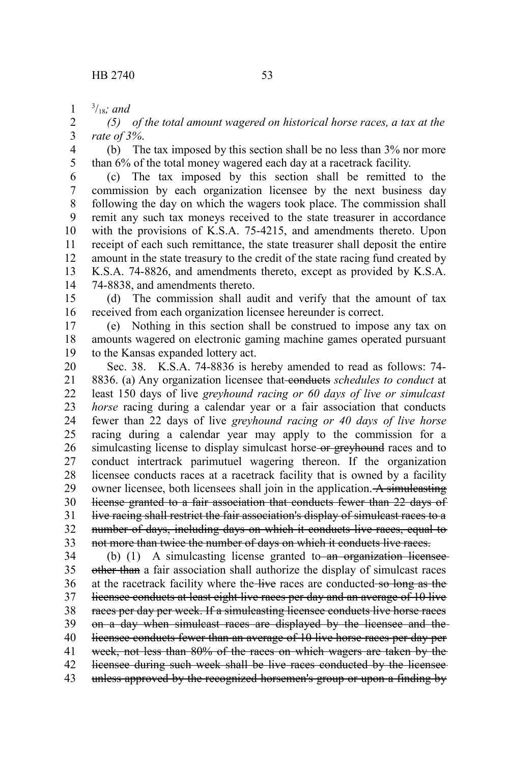$^{3}/_{18}$*; and*

*(5) of the total amount wagered on historical horse races, a tax at the rate of 3%.*

(b) The tax imposed by this section shall be no less than 3% nor more than 6% of the total money wagered each day at a racetrack facility.

(c) The tax imposed by this section shall be remitted to the commission by each organization licensee by the next business day following the day on which the wagers took place. The commission shall remit any such tax moneys received to the state treasurer in accordance with the provisions of K.S.A. 75-4215, and amendments thereto. Upon receipt of each such remittance, the state treasurer shall deposit the entire amount in the state treasury to the credit of the state racing fund created by K.S.A. 74-8826, and amendments thereto, except as provided by K.S.A. 74-8838, and amendments thereto.

(d) The commission shall audit and verify that the amount of tax received from each organization licensee hereunder is correct.

(e) Nothing in this section shall be construed to impose any tax on amounts wagered on electronic gaming machine games operated pursuant to the Kansas expanded lottery act.

Sec. 38. K.S.A. 74-8836 is hereby amended to read as follows: 74-8836. (a) Any organization licensee that ~~conducts~~ *schedules to conduct* at least 150 days of live *greyhound racing or 60 days of live or simulcast horse* racing during a calendar year or a fair association that conducts fewer than 22 days of live *greyhound racing or 40 days of live horse* racing during a calendar year may apply to the commission for a simulcasting license to display simulcast horse ~~or greyhound~~ races and to conduct intertrack parimutuel wagering thereon. If the organization licensee conducts races at a racetrack facility that is owned by a facility owner licensee, both licensees shall join in the application. ~~A simulcasting license granted to a fair association that conducts fewer than 22 days of live racing shall restrict the fair association's display of simulcast races to a number of days, including days on which it conducts live races, equal to not more than twice the number of days on which it conducts live races.~~

(b) (1) A simulcasting license granted to ~~an organization licensee other than~~ a fair association shall authorize the display of simulcast races at the racetrack facility where the ~~live~~ races are conducted ~~so long as the licensee conducts at least eight live races per day and an average of 10 live races per day per week. If a simulcasting licensee conducts live horse races on a day when simulcast races are displayed by the licensee and the licensee conducts fewer than an average of 10 live horse races per day per week, not less than 80% of the races on which wagers are taken by the licensee during such week shall be live races conducted by the licensee unless approved by the recognized horsemen's group or upon a finding by~~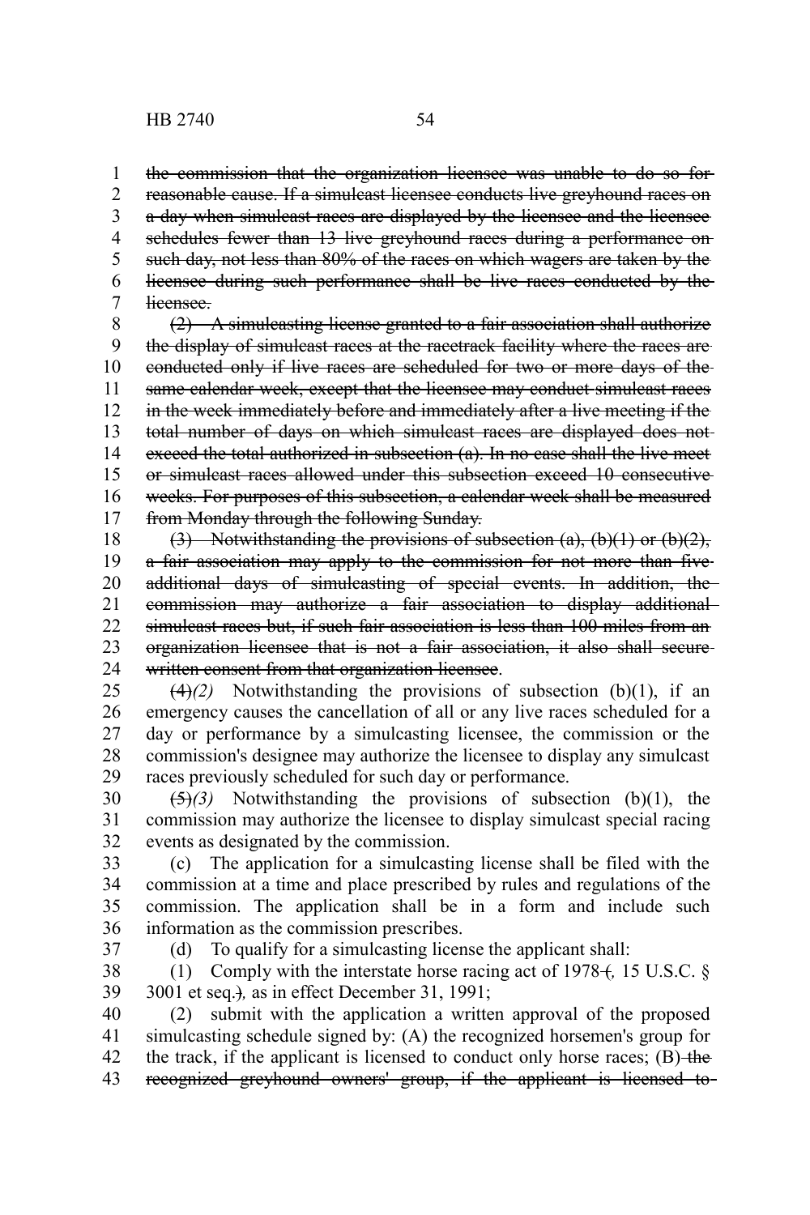~~the commission that the organization licensee was unable to do so for reasonable cause. If a simulcast licensee conducts live greyhound races on a day when simulcast races are displayed by the licensee and the licensee schedules fewer than 13 live greyhound races during a performance on such day, not less than 80% of the races on which wagers are taken by the licensee during such performance shall be live races conducted by the licensee.~~

~~(2) A simulcasting license granted to a fair association shall authorize the display of simulcast races at the racetrack facility where the races are conducted only if live races are scheduled for two or more days of the same calendar week, except that the licensee may conduct simulcast races in the week immediately before and immediately after a live meeting if the total number of days on which simulcast races are displayed does not exceed the total authorized in subsection (a). In no case shall the live meet or simulcast races allowed under this subsection exceed 10 consecutive weeks. For purposes of this subsection, a calendar week shall be measured from Monday through the following Sunday.~~

~~(3) Notwithstanding the provisions of subsection (a), (b)(1) or (b)(2), a fair association may apply to the commission for not more than five additional days of simulcasting of special events. In addition, the commission may authorize a fair association to display additional simulcast races but, if such fair association is less than 100 miles from an organization licensee that is not a fair association, it also shall secure written consent from that organization licensee~~.

~~(4)~~*(2)* Notwithstanding the provisions of subsection (b)(1), if an emergency causes the cancellation of all or any live races scheduled for a day or performance by a simulcasting licensee, the commission or the commission's designee may authorize the licensee to display any simulcast races previously scheduled for such day or performance.

~~(5)~~*(3)* Notwithstanding the provisions of subsection (b)(1), the commission may authorize the licensee to display simulcast special racing events as designated by the commission.

(c) The application for a simulcasting license shall be filed with the commission at a time and place prescribed by rules and regulations of the commission. The application shall be in a form and include such information as the commission prescribes.

(d) To qualify for a simulcasting license the applicant shall:

(1) Comply with the interstate horse racing act of 1978 ~~(~~*,* 15 U.S.C. § 3001 et seq.~~)~~*,* as in effect December 31, 1991;

(2) submit with the application a written approval of the proposed simulcasting schedule signed by: (A) the recognized horsemen's group for the track, if the applicant is licensed to conduct only horse races; (B) ~~the recognized greyhound owners' group, if the applicant is licensed to~~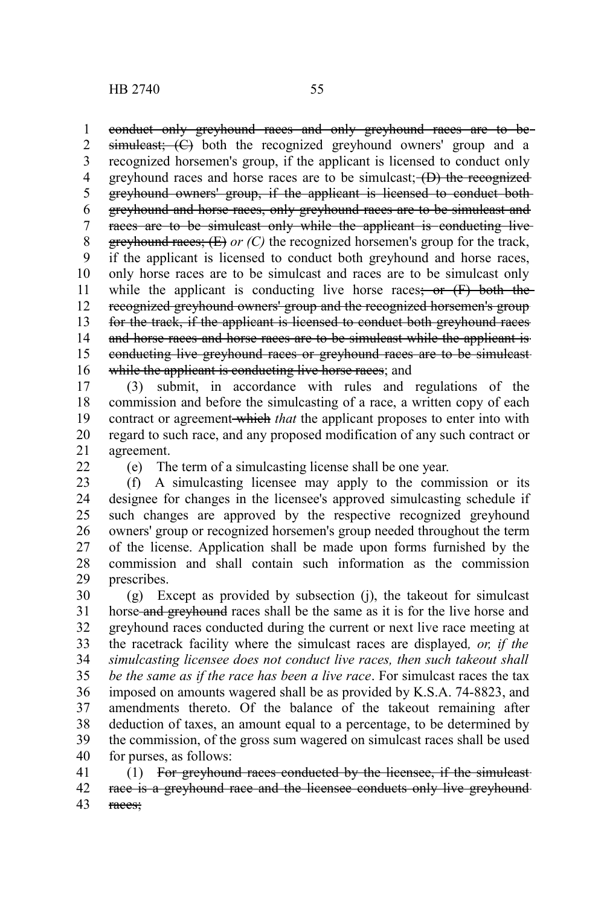conduct only greyhound races and only greyhound races are to be simulcast; (C) both the recognized greyhound owners' group and a recognized horsemen's group, if the applicant is licensed to conduct only greyhound races and horse races are to be simulcast; (D) the recognized greyhound owners' group, if the applicant is licensed to conduct both greyhound and horse races, only greyhound races are to be simulcast and races are to be simulcast only while the applicant is conducting live greyhound races; (E) *or (C)* the recognized horsemen's group for the track, if the applicant is licensed to conduct both greyhound and horse races, only horse races are to be simulcast and races are to be simulcast only while the applicant is conducting live horse races; or (F) both the recognized greyhound owners' group and the recognized horsemen's group for the track, if the applicant is licensed to conduct both greyhound races and horse races and horse races are to be simulcast while the applicant is conducting live greyhound races or greyhound races are to be simulcast while the applicant is conducting live horse races; and

(3) submit, in accordance with rules and regulations of the commission and before the simulcasting of a race, a written copy of each contract or agreement which *that* the applicant proposes to enter into with regard to such race, and any proposed modification of any such contract or agreement.

(e) The term of a simulcasting license shall be one year.

(f) A simulcasting licensee may apply to the commission or its designee for changes in the licensee's approved simulcasting schedule if such changes are approved by the respective recognized greyhound owners' group or recognized horsemen's group needed throughout the term of the license. Application shall be made upon forms furnished by the commission and shall contain such information as the commission prescribes.

(g) Except as provided by subsection (j), the takeout for simulcast horse and greyhound races shall be the same as it is for the live horse and greyhound races conducted during the current or next live race meeting at the racetrack facility where the simulcast races are displayed*, or, if the simulcasting licensee does not conduct live races, then such takeout shall be the same as if the race has been a live race*. For simulcast races the tax imposed on amounts wagered shall be as provided by K.S.A. 74-8823, and amendments thereto. Of the balance of the takeout remaining after deduction of taxes, an amount equal to a percentage, to be determined by the commission, of the gross sum wagered on simulcast races shall be used for purses, as follows:

(1) For greyhound races conducted by the licensee, if the simulcast race is a greyhound race and the licensee conducts only live greyhound races;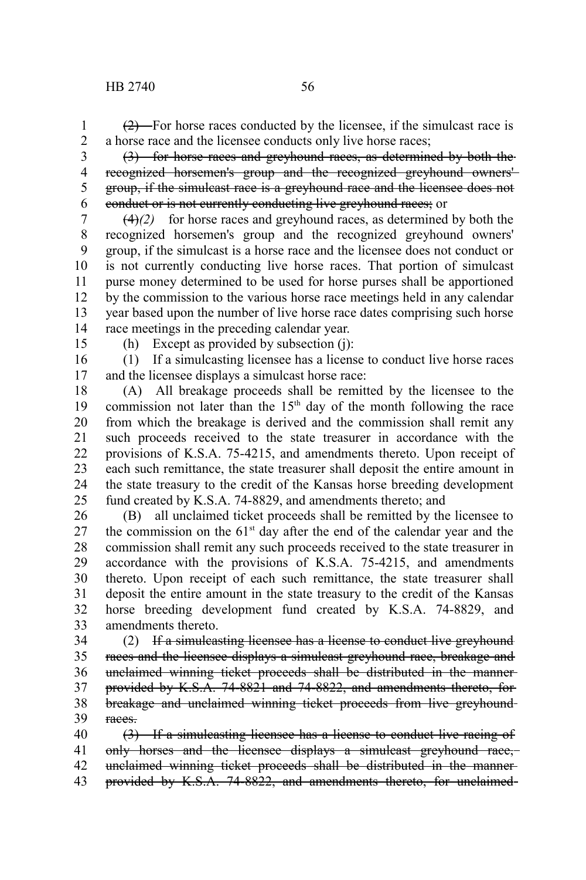~~(2)~~ For horse races conducted by the licensee, if the simulcast race is a horse race and the licensee conducts only live horse races;

~~(3) for horse races and greyhound races, as determined by both the recognized horsemen's group and the recognized greyhound owners' group, if the simulcast race is a greyhound race and the licensee does not conduct or is not currently conducting live greyhound races;~~ or

~~(4)~~*(2)* for horse races and greyhound races, as determined by both the recognized horsemen's group and the recognized greyhound owners' group, if the simulcast is a horse race and the licensee does not conduct or is not currently conducting live horse races. That portion of simulcast purse money determined to be used for horse purses shall be apportioned by the commission to the various horse race meetings held in any calendar year based upon the number of live horse race dates comprising such horse race meetings in the preceding calendar year.

(h) Except as provided by subsection (j):

(1) If a simulcasting licensee has a license to conduct live horse races and the licensee displays a simulcast horse race:

(A) All breakage proceeds shall be remitted by the licensee to the commission not later than the 15th day of the month following the race from which the breakage is derived and the commission shall remit any such proceeds received to the state treasurer in accordance with the provisions of K.S.A. 75-4215, and amendments thereto. Upon receipt of each such remittance, the state treasurer shall deposit the entire amount in the state treasury to the credit of the Kansas horse breeding development fund created by K.S.A. 74-8829, and amendments thereto; and

(B) all unclaimed ticket proceeds shall be remitted by the licensee to the commission on the 61st day after the end of the calendar year and the commission shall remit any such proceeds received to the state treasurer in accordance with the provisions of K.S.A. 75-4215, and amendments thereto. Upon receipt of each such remittance, the state treasurer shall deposit the entire amount in the state treasury to the credit of the Kansas horse breeding development fund created by K.S.A. 74-8829, and amendments thereto.

(2) ~~If a simulcasting licensee has a license to conduct live greyhound races and the licensee displays a simulcast greyhound race, breakage and unclaimed winning ticket proceeds shall be distributed in the manner provided by K.S.A. 74-8821 and 74-8822, and amendments thereto, for breakage and unclaimed winning ticket proceeds from live greyhound races.~~

~~(3) If a simulcasting licensee has a license to conduct live racing of only horses and the licensee displays a simulcast greyhound race, unclaimed winning ticket proceeds shall be distributed in the manner provided by K.S.A. 74-8822, and amendments thereto, for unclaimed~~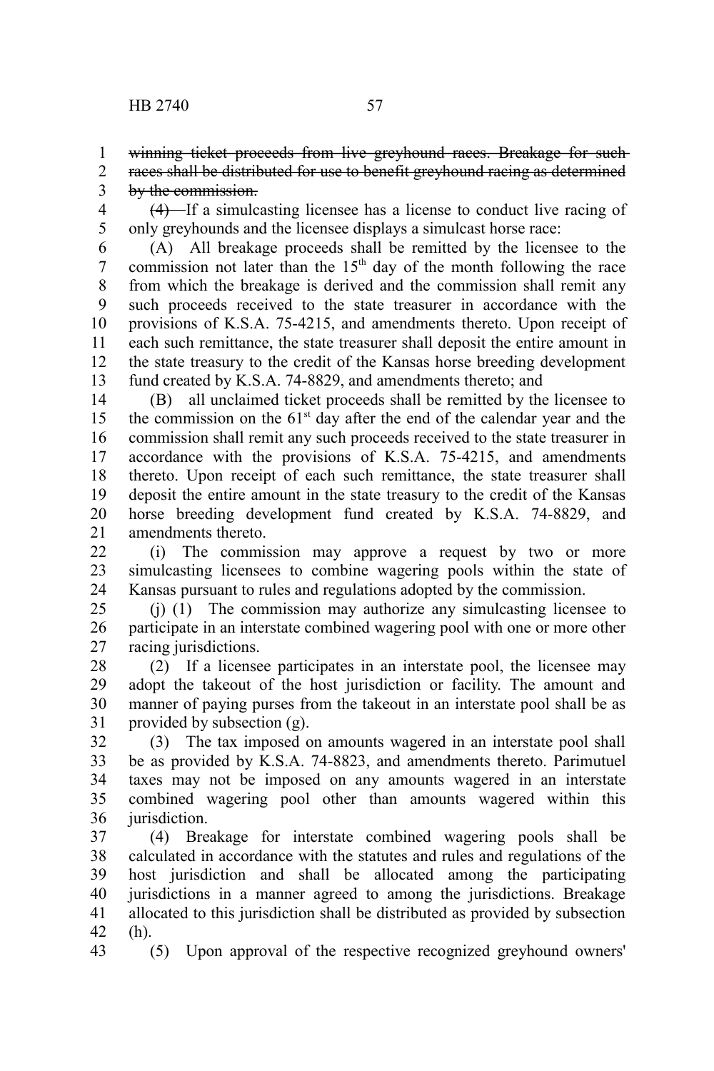~~winning ticket proceeds from live greyhound races. Breakage for such races shall be distributed for use to benefit greyhound racing as determined by the commission.~~

~~(4)~~ If a simulcasting licensee has a license to conduct live racing of only greyhounds and the licensee displays a simulcast horse race:

(A) All breakage proceeds shall be remitted by the licensee to the commission not later than the 15th day of the month following the race from which the breakage is derived and the commission shall remit any such proceeds received to the state treasurer in accordance with the provisions of K.S.A. 75-4215, and amendments thereto. Upon receipt of each such remittance, the state treasurer shall deposit the entire amount in the state treasury to the credit of the Kansas horse breeding development fund created by K.S.A. 74-8829, and amendments thereto; and

(B) all unclaimed ticket proceeds shall be remitted by the licensee to the commission on the 61st day after the end of the calendar year and the commission shall remit any such proceeds received to the state treasurer in accordance with the provisions of K.S.A. 75-4215, and amendments thereto. Upon receipt of each such remittance, the state treasurer shall deposit the entire amount in the state treasury to the credit of the Kansas horse breeding development fund created by K.S.A. 74-8829, and amendments thereto.

(i) The commission may approve a request by two or more simulcasting licensees to combine wagering pools within the state of Kansas pursuant to rules and regulations adopted by the commission.

(j) (1) The commission may authorize any simulcasting licensee to participate in an interstate combined wagering pool with one or more other racing jurisdictions.

(2) If a licensee participates in an interstate pool, the licensee may adopt the takeout of the host jurisdiction or facility. The amount and manner of paying purses from the takeout in an interstate pool shall be as provided by subsection (g).

(3) The tax imposed on amounts wagered in an interstate pool shall be as provided by K.S.A. 74-8823, and amendments thereto. Parimutuel taxes may not be imposed on any amounts wagered in an interstate combined wagering pool other than amounts wagered within this jurisdiction.

(4) Breakage for interstate combined wagering pools shall be calculated in accordance with the statutes and rules and regulations of the host jurisdiction and shall be allocated among the participating jurisdictions in a manner agreed to among the jurisdictions. Breakage allocated to this jurisdiction shall be distributed as provided by subsection (h).

(5) Upon approval of the respective recognized greyhound owners'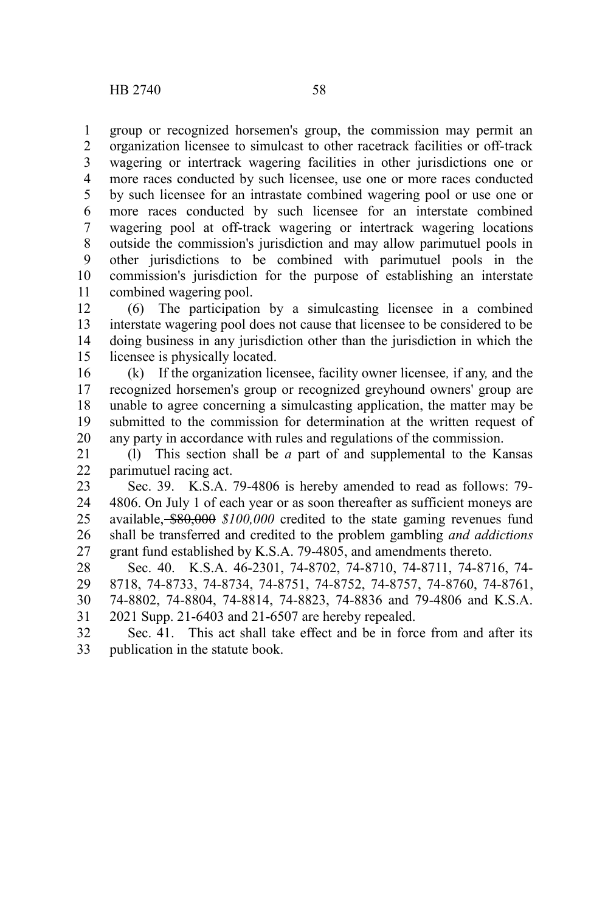group or recognized horsemen's group, the commission may permit an organization licensee to simulcast to other racetrack facilities or off-track wagering or intertrack wagering facilities in other jurisdictions one or more races conducted by such licensee, use one or more races conducted by such licensee for an intrastate combined wagering pool or use one or more races conducted by such licensee for an interstate combined wagering pool at off-track wagering or intertrack wagering locations outside the commission's jurisdiction and may allow parimutuel pools in other jurisdictions to be combined with parimutuel pools in the commission's jurisdiction for the purpose of establishing an interstate combined wagering pool.

(6) The participation by a simulcasting licensee in a combined interstate wagering pool does not cause that licensee to be considered to be doing business in any jurisdiction other than the jurisdiction in which the licensee is physically located.

(k) If the organization licensee, facility owner licensee*,* if any*,* and the recognized horsemen's group or recognized greyhound owners' group are unable to agree concerning a simulcasting application, the matter may be submitted to the commission for determination at the written request of any party in accordance with rules and regulations of the commission.

(l) This section shall be *a* part of and supplemental to the Kansas parimutuel racing act.

Sec. 39. K.S.A. 79-4806 is hereby amended to read as follows: 79-4806. On July 1 of each year or as soon thereafter as sufficient moneys are available, ~~$80,000~~ *$100,000* credited to the state gaming revenues fund shall be transferred and credited to the problem gambling *and addictions* grant fund established by K.S.A. 79-4805, and amendments thereto.

Sec. 40. K.S.A. 46-2301, 74-8702, 74-8710, 74-8711, 74-8716, 74-8718, 74-8733, 74-8734, 74-8751, 74-8752, 74-8757, 74-8760, 74-8761, 74-8802, 74-8804, 74-8814, 74-8823, 74-8836 and 79-4806 and K.S.A. 2021 Supp. 21-6403 and 21-6507 are hereby repealed.

Sec. 41. This act shall take effect and be in force from and after its publication in the statute book.